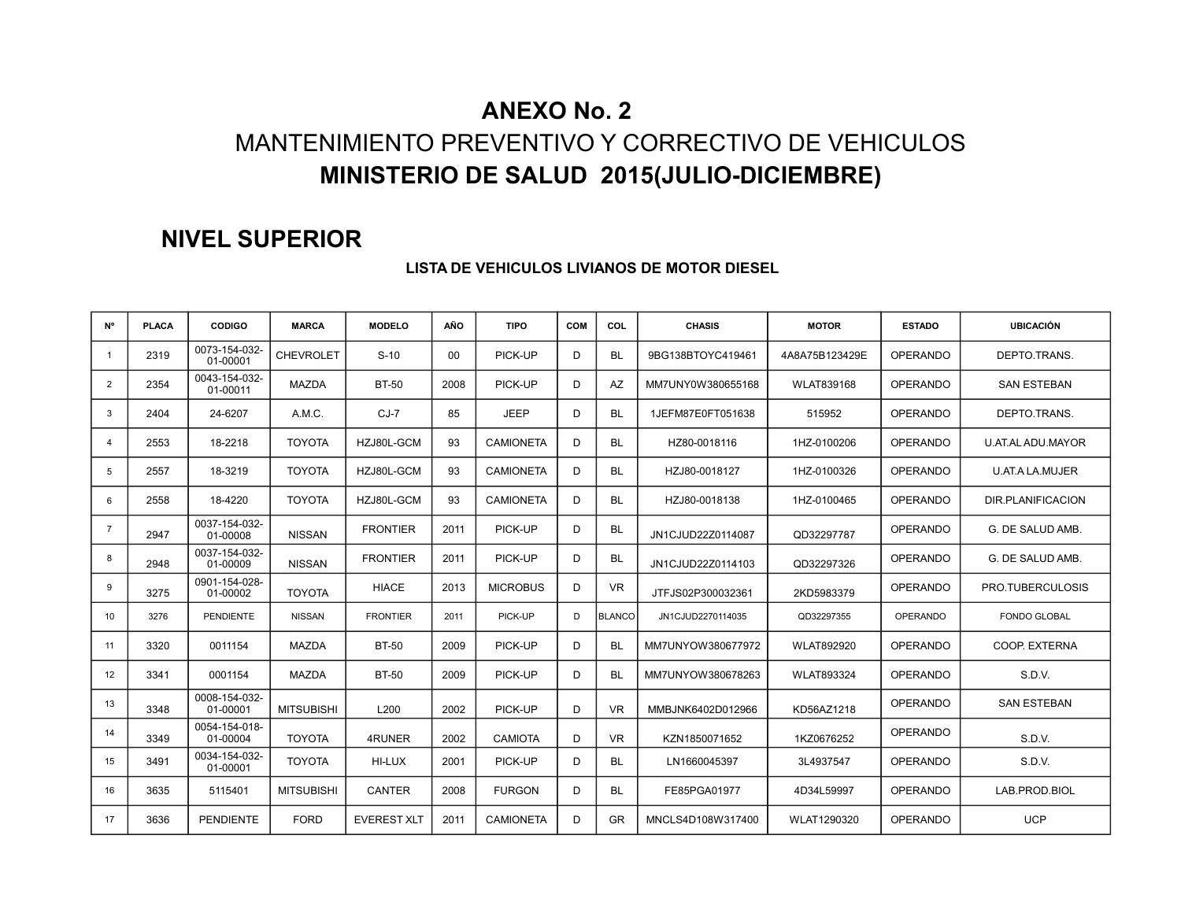# ANEXO No. 2

## MANTENIMIENTO PREVENTIVO Y CORRECTIVO DE VEHICULOS

## MINISTERIO DE SALUD 2015(JULIO-DICIEMBRE)

## NIVEL SUPERIOR

### LISTA DE VEHICULOS LIVIANOS DE MOTOR DIESEL

| Nº | PLACA | CODIGO | MARCA | MODELO | AÑO | TIPO | COM | COL | CHASIS | MOTOR | ESTADO | UBICACIÓN |
|---|---|---|---|---|---|---|---|---|---|---|---|---|
| 1 | 2319 | 0073-154-032-01-00001 | CHEVROLET | S-10 | 00 | PICK-UP | D | BL | 9BG138BTOYC419461 | 4A8A75B123429E | OPERANDO | DEPTO.TRANS. |
| 2 | 2354 | 0043-154-032-01-00011 | MAZDA | BT-50 | 2008 | PICK-UP | D | AZ | MM7UNY0W380655168 | WLAT839168 | OPERANDO | SAN ESTEBAN |
| 3 | 2404 | 24-6207 | A.M.C. | CJ-7 | 85 | JEEP | D | BL | 1JEFM87E0FT051638 | 515952 | OPERANDO | DEPTO.TRANS. |
| 4 | 2553 | 18-2218 | TOYOTA | HZJ80L-GCM | 93 | CAMIONETA | D | BL | HZ80-0018116 | 1HZ-0100206 | OPERANDO | U.AT.AL ADU.MAYOR |
| 5 | 2557 | 18-3219 | TOYOTA | HZJ80L-GCM | 93 | CAMIONETA | D | BL | HZJ80-0018127 | 1HZ-0100326 | OPERANDO | U.AT.A LA.MUJER |
| 6 | 2558 | 18-4220 | TOYOTA | HZJ80L-GCM | 93 | CAMIONETA | D | BL | HZJ80-0018138 | 1HZ-0100465 | OPERANDO | DIR.PLANIFICACION |
| 7 | 2947 | 0037-154-032-01-00008 | NISSAN | FRONTIER | 2011 | PICK-UP | D | BL | JN1CJUD22Z0114087 | QD32297787 | OPERANDO | G. DE SALUD AMB. |
| 8 | 2948 | 0037-154-032-01-00009 | NISSAN | FRONTIER | 2011 | PICK-UP | D | BL | JN1CJUD22Z0114103 | QD32297326 | OPERANDO | G. DE SALUD AMB. |
| 9 | 3275 | 0901-154-028-01-00002 | TOYOTA | HIACE | 2013 | MICROBUS | D | VR | JTFJS02P300032361 | 2KD5983379 | OPERANDO | PRO.TUBERCULOSIS |
| 10 | 3276 | PENDIENTE | NISSAN | FRONTIER | 2011 | PICK-UP | D | BLANCO | JN1CJUD2270114035 | QD32297355 | OPERANDO | FONDO GLOBAL |
| 11 | 3320 | 0011154 | MAZDA | BT-50 | 2009 | PICK-UP | D | BL | MM7UNYOW380677972 | WLAT892920 | OPERANDO | COOP. EXTERNA |
| 12 | 3341 | 0001154 | MAZDA | BT-50 | 2009 | PICK-UP | D | BL | MM7UNYOW380678263 | WLAT893324 | OPERANDO | S.D.V. |
| 13 | 3348 | 0008-154-032-01-00001 | MITSUBISHI | L200 | 2002 | PICK-UP | D | VR | MMBJNK6402D012966 | KD56AZ1218 | OPERANDO | SAN ESTEBAN |
| 14 | 3349 | 0054-154-018-01-00004 | TOYOTA | 4RUNER | 2002 | CAMIOTA | D | VR | KZN1850071652 | 1KZ0676252 | OPERANDO | S.D.V. |
| 15 | 3491 | 0034-154-032-01-00001 | TOYOTA | HI-LUX | 2001 | PICK-UP | D | BL | LN1660045397 | 3L4937547 | OPERANDO | S.D.V. |
| 16 | 3635 | 5115401 | MITSUBISHI | CANTER | 2008 | FURGON | D | BL | FE85PGA01977 | 4D34L59997 | OPERANDO | LAB.PROD.BIOL |
| 17 | 3636 | PENDIENTE | FORD | EVEREST XLT | 2011 | CAMIONETA | D | GR | MNCLS4D108W317400 | WLAT1290320 | OPERANDO | UCP |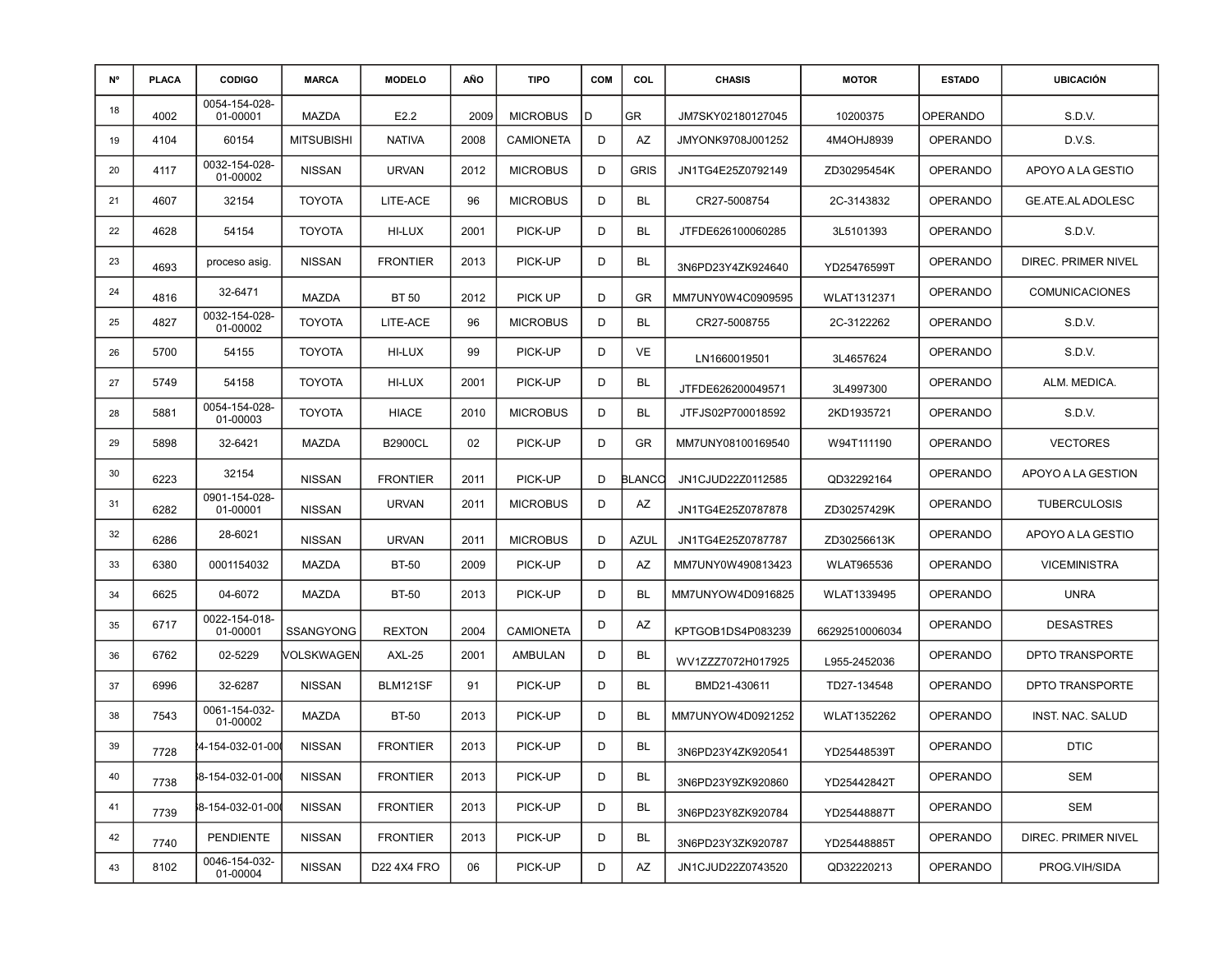| Nº | PLACA | CODIGO | MARCA | MODELO | AÑO | TIPO | COM | COL | CHASIS | MOTOR | ESTADO | UBICACIÓN |
|---|---|---|---|---|---|---|---|---|---|---|---|---|
| 18 | 4002 | 0054-154-028-01-00001 | MAZDA | E2.2 | 2009 | MICROBUS | D | GR | JM7SKY02180127045 | 10200375 | OPERANDO | S.D.V. |
| 19 | 4104 | 60154 | MITSUBISHI | NATIVA | 2008 | CAMIONETA | D | AZ | JMYONK9708J001252 | 4M4OHJ8939 | OPERANDO | D.V.S. |
| 20 | 4117 | 0032-154-028-01-00002 | NISSAN | URVAN | 2012 | MICROBUS | D | GRIS | JN1TG4E25Z0792149 | ZD30295454K | OPERANDO | APOYO A LA GESTIO |
| 21 | 4607 | 32154 | TOYOTA | LITE-ACE | 96 | MICROBUS | D | BL | CR27-5008754 | 2C-3143832 | OPERANDO | GE.ATE.AL ADOLESC |
| 22 | 4628 | 54154 | TOYOTA | HI-LUX | 2001 | PICK-UP | D | BL | JTFDE626100060285 | 3L5101393 | OPERANDO | S.D.V. |
| 23 | 4693 | proceso asig. | NISSAN | FRONTIER | 2013 | PICK-UP | D | BL | 3N6PD23Y4ZK924640 | YD25476599T | OPERANDO | DIREC. PRIMER NIVEL |
| 24 | 4816 | 32-6471 | MAZDA | BT 50 | 2012 | PICK UP | D | GR | MM7UNY0W4C0909595 | WLAT1312371 | OPERANDO | COMUNICACIONES |
| 25 | 4827 | 0032-154-028-01-00002 | TOYOTA | LITE-ACE | 96 | MICROBUS | D | BL | CR27-5008755 | 2C-3122262 | OPERANDO | S.D.V. |
| 26 | 5700 | 54155 | TOYOTA | HI-LUX | 99 | PICK-UP | D | VE | LN1660019501 | 3L4657624 | OPERANDO | S.D.V. |
| 27 | 5749 | 54158 | TOYOTA | HI-LUX | 2001 | PICK-UP | D | BL | JTFDE626200049571 | 3L4997300 | OPERANDO | ALM. MEDICA. |
| 28 | 5881 | 0054-154-028-01-00003 | TOYOTA | HIACE | 2010 | MICROBUS | D | BL | JTFJS02P700018592 | 2KD1935721 | OPERANDO | S.D.V. |
| 29 | 5898 | 32-6421 | MAZDA | B2900CL | 02 | PICK-UP | D | GR | MM7UNY08100169540 | W94T111190 | OPERANDO | VECTORES |
| 30 | 6223 | 32154 | NISSAN | FRONTIER | 2011 | PICK-UP | D | BLANCO | JN1CJUD22Z0112585 | QD32292164 | OPERANDO | APOYO A LA GESTION |
| 31 | 6282 | 0901-154-028-01-00001 | NISSAN | URVAN | 2011 | MICROBUS | D | AZ | JN1TG4E25Z0787878 | ZD30257429K | OPERANDO | TUBERCULOSIS |
| 32 | 6286 | 28-6021 | NISSAN | URVAN | 2011 | MICROBUS | D | AZUL | JN1TG4E25Z0787787 | ZD30256613K | OPERANDO | APOYO A LA GESTIO |
| 33 | 6380 | 0001154032 | MAZDA | BT-50 | 2009 | PICK-UP | D | AZ | MM7UNY0W490813423 | WLAT965536 | OPERANDO | VICEMINISTRA |
| 34 | 6625 | 04-6072 | MAZDA | BT-50 | 2013 | PICK-UP | D | BL | MM7UNYOW4D0916825 | WLAT1339495 | OPERANDO | UNRA |
| 35 | 6717 | 0022-154-018-01-00001 | SSANGYONG | REXTON | 2004 | CAMIONETA | D | AZ | KPTGOB1DS4P083239 | 66292510006034 | OPERANDO | DESASTRES |
| 36 | 6762 | 02-5229 | VOLSKWAGEN | AXL-25 | 2001 | AMBULAN | D | BL | WV1ZZZ7072H017925 | L955-2452036 | OPERANDO | DPTO TRANSPORTE |
| 37 | 6996 | 32-6287 | NISSAN | BLM121SF | 91 | PICK-UP | D | BL | BMD21-430611 | TD27-134548 | OPERANDO | DPTO TRANSPORTE |
| 38 | 7543 | 0061-154-032-01-00002 | MAZDA | BT-50 | 2013 | PICK-UP | D | BL | MM7UNYOW4D0921252 | WLAT1352262 | OPERANDO | INST. NAC. SALUD |
| 39 | 7728 | 24-154-032-01-000 | NISSAN | FRONTIER | 2013 | PICK-UP | D | BL | 3N6PD23Y4ZK920541 | YD25448539T | OPERANDO | DTIC |
| 40 | 7738 | 58-154-032-01-000 | NISSAN | FRONTIER | 2013 | PICK-UP | D | BL | 3N6PD23Y9ZK920860 | YD25442842T | OPERANDO | SEM |
| 41 | 7739 | 58-154-032-01-000 | NISSAN | FRONTIER | 2013 | PICK-UP | D | BL | 3N6PD23Y8ZK920784 | YD25448887T | OPERANDO | SEM |
| 42 | 7740 | PENDIENTE | NISSAN | FRONTIER | 2013 | PICK-UP | D | BL | 3N6PD23Y3ZK920787 | YD25448885T | OPERANDO | DIREC. PRIMER NIVEL |
| 43 | 8102 | 0046-154-032-01-00004 | NISSAN | D22 4X4 FRO | 06 | PICK-UP | D | AZ | JN1CJUD22Z0743520 | QD32220213 | OPERANDO | PROG.VIH/SIDA |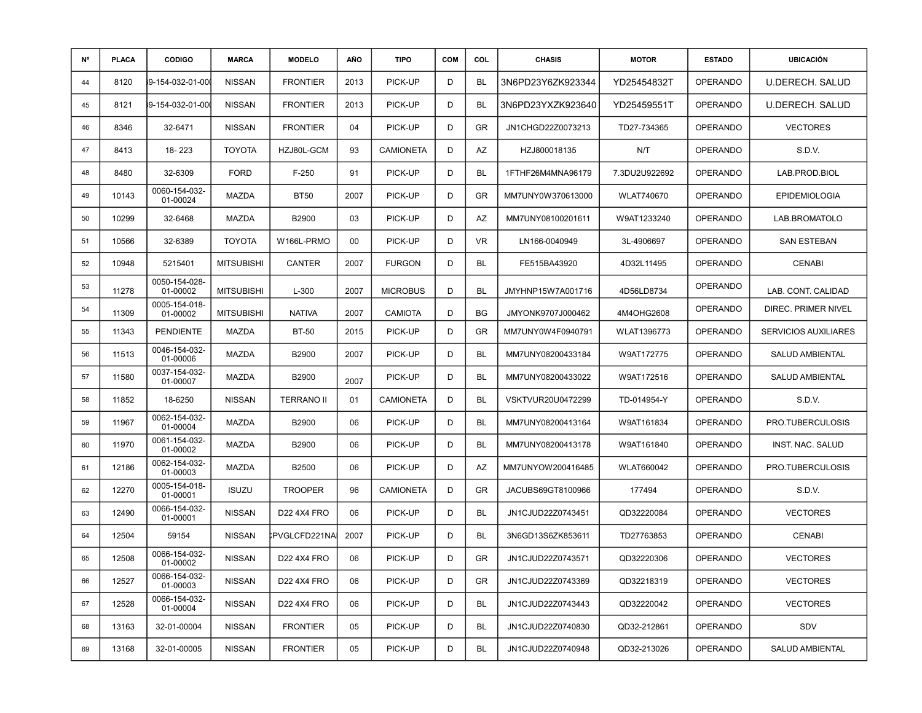| Nº | PLACA | CODIGO | MARCA | MODELO | AÑO | TIPO | COM | COL | CHASIS | MOTOR | ESTADO | UBICACIÓN |
|---|---|---|---|---|---|---|---|---|---|---|---|---|
| 44 | 8120 | )9-154-032-01-00( | NISSAN | FRONTIER | 2013 | PICK-UP | D | BL | 3N6PD23Y6ZK923344 | YD25454832T | OPERANDO | U.DERECH. SALUD |
| 45 | 8121 | )9-154-032-01-00( | NISSAN | FRONTIER | 2013 | PICK-UP | D | BL | 3N6PD23YXZK923640 | YD25459551T | OPERANDO | U.DERECH. SALUD |
| 46 | 8346 | 32-6471 | NISSAN | FRONTIER | 04 | PICK-UP | D | GR | JN1CHGD22Z0073213 | TD27-734365 | OPERANDO | VECTORES |
| 47 | 8413 | 18- 223 | TOYOTA | HZJ80L-GCM | 93 | CAMIONETA | D | AZ | HZJ800018135 | N/T | OPERANDO | S.D.V. |
| 48 | 8480 | 32-6309 | FORD | F-250 | 91 | PICK-UP | D | BL | 1FTHF26M4MNA96179 | 7.3DU2U922692 | OPERANDO | LAB.PROD.BIOL |
| 49 | 10143 | 0060-154-032-01-00024 | MAZDA | BT50 | 2007 | PICK-UP | D | GR | MM7UNY0W370613000 | WLAT740670 | OPERANDO | EPIDEMIOLOGIA |
| 50 | 10299 | 32-6468 | MAZDA | B2900 | 03 | PICK-UP | D | AZ | MM7UNY08100201611 | W9AT1233240 | OPERANDO | LAB.BROMATOLO |
| 51 | 10566 | 32-6389 | TOYOTA | W166L-PRMO | 00 | PICK-UP | D | VR | LN166-0040949 | 3L-4906697 | OPERANDO | SAN ESTEBAN |
| 52 | 10948 | 5215401 | MITSUBISHI | CANTER | 2007 | FURGON | D | BL | FE515BA43920 | 4D32L11495 | OPERANDO | CENABI |
| 53 | 11278 | 0050-154-028-01-00002 | MITSUBISHI | L-300 | 2007 | MICROBUS | D | BL | JMYHNP15W7A001716 | 4D56LD8734 | OPERANDO | LAB. CONT. CALIDAD |
| 54 | 11309 | 0005-154-018-01-00002 | MITSUBISHI | NATIVA | 2007 | CAMIOTA | D | BG | JMYONK9707J000462 | 4M4OHG2608 | OPERANDO | DIREC. PRIMER NIVEL |
| 55 | 11343 | PENDIENTE | MAZDA | BT-50 | 2015 | PICK-UP | D | GR | MM7UNY0W4F0940791 | WLAT1396773 | OPERANDO | SERVICIOS AUXILIARES |
| 56 | 11513 | 0046-154-032-01-00006 | MAZDA | B2900 | 2007 | PICK-UP | D | BL | MM7UNY08200433184 | W9AT172775 | OPERANDO | SALUD AMBIENTAL |
| 57 | 11580 | 0037-154-032-01-00007 | MAZDA | B2900 | 2007 | PICK-UP | D | BL | MM7UNY08200433022 | W9AT172516 | OPERANDO | SALUD AMBIENTAL |
| 58 | 11852 | 18-6250 | NISSAN | TERRANO II | 01 | CAMIONETA | D | BL | VSKTVUR20U0472299 | TD-014954-Y | OPERANDO | S.D.V. |
| 59 | 11967 | 0062-154-032-01-00004 | MAZDA | B2900 | 06 | PICK-UP | D | BL | MM7UNY08200413164 | W9AT161834 | OPERANDO | PRO.TUBERCULOSIS |
| 60 | 11970 | 0061-154-032-01-00002 | MAZDA | B2900 | 06 | PICK-UP | D | BL | MM7UNY08200413178 | W9AT161840 | OPERANDO | INST. NAC. SALUD |
| 61 | 12186 | 0062-154-032-01-00003 | MAZDA | B2500 | 06 | PICK-UP | D | AZ | MM7UNYOW200416485 | WLAT660042 | OPERANDO | PRO.TUBERCULOSIS |
| 62 | 12270 | 0005-154-018-01-00001 | ISUZU | TROOPER | 96 | CAMIONETA | D | GR | JACUBS69GT8100966 | 177494 | OPERANDO | S.D.V. |
| 63 | 12490 | 0066-154-032-01-00001 | NISSAN | D22 4X4 FRO | 06 | PICK-UP | D | BL | JN1CJUD22Z0743451 | QD32220084 | OPERANDO | VECTORES |
| 64 | 12504 | 59154 | NISSAN | CPVGLCFD221NA | 2007 | PICK-UP | D | BL | 3N6GD13S6ZK853611 | TD27763853 | OPERANDO | CENABI |
| 65 | 12508 | 0066-154-032-01-00002 | NISSAN | D22 4X4 FRO | 06 | PICK-UP | D | GR | JN1CJUD22Z0743571 | QD32220306 | OPERANDO | VECTORES |
| 66 | 12527 | 0066-154-032-01-00003 | NISSAN | D22 4X4 FRO | 06 | PICK-UP | D | GR | JN1CJUD22Z0743369 | QD32218319 | OPERANDO | VECTORES |
| 67 | 12528 | 0066-154-032-01-00004 | NISSAN | D22 4X4 FRO | 06 | PICK-UP | D | BL | JN1CJUD22Z0743443 | QD32220042 | OPERANDO | VECTORES |
| 68 | 13163 | 32-01-00004 | NISSAN | FRONTIER | 05 | PICK-UP | D | BL | JN1CJUD22Z0740830 | QD32-212861 | OPERANDO | SDV |
| 69 | 13168 | 32-01-00005 | NISSAN | FRONTIER | 05 | PICK-UP | D | BL | JN1CJUD22Z0740948 | QD32-213026 | OPERANDO | SALUD AMBIENTAL |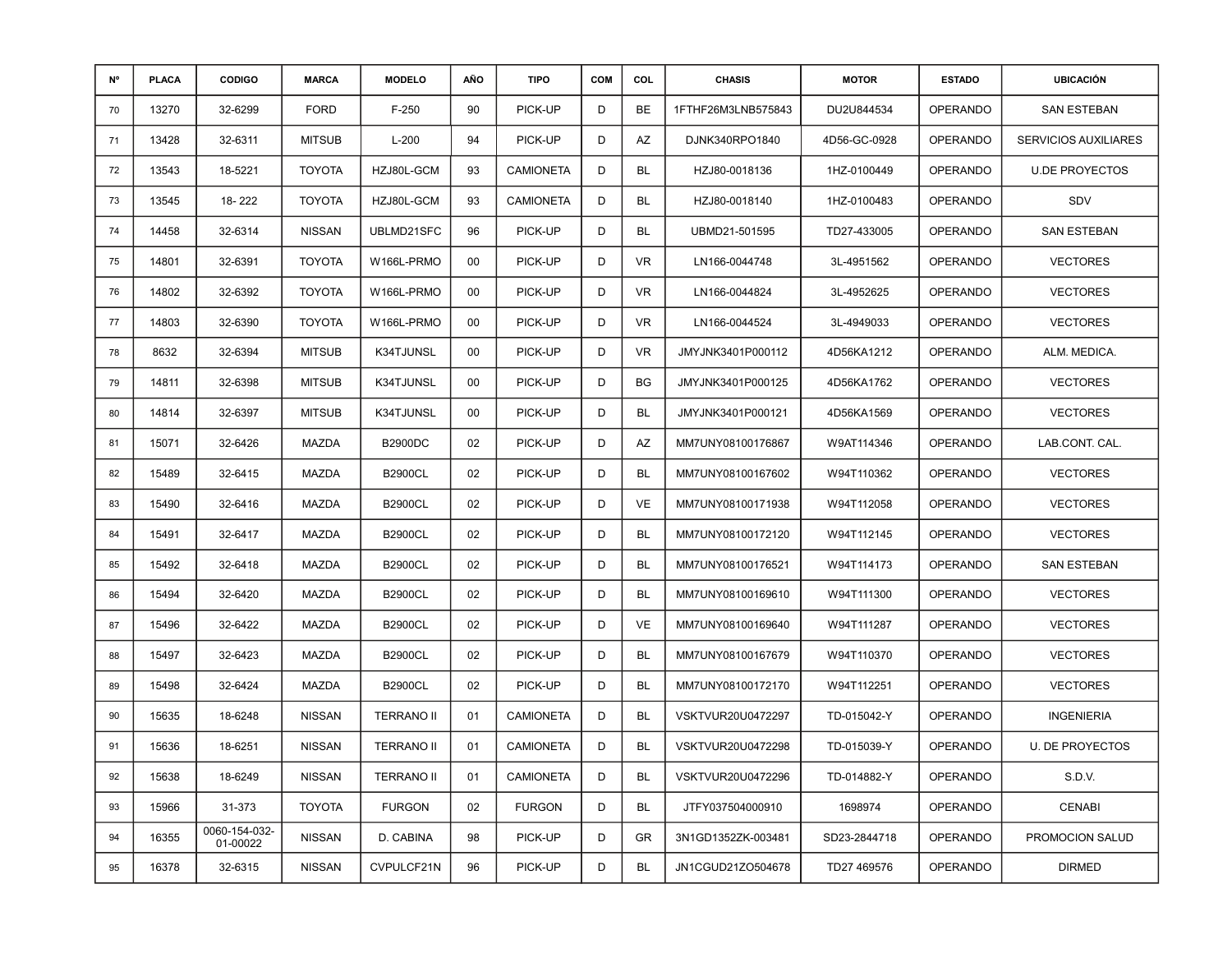| Nº | PLACA | CODIGO | MARCA | MODELO | AÑO | TIPO | COM | COL | CHASIS | MOTOR | ESTADO | UBICACIÓN |
|---|---|---|---|---|---|---|---|---|---|---|---|---|
| 70 | 13270 | 32-6299 | FORD | F-250 | 90 | PICK-UP | D | BE | 1FTHF26M3LNB575843 | DU2U844534 | OPERANDO | SAN ESTEBAN |
| 71 | 13428 | 32-6311 | MITSUB | L-200 | 94 | PICK-UP | D | AZ | DJNK340RPO1840 | 4D56-GC-0928 | OPERANDO | SERVICIOS AUXILIARES |
| 72 | 13543 | 18-5221 | TOYOTA | HZJ80L-GCM | 93 | CAMIONETA | D | BL | HZJ80-0018136 | 1HZ-0100449 | OPERANDO | U.DE PROYECTOS |
| 73 | 13545 | 18- 222 | TOYOTA | HZJ80L-GCM | 93 | CAMIONETA | D | BL | HZJ80-0018140 | 1HZ-0100483 | OPERANDO | SDV |
| 74 | 14458 | 32-6314 | NISSAN | UBLMD21SFC | 96 | PICK-UP | D | BL | UBMD21-501595 | TD27-433005 | OPERANDO | SAN ESTEBAN |
| 75 | 14801 | 32-6391 | TOYOTA | W166L-PRMO | 00 | PICK-UP | D | VR | LN166-0044748 | 3L-4951562 | OPERANDO | VECTORES |
| 76 | 14802 | 32-6392 | TOYOTA | W166L-PRMO | 00 | PICK-UP | D | VR | LN166-0044824 | 3L-4952625 | OPERANDO | VECTORES |
| 77 | 14803 | 32-6390 | TOYOTA | W166L-PRMO | 00 | PICK-UP | D | VR | LN166-0044524 | 3L-4949033 | OPERANDO | VECTORES |
| 78 | 8632 | 32-6394 | MITSUB | K34TJUNSL | 00 | PICK-UP | D | VR | JMYJNK3401P000112 | 4D56KA1212 | OPERANDO | ALM. MEDICA. |
| 79 | 14811 | 32-6398 | MITSUB | K34TJUNSL | 00 | PICK-UP | D | BG | JMYJNK3401P000125 | 4D56KA1762 | OPERANDO | VECTORES |
| 80 | 14814 | 32-6397 | MITSUB | K34TJUNSL | 00 | PICK-UP | D | BL | JMYJNK3401P000121 | 4D56KA1569 | OPERANDO | VECTORES |
| 81 | 15071 | 32-6426 | MAZDA | B2900DC | 02 | PICK-UP | D | AZ | MM7UNY08100176867 | W9AT114346 | OPERANDO | LAB.CONT. CAL. |
| 82 | 15489 | 32-6415 | MAZDA | B2900CL | 02 | PICK-UP | D | BL | MM7UNY08100167602 | W94T110362 | OPERANDO | VECTORES |
| 83 | 15490 | 32-6416 | MAZDA | B2900CL | 02 | PICK-UP | D | VE | MM7UNY08100171938 | W94T112058 | OPERANDO | VECTORES |
| 84 | 15491 | 32-6417 | MAZDA | B2900CL | 02 | PICK-UP | D | BL | MM7UNY08100172120 | W94T112145 | OPERANDO | VECTORES |
| 85 | 15492 | 32-6418 | MAZDA | B2900CL | 02 | PICK-UP | D | BL | MM7UNY08100176521 | W94T114173 | OPERANDO | SAN ESTEBAN |
| 86 | 15494 | 32-6420 | MAZDA | B2900CL | 02 | PICK-UP | D | BL | MM7UNY08100169610 | W94T111300 | OPERANDO | VECTORES |
| 87 | 15496 | 32-6422 | MAZDA | B2900CL | 02 | PICK-UP | D | VE | MM7UNY08100169640 | W94T111287 | OPERANDO | VECTORES |
| 88 | 15497 | 32-6423 | MAZDA | B2900CL | 02 | PICK-UP | D | BL | MM7UNY08100167679 | W94T110370 | OPERANDO | VECTORES |
| 89 | 15498 | 32-6424 | MAZDA | B2900CL | 02 | PICK-UP | D | BL | MM7UNY08100172170 | W94T112251 | OPERANDO | VECTORES |
| 90 | 15635 | 18-6248 | NISSAN | TERRANO II | 01 | CAMIONETA | D | BL | VSKTVUR20U0472297 | TD-015042-Y | OPERANDO | INGENIERIA |
| 91 | 15636 | 18-6251 | NISSAN | TERRANO II | 01 | CAMIONETA | D | BL | VSKTVUR20U0472298 | TD-015039-Y | OPERANDO | U. DE PROYECTOS |
| 92 | 15638 | 18-6249 | NISSAN | TERRANO II | 01 | CAMIONETA | D | BL | VSKTVUR20U0472296 | TD-014882-Y | OPERANDO | S.D.V. |
| 93 | 15966 | 31-373 | TOYOTA | FURGON | 02 | FURGON | D | BL | JTFY037504000910 | 1698974 | OPERANDO | CENABI |
| 94 | 16355 | 0060-154-032-01-00022 | NISSAN | D. CABINA | 98 | PICK-UP | D | GR | 3N1GD1352ZK-003481 | SD23-2844718 | OPERANDO | PROMOCION SALUD |
| 95 | 16378 | 32-6315 | NISSAN | CVPULCF21N | 96 | PICK-UP | D | BL | JN1CGUD21ZO504678 | TD27 469576 | OPERANDO | DIRMED |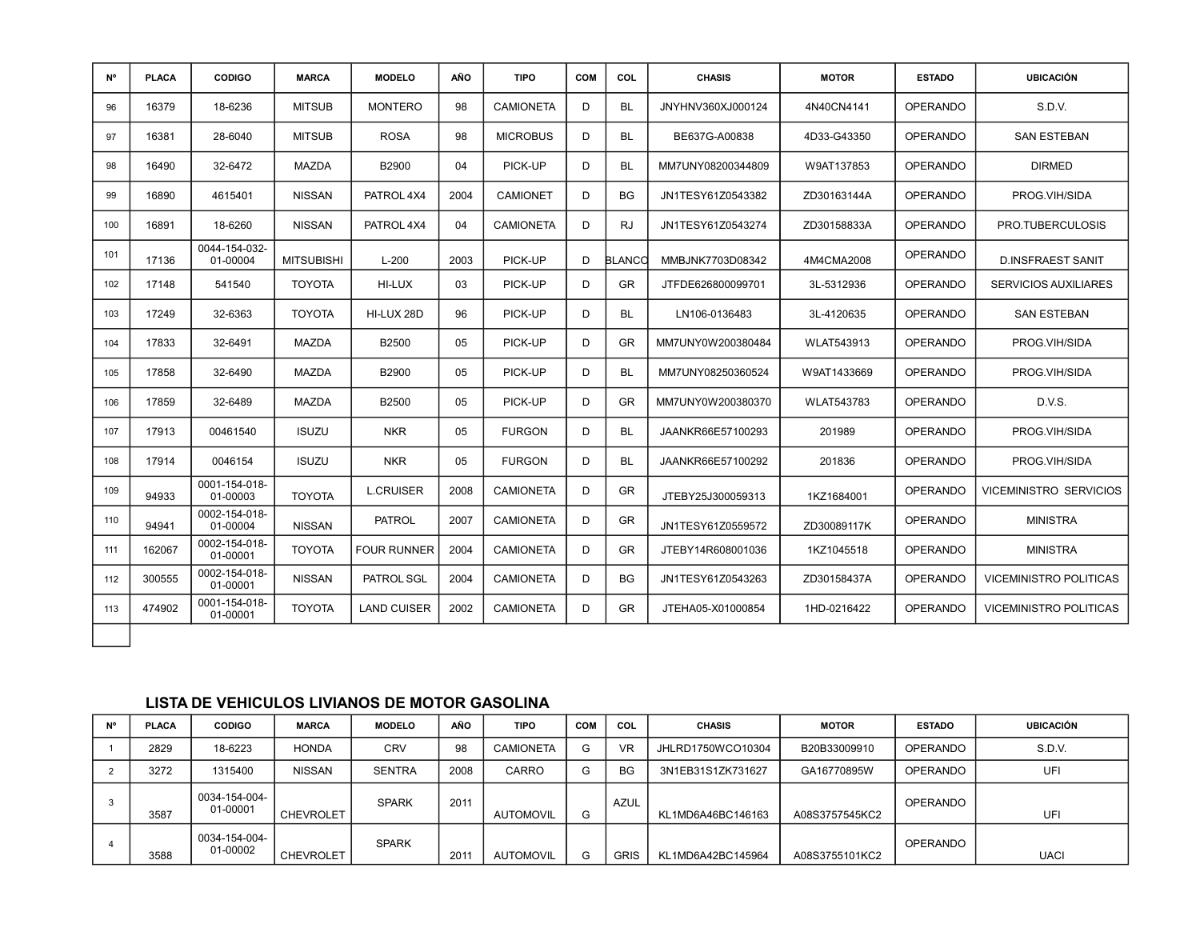| Nº | PLACA | CODIGO | MARCA | MODELO | AÑO | TIPO | COM | COL | CHASIS | MOTOR | ESTADO | UBICACIÓN |
|---|---|---|---|---|---|---|---|---|---|---|---|---|
| 96 | 16379 | 18-6236 | MITSUB | MONTERO | 98 | CAMIONETA | D | BL | JNYHNV360XJ000124 | 4N40CN4141 | OPERANDO | S.D.V. |
| 97 | 16381 | 28-6040 | MITSUB | ROSA | 98 | MICROBUS | D | BL | BE637G-A00838 | 4D33-G43350 | OPERANDO | SAN ESTEBAN |
| 98 | 16490 | 32-6472 | MAZDA | B2900 | 04 | PICK-UP | D | BL | MM7UNY08200344809 | W9AT137853 | OPERANDO | DIRMED |
| 99 | 16890 | 4615401 | NISSAN | PATROL 4X4 | 2004 | CAMIONET | D | BG | JN1TESY61Z0543382 | ZD30163144A | OPERANDO | PROG.VIH/SIDA |
| 100 | 16891 | 18-6260 | NISSAN | PATROL 4X4 | 04 | CAMIONETA | D | RJ | JN1TESY61Z0543274 | ZD30158833A | OPERANDO | PRO.TUBERCULOSIS |
| 101 | 17136 | 0044-154-032-01-00004 | MITSUBISHI | L-200 | 2003 | PICK-UP | D | BLANCO | MMBJNK7703D08342 | 4M4CMA2008 | OPERANDO | D.INSFRAEST SANIT |
| 102 | 17148 | 541540 | TOYOTA | HI-LUX | 03 | PICK-UP | D | GR | JTFDE626800099701 | 3L-5312936 | OPERANDO | SERVICIOS AUXILIARES |
| 103 | 17249 | 32-6363 | TOYOTA | HI-LUX 28D | 96 | PICK-UP | D | BL | LN106-0136483 | 3L-4120635 | OPERANDO | SAN ESTEBAN |
| 104 | 17833 | 32-6491 | MAZDA | B2500 | 05 | PICK-UP | D | GR | MM7UNY0W200380484 | WLAT543913 | OPERANDO | PROG.VIH/SIDA |
| 105 | 17858 | 32-6490 | MAZDA | B2900 | 05 | PICK-UP | D | BL | MM7UNY08250360524 | W9AT1433669 | OPERANDO | PROG.VIH/SIDA |
| 106 | 17859 | 32-6489 | MAZDA | B2500 | 05 | PICK-UP | D | GR | MM7UNY0W200380370 | WLAT543783 | OPERANDO | D.V.S. |
| 107 | 17913 | 00461540 | ISUZU | NKR | 05 | FURGON | D | BL | JAANKR66E57100293 | 201989 | OPERANDO | PROG.VIH/SIDA |
| 108 | 17914 | 0046154 | ISUZU | NKR | 05 | FURGON | D | BL | JAANKR66E57100292 | 201836 | OPERANDO | PROG.VIH/SIDA |
| 109 | 94933 | 0001-154-018-01-00003 | TOYOTA | L.CRUISER | 2008 | CAMIONETA | D | GR | JTEBY25J300059313 | 1KZ1684001 | OPERANDO | VICEMINISTRO SERVICIOS |
| 110 | 94941 | 0002-154-018-01-00004 | NISSAN | PATROL | 2007 | CAMIONETA | D | GR | JN1TESY61Z0559572 | ZD30089117K | OPERANDO | MINISTRA |
| 111 | 162067 | 0002-154-018-01-00001 | TOYOTA | FOUR RUNNER | 2004 | CAMIONETA | D | GR | JTEBY14R608001036 | 1KZ1045518 | OPERANDO | MINISTRA |
| 112 | 300555 | 0002-154-018-01-00001 | NISSAN | PATROL SGL | 2004 | CAMIONETA | D | BG | JN1TESY61Z0543263 | ZD30158437A | OPERANDO | VICEMINISTRO POLITICAS |
| 113 | 474902 | 0001-154-018-01-00001 | TOYOTA | LAND CUISER | 2002 | CAMIONETA | D | GR | JTEHA05-X01000854 | 1HD-0216422 | OPERANDO | VICEMINISTRO POLITICAS |

## LISTA DE VEHICULOS LIVIANOS DE MOTOR GASOLINA

| Nº | PLACA | CODIGO | MARCA | MODELO | AÑO | TIPO | COM | COL | CHASIS | MOTOR | ESTADO | UBICACIÓN |
|---|---|---|---|---|---|---|---|---|---|---|---|---|
| 1 | 2829 | 18-6223 | HONDA | CRV | 98 | CAMIONETA | G | VR | JHLRD1750WCO10304 | B20B33009910 | OPERANDO | S.D.V. |
| 2 | 3272 | 1315400 | NISSAN | SENTRA | 2008 | CARRO | G | BG | 3N1EB31S1ZK731627 | GA16770895W | OPERANDO | UFI |
| 3 | 3587 | 0034-154-004-01-00001 | CHEVROLET | SPARK | 2011 | AUTOMOVIL | G | AZUL | KL1MD6A46BC146163 | A08S3757545KC2 | OPERANDO | UFI |
| 4 | 3588 | 0034-154-004-01-00002 | CHEVROLET | SPARK | 2011 | AUTOMOVIL | G | GRIS | KL1MD6A42BC145964 | A08S3755101KC2 | OPERANDO | UACI |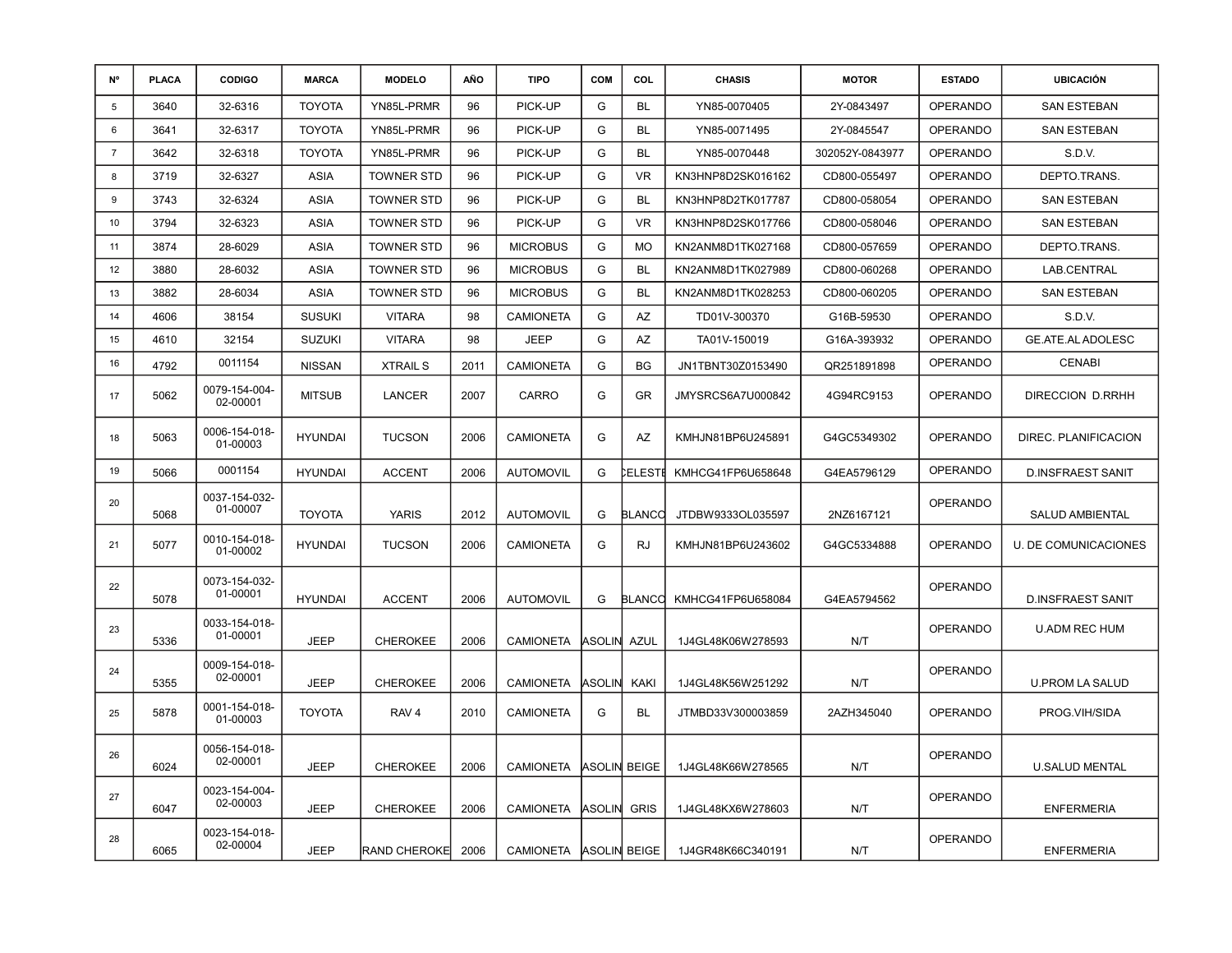| Nº | PLACA | CODIGO | MARCA | MODELO | AÑO | TIPO | COM | COL | CHASIS | MOTOR | ESTADO | UBICACIÓN |
|---|---|---|---|---|---|---|---|---|---|---|---|---|
| 5 | 3640 | 32-6316 | TOYOTA | YN85L-PRMR | 96 | PICK-UP | G | BL | YN85-0070405 | 2Y-0843497 | OPERANDO | SAN ESTEBAN |
| 6 | 3641 | 32-6317 | TOYOTA | YN85L-PRMR | 96 | PICK-UP | G | BL | YN85-0071495 | 2Y-0845547 | OPERANDO | SAN ESTEBAN |
| 7 | 3642 | 32-6318 | TOYOTA | YN85L-PRMR | 96 | PICK-UP | G | BL | YN85-0070448 | 302052Y-0843977 | OPERANDO | S.D.V. |
| 8 | 3719 | 32-6327 | ASIA | TOWNER STD | 96 | PICK-UP | G | VR | KN3HNP8D2SK016162 | CD800-055497 | OPERANDO | DEPTO.TRANS. |
| 9 | 3743 | 32-6324 | ASIA | TOWNER STD | 96 | PICK-UP | G | BL | KN3HNP8D2TK017787 | CD800-058054 | OPERANDO | SAN ESTEBAN |
| 10 | 3794 | 32-6323 | ASIA | TOWNER STD | 96 | PICK-UP | G | VR | KN3HNP8D2SK017766 | CD800-058046 | OPERANDO | SAN ESTEBAN |
| 11 | 3874 | 28-6029 | ASIA | TOWNER STD | 96 | MICROBUS | G | MO | KN2ANM8D1TK027168 | CD800-057659 | OPERANDO | DEPTO.TRANS. |
| 12 | 3880 | 28-6032 | ASIA | TOWNER STD | 96 | MICROBUS | G | BL | KN2ANM8D1TK027989 | CD800-060268 | OPERANDO | LAB.CENTRAL |
| 13 | 3882 | 28-6034 | ASIA | TOWNER STD | 96 | MICROBUS | G | BL | KN2ANM8D1TK028253 | CD800-060205 | OPERANDO | SAN ESTEBAN |
| 14 | 4606 | 38154 | SUSUKI | VITARA | 98 | CAMIONETA | G | AZ | TD01V-300370 | G16B-59530 | OPERANDO | S.D.V. |
| 15 | 4610 | 32154 | SUZUKI | VITARA | 98 | JEEP | G | AZ | TA01V-150019 | G16A-393932 | OPERANDO | GE.ATE.AL ADOLESC |
| 16 | 4792 | 0011154 | NISSAN | XTRAIL S | 2011 | CAMIONETA | G | BG | JN1TBNT30Z0153490 | QR251891898 | OPERANDO | CENABI |
| 17 | 5062 | 0079-154-004-02-00001 | MITSUB | LANCER | 2007 | CARRO | G | GR | JMYSRCS6A7U000842 | 4G94RC9153 | OPERANDO | DIRECCION D.RRHH |
| 18 | 5063 | 0006-154-018-01-00003 | HYUNDAI | TUCSON | 2006 | CAMIONETA | G | AZ | KMHJN81BP6U245891 | G4GC5349302 | OPERANDO | DIREC. PLANIFICACION |
| 19 | 5066 | 0001154 | HYUNDAI | ACCENT | 2006 | AUTOMOVIL | G | CELESTE | KMHCG41FP6U658648 | G4EA5796129 | OPERANDO | D.INSFRAEST SANIT |
| 20 | 5068 | 0037-154-032-01-00007 | TOYOTA | YARIS | 2012 | AUTOMOVIL | G | BLANCO | JTDBW9333OL035597 | 2NZ6167121 | OPERANDO | SALUD AMBIENTAL |
| 21 | 5077 | 0010-154-018-01-00002 | HYUNDAI | TUCSON | 2006 | CAMIONETA | G | RJ | KMHJN81BP6U243602 | G4GC5334888 | OPERANDO | U. DE COMUNICACIONES |
| 22 | 5078 | 0073-154-032-01-00001 | HYUNDAI | ACCENT | 2006 | AUTOMOVIL | G | BLANCO | KMHCG41FP6U658084 | G4EA5794562 | OPERANDO | D.INSFRAEST SANIT |
| 23 | 5336 | 0033-154-018-01-00001 | JEEP | CHEROKEE | 2006 | CAMIONETA | GASOLINA | AZUL | 1J4GL48K06W278593 | N/T | OPERANDO | U.ADM REC HUM |
| 24 | 5355 | 0009-154-018-02-00001 | JEEP | CHEROKEE | 2006 | CAMIONETA | GASOLINA | KAKI | 1J4GL48K56W251292 | N/T | OPERANDO | U.PROM LA SALUD |
| 25 | 5878 | 0001-154-018-01-00003 | TOYOTA | RAV 4 | 2010 | CAMIONETA | G | BL | JTMBD33V300003859 | 2AZH345040 | OPERANDO | PROG.VIH/SIDA |
| 26 | 6024 | 0056-154-018-02-00001 | JEEP | CHEROKEE | 2006 | CAMIONETA | GASOLINA | BEIGE | 1J4GL48K66W278565 | N/T | OPERANDO | U.SALUD MENTAL |
| 27 | 6047 | 0023-154-004-02-00003 | JEEP | CHEROKEE | 2006 | CAMIONETA | GASOLINA | GRIS | 1J4GL48KX6W278603 | N/T | OPERANDO | ENFERMERIA |
| 28 | 6065 | 0023-154-018-02-00004 | JEEP | GRAND CHEROKEE | 2006 | CAMIONETA | GASOLINA | BEIGE | 1J4GR48K66C340191 | N/T | OPERANDO | ENFERMERIA |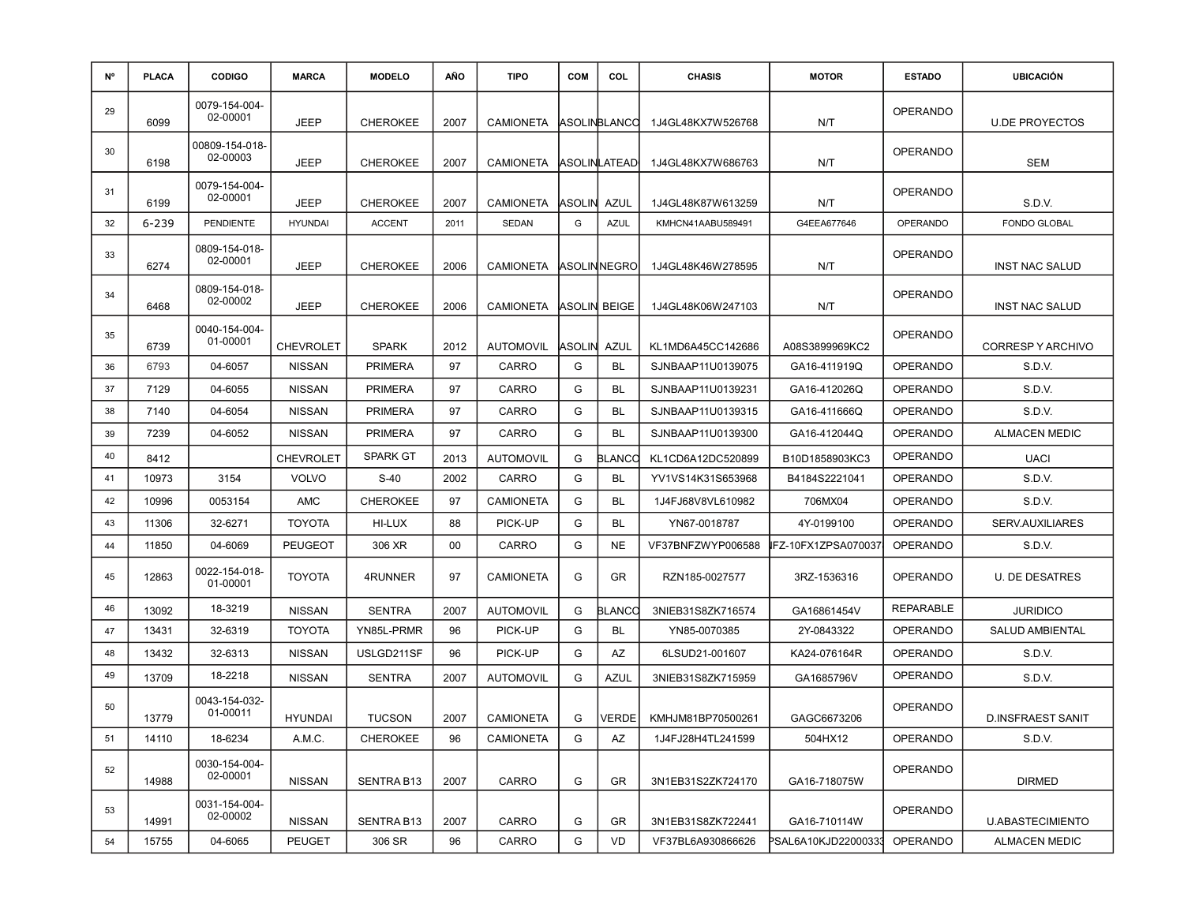| Nº | PLACA | CODIGO | MARCA | MODELO | AÑO | TIPO | COM | COL | CHASIS | MOTOR | ESTADO | UBICACIÓN |
|---|---|---|---|---|---|---|---|---|---|---|---|---|
| 29 | 6099 | 0079-154-004-02-00001 | JEEP | CHEROKEE | 2007 | CAMIONETA | ASOLIN | BLANCO | 1J4GL48KX7W526768 | N/T | OPERANDO | U.DE PROYECTOS |
| 30 | 6198 | 00809-154-018-02-00003 | JEEP | CHEROKEE | 2007 | CAMIONETA | ASOLIN | LATEAD | 1J4GL48KX7W686763 | N/T | OPERANDO | SEM |
| 31 | 6199 | 0079-154-004-02-00001 | JEEP | CHEROKEE | 2007 | CAMIONETA | ASOLIN | AZUL | 1J4GL48K87W613259 | N/T | OPERANDO | S.D.V. |
| 32 | 6-239 | PENDIENTE | HYUNDAI | ACCENT | 2011 | SEDAN | G | AZUL | KMHCN41AABU589491 | G4EEA677646 | OPERANDO | FONDO GLOBAL |
| 33 | 6274 | 0809-154-018-02-00001 | JEEP | CHEROKEE | 2006 | CAMIONETA | ASOLIN | NEGRO | 1J4GL48K46W278595 | N/T | OPERANDO | INST NAC SALUD |
| 34 | 6468 | 0809-154-018-02-00002 | JEEP | CHEROKEE | 2006 | CAMIONETA | ASOLIN | BEIGE | 1J4GL48K06W247103 | N/T | OPERANDO | INST NAC SALUD |
| 35 | 6739 | 0040-154-004-01-00001 | CHEVROLET | SPARK | 2012 | AUTOMOVIL | ASOLIN | AZUL | KL1MD6A45CC142686 | A08S3899969KC2 | OPERANDO | CORRESP Y ARCHIVO |
| 36 | 6793 | 04-6057 | NISSAN | PRIMERA | 97 | CARRO | G | BL | SJNBAAP11U0139075 | GA16-411919Q | OPERANDO | S.D.V. |
| 37 | 7129 | 04-6055 | NISSAN | PRIMERA | 97 | CARRO | G | BL | SJNBAAP11U0139231 | GA16-412026Q | OPERANDO | S.D.V. |
| 38 | 7140 | 04-6054 | NISSAN | PRIMERA | 97 | CARRO | G | BL | SJNBAAP11U0139315 | GA16-411666Q | OPERANDO | S.D.V. |
| 39 | 7239 | 04-6052 | NISSAN | PRIMERA | 97 | CARRO | G | BL | SJNBAAP11U0139300 | GA16-412044Q | OPERANDO | ALMACEN MEDIC |
| 40 | 8412 | | CHEVROLET | SPARK GT | 2013 | AUTOMOVIL | G | BLANCO | KL1CD6A12DC520899 | B10D1858903KC3 | OPERANDO | UACI |
| 41 | 10973 | 3154 | VOLVO | S-40 | 2002 | CARRO | G | BL | YV1VS14K31S653968 | B4184S2221041 | OPERANDO | S.D.V. |
| 42 | 10996 | 0053154 | AMC | CHEROKEE | 97 | CAMIONETA | G | BL | 1J4FJ68V8VL610982 | 706MX04 | OPERANDO | S.D.V. |
| 43 | 11306 | 32-6271 | TOYOTA | HI-LUX | 88 | PICK-UP | G | BL | YN67-0018787 | 4Y-0199100 | OPERANDO | SERV.AUXILIARES |
| 44 | 11850 | 04-6069 | PEUGEOT | 306 XR | 00 | CARRO | G | NE | VF37BNFZWYP006588 | NFZ-10FX1ZPSA070037 | OPERANDO | S.D.V. |
| 45 | 12863 | 0022-154-018-01-00001 | TOYOTA | 4RUNNER | 97 | CAMIONETA | G | GR | RZN185-0027577 | 3RZ-1536316 | OPERANDO | U. DE DESATRES |
| 46 | 13092 | 18-3219 | NISSAN | SENTRA | 2007 | AUTOMOVIL | G | BLANCO | 3NIEB31S8ZK716574 | GA16861454V | REPARABLE | JURIDICO |
| 47 | 13431 | 32-6319 | TOYOTA | YN85L-PRMR | 96 | PICK-UP | G | BL | YN85-0070385 | 2Y-0843322 | OPERANDO | SALUD AMBIENTAL |
| 48 | 13432 | 32-6313 | NISSAN | USLGD211SF | 96 | PICK-UP | G | AZ | 6LSUD21-001607 | KA24-076164R | OPERANDO | S.D.V. |
| 49 | 13709 | 18-2218 | NISSAN | SENTRA | 2007 | AUTOMOVIL | G | AZUL | 3NIEB31S8ZK715959 | GA1685796V | OPERANDO | S.D.V. |
| 50 | 13779 | 0043-154-032-01-00011 | HYUNDAI | TUCSON | 2007 | CAMIONETA | G | VERDE | KMHJM81BP70500261 | GAGC6673206 | OPERANDO | D.INSFRAEST SANIT |
| 51 | 14110 | 18-6234 | A.M.C. | CHEROKEE | 96 | CAMIONETA | G | AZ | 1J4FJ28H4TL241599 | 504HX12 | OPERANDO | S.D.V. |
| 52 | 14988 | 0030-154-004-02-00001 | NISSAN | SENTRA B13 | 2007 | CARRO | G | GR | 3N1EB31S2ZK724170 | GA16-718075W | OPERANDO | DIRMED |
| 53 | 14991 | 0031-154-004-02-00002 | NISSAN | SENTRA B13 | 2007 | CARRO | G | GR | 3N1EB31S8ZK722441 | GA16-710114W | OPERANDO | U.ABASTECIMIENTO |
| 54 | 15755 | 04-6065 | PEUGET | 306 SR | 96 | CARRO | G | VD | VF37BL6A930866626 | PSAL6A10KJD22000333 | OPERANDO | ALMACEN MEDIC |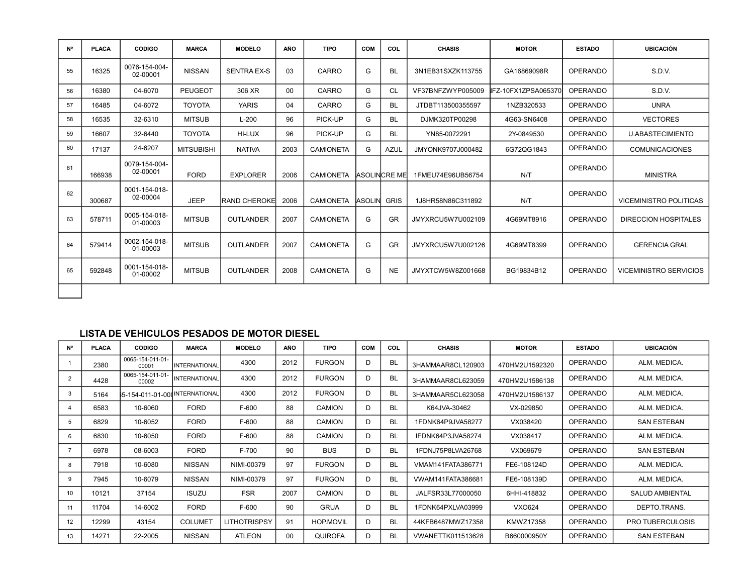| Nº | PLACA | CODIGO | MARCA | MODELO | AÑO | TIPO | COM | COL | CHASIS | MOTOR | ESTADO | UBICACIÓN |
|---|---|---|---|---|---|---|---|---|---|---|---|---|
| 55 | 16325 | 0076-154-004-02-00001 | NISSAN | SENTRA EX-S | 03 | CARRO | G | BL | 3N1EB31SXZK113755 | GA16869098R | OPERANDO | S.D.V. |
| 56 | 16380 | 04-6070 | PEUGEOT | 306 XR | 00 | CARRO | G | CL | VF37BNFZWYP005009 | IFZ-10FX1ZPSA065370 | OPERANDO | S.D.V. |
| 57 | 16485 | 04-6072 | TOYOTA | YARIS | 04 | CARRO | G | BL | JTDBT113500355597 | 1NZB320533 | OPERANDO | UNRA |
| 58 | 16535 | 32-6310 | MITSUB | L-200 | 96 | PICK-UP | G | BL | DJMK320TP00298 | 4G63-SN6408 | OPERANDO | VECTORES |
| 59 | 16607 | 32-6440 | TOYOTA | HI-LUX | 96 | PICK-UP | G | BL | YN85-0072291 | 2Y-0849530 | OPERANDO | U.ABASTECIMIENTO |
| 60 | 17137 | 24-6207 | MITSUBISHI | NATIVA | 2003 | CAMIONETA | G | AZUL | JMYONK9707J000482 | 6G72QG1843 | OPERANDO | COMUNICACIONES |
| 61 | 166938 | 0079-154-004-02-00001 | FORD | EXPLORER | 2006 | CAMIONETA | ASOLIN | CRE ME | 1FMEU74E96UB56754 | N/T | OPERANDO | MINISTRA |
| 62 | 300687 | 0001-154-018-02-00004 | JEEP | RAND CHEROKE | 2006 | CAMIONETA | ASOLIN | GRIS | 1J8HR58N86C311892 | N/T | OPERANDO | VICEMINISTRO POLITICAS |
| 63 | 578711 | 0005-154-018-01-00003 | MITSUB | OUTLANDER | 2007 | CAMIONETA | G | GR | JMYXRCU5W7U002109 | 4G69MT8916 | OPERANDO | DIRECCION HOSPITALES |
| 64 | 579414 | 0002-154-018-01-00003 | MITSUB | OUTLANDER | 2007 | CAMIONETA | G | GR | JMYXRCU5W7U002126 | 4G69MT8399 | OPERANDO | GERENCIA GRAL |
| 65 | 592848 | 0001-154-018-01-00002 | MITSUB | OUTLANDER | 2008 | CAMIONETA | G | NE | JMYXTCW5W8Z001668 | BG19834B12 | OPERANDO | VICEMINISTRO SERVICIOS |

## LISTA DE VEHICULOS PESADOS DE MOTOR DIESEL

| Nº | PLACA | CODIGO | MARCA | MODELO | AÑO | TIPO | COM | COL | CHASIS | MOTOR | ESTADO | UBICACIÓN |
|---|---|---|---|---|---|---|---|---|---|---|---|---|
| 1 | 2380 | 0065-154-011-01-00001 | INTERNATIONAL | 4300 | 2012 | FURGON | D | BL | 3HAMMAAR8CL120903 | 470HM2U1592320 | OPERANDO | ALM. MEDICA. |
| 2 | 4428 | 0065-154-011-01-00002 | INTERNATIONAL | 4300 | 2012 | FURGON | D | BL | 3HAMMAAR8CL623059 | 470HM2U1586138 | OPERANDO | ALM. MEDICA. |
| 3 | 5164 | 65-154-011-01-000 | INTERNATIONAL | 4300 | 2012 | FURGON | D | BL | 3HAMMAAR5CL623058 | 470HM2U1586137 | OPERANDO | ALM. MEDICA. |
| 4 | 6583 | 10-6060 | FORD | F-600 | 88 | CAMION | D | BL | K64JVA-30462 | VX-029850 | OPERANDO | ALM. MEDICA. |
| 5 | 6829 | 10-6052 | FORD | F-600 | 88 | CAMION | D | BL | 1FDNK64P9JVA58277 | VX038420 | OPERANDO | SAN ESTEBAN |
| 6 | 6830 | 10-6050 | FORD | F-600 | 88 | CAMION | D | BL | IFDNK64P3JVA58274 | VX038417 | OPERANDO | ALM. MEDICA. |
| 7 | 6978 | 08-6003 | FORD | F-700 | 90 | BUS | D | BL | 1FDNJ75P8LVA26768 | VX069679 | OPERANDO | SAN ESTEBAN |
| 8 | 7918 | 10-6080 | NISSAN | NIMI-00379 | 97 | FURGON | D | BL | VMAM141FATA386771 | FE6-108124D | OPERANDO | ALM. MEDICA. |
| 9 | 7945 | 10-6079 | NISSAN | NIMI-00379 | 97 | FURGON | D | BL | VWAM141FATA386681 | FE6-108139D | OPERANDO | ALM. MEDICA. |
| 10 | 10121 | 37154 | ISUZU | FSR | 2007 | CAMION | D | BL | JALFSR33L77000050 | 6HHI-418832 | OPERANDO | SALUD AMBIENTAL |
| 11 | 11704 | 14-6002 | FORD | F-600 | 90 | GRUA | D | BL | 1FDNK64PXLVA03999 | VXO624 | OPERANDO | DEPTO.TRANS. |
| 12 | 12299 | 43154 | COLUMET | LITHOTRISPSY | 91 | HOP.MOVIL | D | BL | 44KFB6487MWZ17358 | KMWZ17358 | OPERANDO | PRO TUBERCULOSIS |
| 13 | 14271 | 22-2005 | NISSAN | ATLEON | 00 | QUIROFA | D | BL | VWANETTK011513628 | B660000950Y | OPERANDO | SAN ESTEBAN |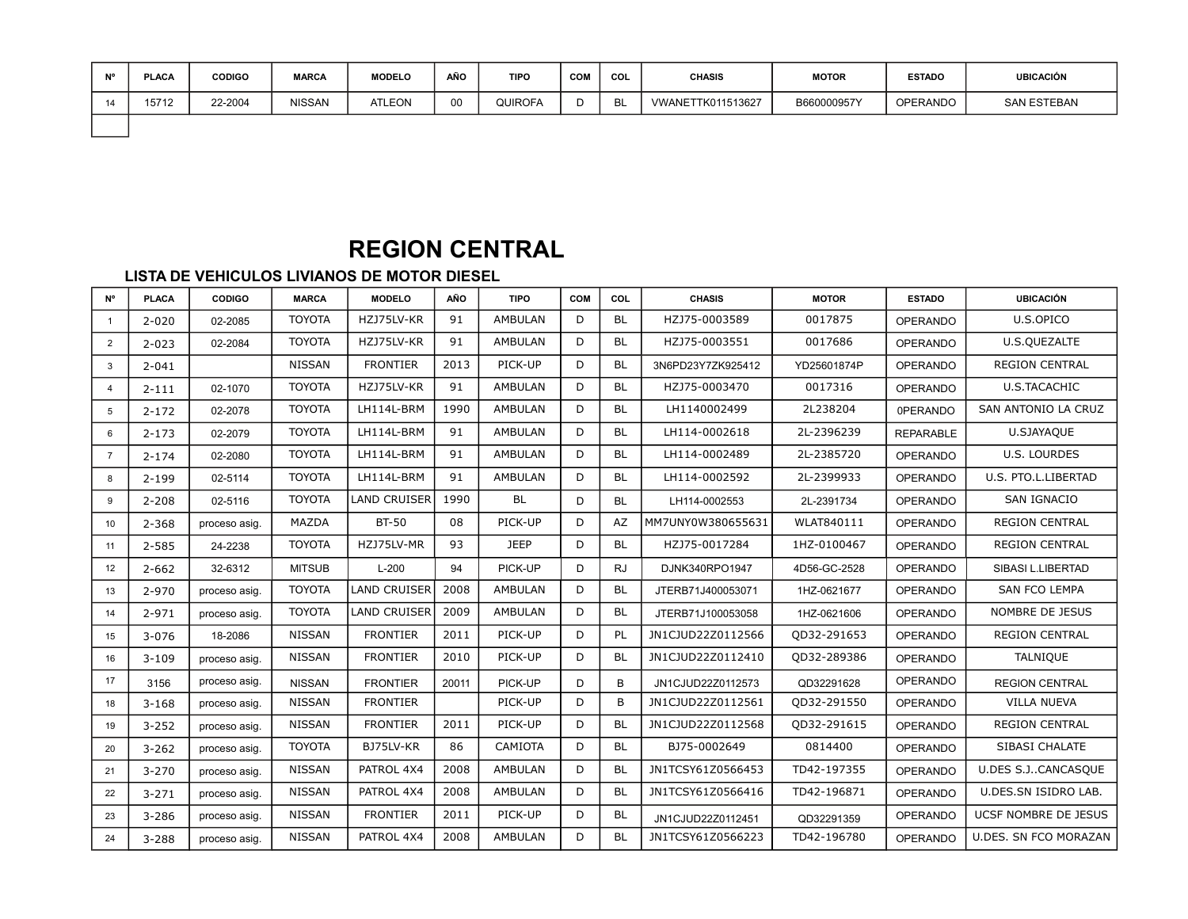| Nº | PLACA | CODIGO | MARCA | MODELO | AÑO | TIPO | COM | COL | CHASIS | MOTOR | ESTADO | UBICACIÓN |
|---|---|---|---|---|---|---|---|---|---|---|---|---|
| 14 | 15712 | 22-2004 | NISSAN | ATLEON | 00 | QUIROFA | D | BL | VWANETTK011513627 | B660000957Y | OPERANDO | SAN ESTEBAN |
| | | | | | | | | | | | | |

# REGION CENTRAL

## LISTA DE VEHICULOS LIVIANOS DE MOTOR DIESEL

| Nº | PLACA | CODIGO | MARCA | MODELO | AÑO | TIPO | COM | COL | CHASIS | MOTOR | ESTADO | UBICACIÓN |
|---|---|---|---|---|---|---|---|---|---|---|---|---|
| 1 | 2-020 | 02-2085 | TOYOTA | HZJ75LV-KR | 91 | AMBULAN | D | BL | HZJ75-0003589 | 0017875 | OPERANDO | U.S.OPICO |
| 2 | 2-023 | 02-2084 | TOYOTA | HZJ75LV-KR | 91 | AMBULAN | D | BL | HZJ75-0003551 | 0017686 | OPERANDO | U.S.QUEZALTE |
| 3 | 2-041 | | NISSAN | FRONTIER | 2013 | PICK-UP | D | BL | 3N6PD23Y7ZK925412 | YD25601874P | OPERANDO | REGION CENTRAL |
| 4 | 2-111 | 02-1070 | TOYOTA | HZJ75LV-KR | 91 | AMBULAN | D | BL | HZJ75-0003470 | 0017316 | OPERANDO | U.S.TACACHIC |
| 5 | 2-172 | 02-2078 | TOYOTA | LH114L-BRM | 1990 | AMBULAN | D | BL | LH1140002499 | 2L238204 | 0PERANDO | SAN ANTONIO LA CRUZ |
| 6 | 2-173 | 02-2079 | TOYOTA | LH114L-BRM | 91 | AMBULAN | D | BL | LH114-0002618 | 2L-2396239 | REPARABLE | U.SJAYAQUE |
| 7 | 2-174 | 02-2080 | TOYOTA | LH114L-BRM | 91 | AMBULAN | D | BL | LH114-0002489 | 2L-2385720 | OPERANDO | U.S. LOURDES |
| 8 | 2-199 | 02-5114 | TOYOTA | LH114L-BRM | 91 | AMBULAN | D | BL | LH114-0002592 | 2L-2399933 | OPERANDO | U.S. PTO.L.LIBERTAD |
| 9 | 2-208 | 02-5116 | TOYOTA | LAND CRUISER | 1990 | BL | D | BL | LH114-0002553 | 2L-2391734 | OPERANDO | SAN IGNACIO |
| 10 | 2-368 | proceso asig. | MAZDA | BT-50 | 08 | PICK-UP | D | AZ | MM7UNY0W380655631 | WLAT840111 | OPERANDO | REGION CENTRAL |
| 11 | 2-585 | 24-2238 | TOYOTA | HZJ75LV-MR | 93 | JEEP | D | BL | HZJ75-0017284 | 1HZ-0100467 | OPERANDO | REGION CENTRAL |
| 12 | 2-662 | 32-6312 | MITSUB | L-200 | 94 | PICK-UP | D | RJ | DJNK340RPO1947 | 4D56-GC-2528 | OPERANDO | SIBASI L.LIBERTAD |
| 13 | 2-970 | proceso asig. | TOYOTA | LAND CRUISER | 2008 | AMBULAN | D | BL | JTERB71J400053071 | 1HZ-0621677 | OPERANDO | SAN FCO LEMPA |
| 14 | 2-971 | proceso asig. | TOYOTA | LAND CRUISER | 2009 | AMBULAN | D | BL | JTERB71J100053058 | 1HZ-0621606 | OPERANDO | NOMBRE DE JESUS |
| 15 | 3-076 | 18-2086 | NISSAN | FRONTIER | 2011 | PICK-UP | D | PL | JN1CJUD22Z0112566 | QD32-291653 | OPERANDO | REGION CENTRAL |
| 16 | 3-109 | proceso asig. | NISSAN | FRONTIER | 2010 | PICK-UP | D | BL | JN1CJUD22Z0112410 | QD32-289386 | OPERANDO | TALNIQUE |
| 17 | 3156 | proceso asig. | NISSAN | FRONTIER | 20011 | PICK-UP | D | B | JN1CJUD22Z0112573 | QD32291628 | OPERANDO | REGION CENTRAL |
| 18 | 3-168 | proceso asig. | NISSAN | FRONTIER | | PICK-UP | D | B | JN1CJUD22Z0112561 | QD32-291550 | OPERANDO | VILLA NUEVA |
| 19 | 3-252 | proceso asig. | NISSAN | FRONTIER | 2011 | PICK-UP | D | BL | JN1CJUD22Z0112568 | QD32-291615 | OPERANDO | REGION CENTRAL |
| 20 | 3-262 | proceso asig. | TOYOTA | BJ75LV-KR | 86 | CAMIOTA | D | BL | BJ75-0002649 | 0814400 | OPERANDO | SIBASI CHALATE |
| 21 | 3-270 | proceso asig. | NISSAN | PATROL 4X4 | 2008 | AMBULAN | D | BL | JN1TCSY61Z0566453 | TD42-197355 | OPERANDO | U.DES S.J..CANCASQUE |
| 22 | 3-271 | proceso asig. | NISSAN | PATROL 4X4 | 2008 | AMBULAN | D | BL | JN1TCSY61Z0566416 | TD42-196871 | OPERANDO | U.DES.SN ISIDRO LAB. |
| 23 | 3-286 | proceso asig. | NISSAN | FRONTIER | 2011 | PICK-UP | D | BL | JN1CJUD22Z0112451 | QD32291359 | OPERANDO | UCSF NOMBRE DE JESUS |
| 24 | 3-288 | proceso asig. | NISSAN | PATROL 4X4 | 2008 | AMBULAN | D | BL | JN1TCSY61Z0566223 | TD42-196780 | OPERANDO | U.DES. SN FCO MORAZAN |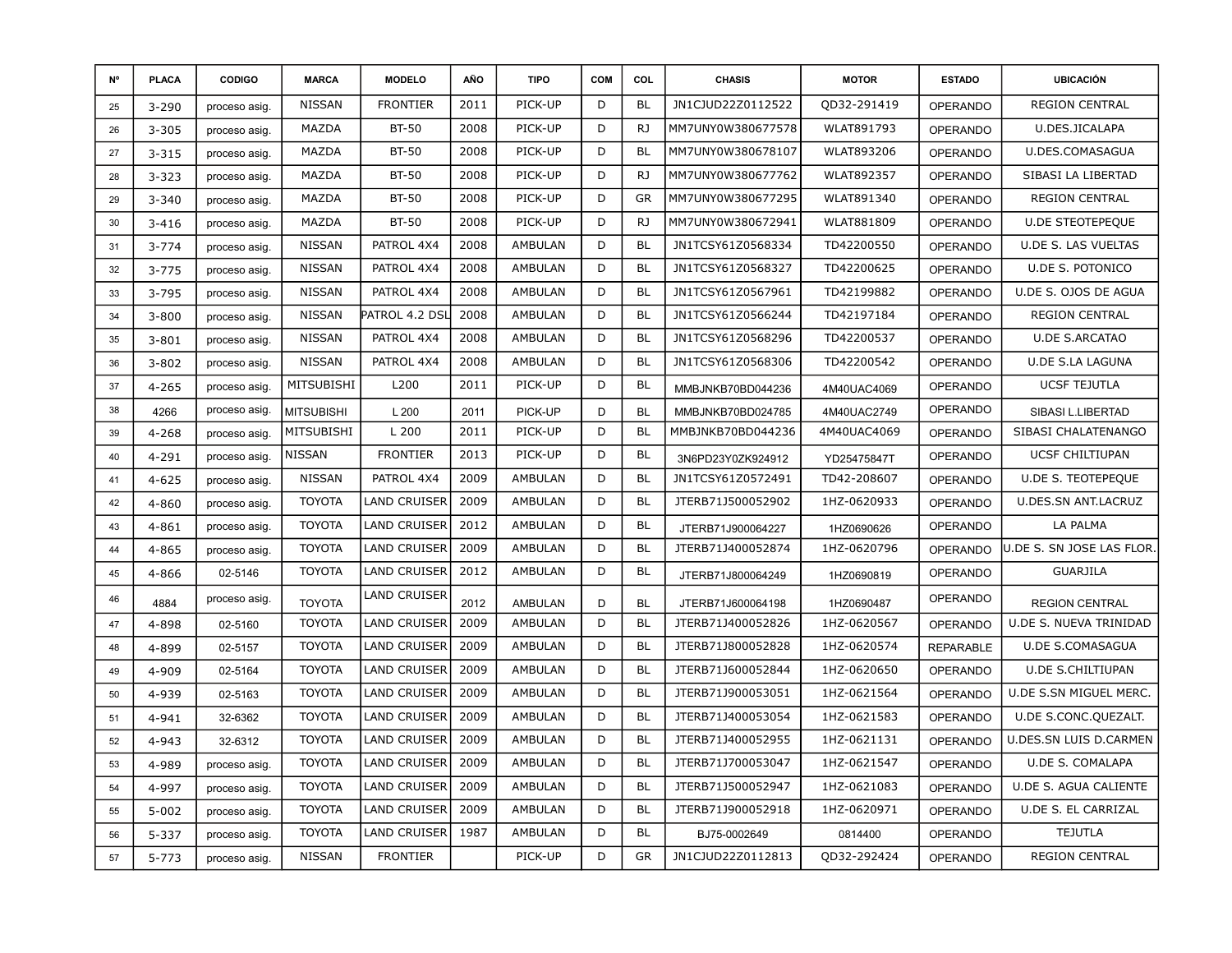| Nº | PLACA | CODIGO | MARCA | MODELO | AÑO | TIPO | COM | COL | CHASIS | MOTOR | ESTADO | UBICACIÓN |
|---|---|---|---|---|---|---|---|---|---|---|---|---|
| 25 | 3-290 | proceso asig. | NISSAN | FRONTIER | 2011 | PICK-UP | D | BL | JN1CJUD22Z0112522 | QD32-291419 | OPERANDO | REGION CENTRAL |
| 26 | 3-305 | proceso asig. | MAZDA | BT-50 | 2008 | PICK-UP | D | RJ | MM7UNY0W380677578 | WLAT891793 | OPERANDO | U.DES.JICALAPA |
| 27 | 3-315 | proceso asig. | MAZDA | BT-50 | 2008 | PICK-UP | D | BL | MM7UNY0W380678107 | WLAT893206 | OPERANDO | U.DES.COMASAGUA |
| 28 | 3-323 | proceso asig. | MAZDA | BT-50 | 2008 | PICK-UP | D | RJ | MM7UNY0W380677762 | WLAT892357 | OPERANDO | SIBASI LA LIBERTAD |
| 29 | 3-340 | proceso asig. | MAZDA | BT-50 | 2008 | PICK-UP | D | GR | MM7UNY0W380677295 | WLAT891340 | OPERANDO | REGION CENTRAL |
| 30 | 3-416 | proceso asig. | MAZDA | BT-50 | 2008 | PICK-UP | D | RJ | MM7UNY0W380672941 | WLAT881809 | OPERANDO | U.DE STEOTEPEQUE |
| 31 | 3-774 | proceso asig. | NISSAN | PATROL 4X4 | 2008 | AMBULAN | D | BL | JN1TCSY61Z0568334 | TD42200550 | OPERANDO | U.DE S. LAS VUELTAS |
| 32 | 3-775 | proceso asig. | NISSAN | PATROL 4X4 | 2008 | AMBULAN | D | BL | JN1TCSY61Z0568327 | TD42200625 | OPERANDO | U.DE S. POTONICO |
| 33 | 3-795 | proceso asig. | NISSAN | PATROL 4X4 | 2008 | AMBULAN | D | BL | JN1TCSY61Z0567961 | TD42199882 | OPERANDO | U.DE S. OJOS DE AGUA |
| 34 | 3-800 | proceso asig. | NISSAN | PATROL 4.2 DSL | 2008 | AMBULAN | D | BL | JN1TCSY61Z0566244 | TD42197184 | OPERANDO | REGION CENTRAL |
| 35 | 3-801 | proceso asig. | NISSAN | PATROL 4X4 | 2008 | AMBULAN | D | BL | JN1TCSY61Z0568296 | TD42200537 | OPERANDO | U.DE S.ARCATAO |
| 36 | 3-802 | proceso asig. | NISSAN | PATROL 4X4 | 2008 | AMBULAN | D | BL | JN1TCSY61Z0568306 | TD42200542 | OPERANDO | U.DE S.LA LAGUNA |
| 37 | 4-265 | proceso asig. | MITSUBISHI | L200 | 2011 | PICK-UP | D | BL | MMBJNKB70BD044236 | 4M40UAC4069 | OPERANDO | UCSF TEJUTLA |
| 38 | 4266 | proceso asig. | MITSUBISHI | L 200 | 2011 | PICK-UP | D | BL | MMBJNKB70BD024785 | 4M40UAC2749 | OPERANDO | SIBASI L.LIBERTAD |
| 39 | 4-268 | proceso asig. | MITSUBISHI | L 200 | 2011 | PICK-UP | D | BL | MMBJNKB70BD044236 | 4M40UAC4069 | OPERANDO | SIBASI CHALATENANGO |
| 40 | 4-291 | proceso asig. | NISSAN | FRONTIER | 2013 | PICK-UP | D | BL | 3N6PD23Y0ZK924912 | YD25475847T | OPERANDO | UCSF CHILTIUPAN |
| 41 | 4-625 | proceso asig. | NISSAN | PATROL 4X4 | 2009 | AMBULAN | D | BL | JN1TCSY61Z0572491 | TD42-208607 | OPERANDO | U.DE S. TEOTEPEQUE |
| 42 | 4-860 | proceso asig. | TOYOTA | LAND CRUISER | 2009 | AMBULAN | D | BL | JTERB71J500052902 | 1HZ-0620933 | OPERANDO | U.DES.SN ANT.LACRUZ |
| 43 | 4-861 | proceso asig. | TOYOTA | LAND CRUISER | 2012 | AMBULAN | D | BL | JTERB71J900064227 | 1HZ0690626 | OPERANDO | LA PALMA |
| 44 | 4-865 | proceso asig. | TOYOTA | LAND CRUISER | 2009 | AMBULAN | D | BL | JTERB71J400052874 | 1HZ-0620796 | OPERANDO | U.DE S. SN JOSE LAS FLOR. |
| 45 | 4-866 | 02-5146 | TOYOTA | LAND CRUISER | 2012 | AMBULAN | D | BL | JTERB71J800064249 | 1HZ0690819 | OPERANDO | GUARJILA |
| 46 | 4884 | proceso asig. | TOYOTA | LAND CRUISER | 2012 | AMBULAN | D | BL | JTERB71J600064198 | 1HZ0690487 | OPERANDO | REGION CENTRAL |
| 47 | 4-898 | 02-5160 | TOYOTA | LAND CRUISER | 2009 | AMBULAN | D | BL | JTERB71J400052826 | 1HZ-0620567 | OPERANDO | U.DE S. NUEVA TRINIDAD |
| 48 | 4-899 | 02-5157 | TOYOTA | LAND CRUISER | 2009 | AMBULAN | D | BL | JTERB71J800052828 | 1HZ-0620574 | REPARABLE | U.DE S.COMASAGUA |
| 49 | 4-909 | 02-5164 | TOYOTA | LAND CRUISER | 2009 | AMBULAN | D | BL | JTERB71J600052844 | 1HZ-0620650 | OPERANDO | U.DE S.CHILTIUPAN |
| 50 | 4-939 | 02-5163 | TOYOTA | LAND CRUISER | 2009 | AMBULAN | D | BL | JTERB71J900053051 | 1HZ-0621564 | OPERANDO | U.DE S.SN MIGUEL MERC. |
| 51 | 4-941 | 32-6362 | TOYOTA | LAND CRUISER | 2009 | AMBULAN | D | BL | JTERB71J400053054 | 1HZ-0621583 | OPERANDO | U.DE S.CONC.QUEZALT. |
| 52 | 4-943 | 32-6312 | TOYOTA | LAND CRUISER | 2009 | AMBULAN | D | BL | JTERB71J400052955 | 1HZ-0621131 | OPERANDO | U.DES.SN LUIS D.CARMEN |
| 53 | 4-989 | proceso asig. | TOYOTA | LAND CRUISER | 2009 | AMBULAN | D | BL | JTERB71J700053047 | 1HZ-0621547 | OPERANDO | U.DE S. COMALAPA |
| 54 | 4-997 | proceso asig. | TOYOTA | LAND CRUISER | 2009 | AMBULAN | D | BL | JTERB71J500052947 | 1HZ-0621083 | OPERANDO | U.DE S. AGUA CALIENTE |
| 55 | 5-002 | proceso asig. | TOYOTA | LAND CRUISER | 2009 | AMBULAN | D | BL | JTERB71J900052918 | 1HZ-0620971 | OPERANDO | U.DE S. EL CARRIZAL |
| 56 | 5-337 | proceso asig. | TOYOTA | LAND CRUISER | 1987 | AMBULAN | D | BL | BJ75-0002649 | 0814400 | OPERANDO | TEJUTLA |
| 57 | 5-773 | proceso asig. | NISSAN | FRONTIER | | PICK-UP | D | GR | JN1CJUD22Z0112813 | QD32-292424 | OPERANDO | REGION CENTRAL |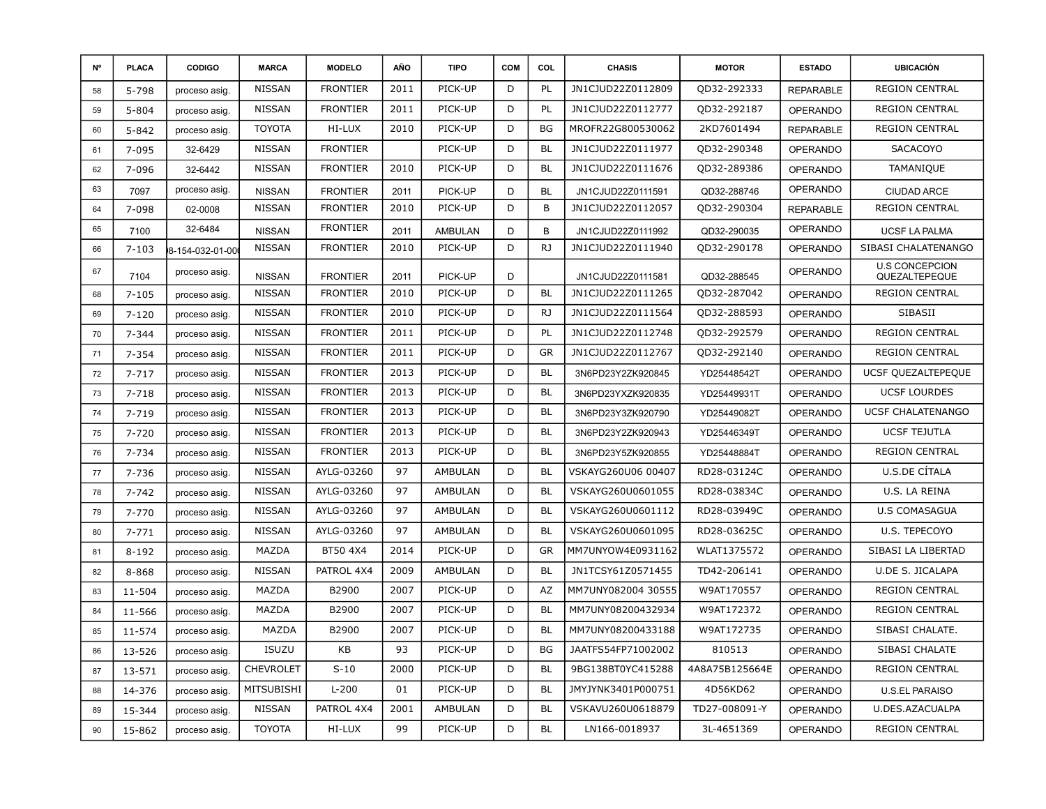| Nº | PLACA | CODIGO | MARCA | MODELO | AÑO | TIPO | COM | COL | CHASIS | MOTOR | ESTADO | UBICACIÓN |
|---|---|---|---|---|---|---|---|---|---|---|---|---|
| 58 | 5-798 | proceso asig. | NISSAN | FRONTIER | 2011 | PICK-UP | D | PL | JN1CJUD22Z0112809 | QD32-292333 | REPARABLE | REGION CENTRAL |
| 59 | 5-804 | proceso asig. | NISSAN | FRONTIER | 2011 | PICK-UP | D | PL | JN1CJUD22Z0112777 | QD32-292187 | OPERANDO | REGION CENTRAL |
| 60 | 5-842 | proceso asig. | TOYOTA | HI-LUX | 2010 | PICK-UP | D | BG | MROFR22G800530062 | 2KD7601494 | REPARABLE | REGION CENTRAL |
| 61 | 7-095 | 32-6429 | NISSAN | FRONTIER | | PICK-UP | D | BL | JN1CJUD22Z0111977 | QD32-290348 | OPERANDO | SACACOYO |
| 62 | 7-096 | 32-6442 | NISSAN | FRONTIER | 2010 | PICK-UP | D | BL | JN1CJUD22Z0111676 | QD32-289386 | OPERANDO | TAMANIQUE |
| 63 | 7097 | proceso asig. | NISSAN | FRONTIER | 2011 | PICK-UP | D | BL | JN1CJUD22Z0111591 | QD32-288746 | OPERANDO | CIUDAD ARCE |
| 64 | 7-098 | 02-0008 | NISSAN | FRONTIER | 2010 | PICK-UP | D | B | JN1CJUD22Z0112057 | QD32-290304 | REPARABLE | REGION CENTRAL |
| 65 | 7100 | 32-6484 | NISSAN | FRONTIER | 2011 | AMBULAN | D | B | JN1CJUD22Z0111992 | QD32-290035 | OPERANDO | UCSF LA PALMA |
| 66 | 7-103 | )8-154-032-01-00( | NISSAN | FRONTIER | 2010 | PICK-UP | D | RJ | JN1CJUD22Z0111940 | QD32-290178 | OPERANDO | SIBASI CHALATENANGO |
| 67 | 7104 | proceso asig. | NISSAN | FRONTIER | 2011 | PICK-UP | D | | JN1CJUD22Z0111581 | QD32-288545 | OPERANDO | U.S CONCEPCION QUEZALTEPEQUE |
| 68 | 7-105 | proceso asig. | NISSAN | FRONTIER | 2010 | PICK-UP | D | BL | JN1CJUD22Z0111265 | QD32-287042 | OPERANDO | REGION CENTRAL |
| 69 | 7-120 | proceso asig. | NISSAN | FRONTIER | 2010 | PICK-UP | D | RJ | JN1CJUD22Z0111564 | QD32-288593 | OPERANDO | SIBASII |
| 70 | 7-344 | proceso asig. | NISSAN | FRONTIER | 2011 | PICK-UP | D | PL | JN1CJUD22Z0112748 | QD32-292579 | OPERANDO | REGION CENTRAL |
| 71 | 7-354 | proceso asig. | NISSAN | FRONTIER | 2011 | PICK-UP | D | GR | JN1CJUD22Z0112767 | QD32-292140 | OPERANDO | REGION CENTRAL |
| 72 | 7-717 | proceso asig. | NISSAN | FRONTIER | 2013 | PICK-UP | D | BL | 3N6PD23Y2ZK920845 | YD25448542T | OPERANDO | UCSF QUEZALTEPEQUE |
| 73 | 7-718 | proceso asig. | NISSAN | FRONTIER | 2013 | PICK-UP | D | BL | 3N6PD23YXZK920835 | YD25449931T | OPERANDO | UCSF LOURDES |
| 74 | 7-719 | proceso asig. | NISSAN | FRONTIER | 2013 | PICK-UP | D | BL | 3N6PD23Y3ZK920790 | YD25449082T | OPERANDO | UCSF CHALATENANGO |
| 75 | 7-720 | proceso asig. | NISSAN | FRONTIER | 2013 | PICK-UP | D | BL | 3N6PD23Y2ZK920943 | YD25446349T | OPERANDO | UCSF TEJUTLA |
| 76 | 7-734 | proceso asig. | NISSAN | FRONTIER | 2013 | PICK-UP | D | BL | 3N6PD23Y5ZK920855 | YD25448884T | OPERANDO | REGION CENTRAL |
| 77 | 7-736 | proceso asig. | NISSAN | AYLG-03260 | 97 | AMBULAN | D | BL | VSKAYG260U06 00407 | RD28-03124C | OPERANDO | U.S.DE CÍTALA |
| 78 | 7-742 | proceso asig. | NISSAN | AYLG-03260 | 97 | AMBULAN | D | BL | VSKAYG260U0601055 | RD28-03834C | OPERANDO | U.S. LA REINA |
| 79 | 7-770 | proceso asig. | NISSAN | AYLG-03260 | 97 | AMBULAN | D | BL | VSKAYG260U0601112 | RD28-03949C | OPERANDO | U.S COMASAGUA |
| 80 | 7-771 | proceso asig. | NISSAN | AYLG-03260 | 97 | AMBULAN | D | BL | VSKAYG260U0601095 | RD28-03625C | OPERANDO | U.S. TEPECOYO |
| 81 | 8-192 | proceso asig. | MAZDA | BT50 4X4 | 2014 | PICK-UP | D | GR | MM7UNYOW4E0931162 | WLAT1375572 | OPERANDO | SIBASI LA LIBERTAD |
| 82 | 8-868 | proceso asig. | NISSAN | PATROL 4X4 | 2009 | AMBULAN | D | BL | JN1TCSY61Z0571455 | TD42-206141 | OPERANDO | U.DE S. JICALAPA |
| 83 | 11-504 | proceso asig. | MAZDA | B2900 | 2007 | PICK-UP | D | AZ | MM7UNY082004 30555 | W9AT170557 | OPERANDO | REGION CENTRAL |
| 84 | 11-566 | proceso asig. | MAZDA | B2900 | 2007 | PICK-UP | D | BL | MM7UNY08200432934 | W9AT172372 | OPERANDO | REGION CENTRAL |
| 85 | 11-574 | proceso asig. | MAZDA | B2900 | 2007 | PICK-UP | D | BL | MM7UNY08200433188 | W9AT172735 | OPERANDO | SIBASI CHALATE. |
| 86 | 13-526 | proceso asig. | ISUZU | KB | 93 | PICK-UP | D | BG | JAATFS54FP71002002 | 810513 | OPERANDO | SIBASI CHALATE |
| 87 | 13-571 | proceso asig. | CHEVROLET | S-10 | 2000 | PICK-UP | D | BL | 9BG138BT0YC415288 | 4A8A75B125664E | OPERANDO | REGION CENTRAL |
| 88 | 14-376 | proceso asig. | MITSUBISHI | L-200 | 01 | PICK-UP | D | BL | JMYJYNK3401P000751 | 4D56KD62 | OPERANDO | U.S.EL PARAISO |
| 89 | 15-344 | proceso asig. | NISSAN | PATROL 4X4 | 2001 | AMBULAN | D | BL | VSKAVU260U0618879 | TD27-008091-Y | OPERANDO | U.DES.AZACUALPA |
| 90 | 15-862 | proceso asig. | TOYOTA | HI-LUX | 99 | PICK-UP | D | BL | LN166-0018937 | 3L-4651369 | OPERANDO | REGION CENTRAL |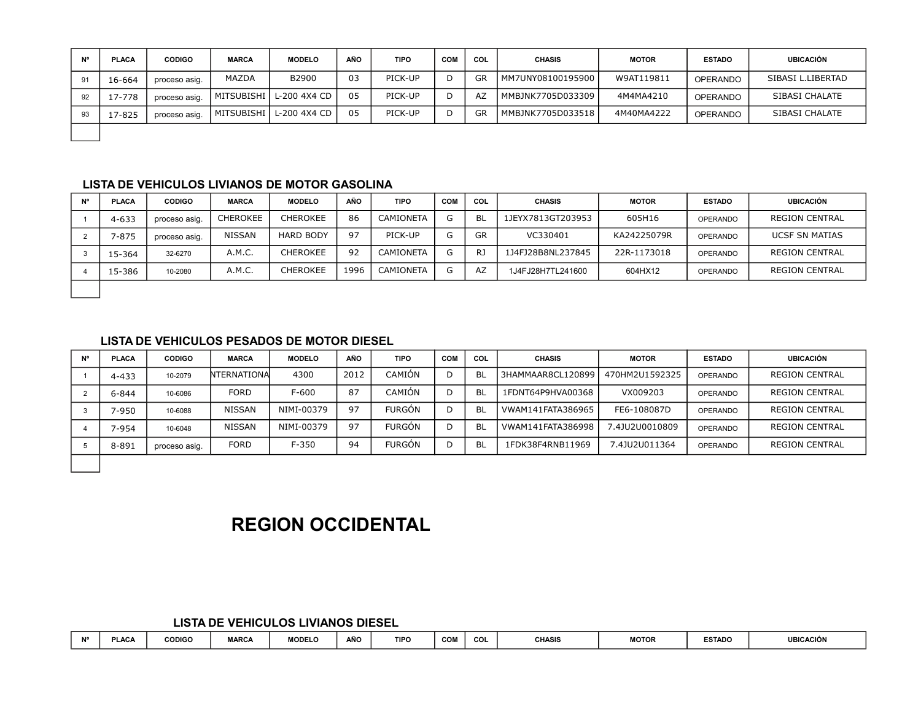| Nº | PLACA | CODIGO | MARCA | MODELO | AÑO | TIPO | COM | COL | CHASIS | MOTOR | ESTADO | UBICACIÓN |
|---|---|---|---|---|---|---|---|---|---|---|---|---|
| 91 | 16-664 | proceso asig. | MAZDA | B2900 | 03 | PICK-UP | D | GR | MM7UNY08100195900 | W9AT119811 | OPERANDO | SIBASI L.LIBERTAD |
| 92 | 17-778 | proceso asig. | MITSUBISHI | L-200 4X4 CD | 05 | PICK-UP | D | AZ | MMBJNK7705D033309 | 4M4MA4210 | OPERANDO | SIBASI CHALATE |
| 93 | 17-825 | proceso asig. | MITSUBISHI | L-200 4X4 CD | 05 | PICK-UP | D | GR | MMBJNK7705D033518 | 4M40MA4222 | OPERANDO | SIBASI CHALATE |
| | | | | | | | | | | | | |

## LISTA DE VEHICULOS LIVIANOS DE MOTOR GASOLINA

| Nº | PLACA | CODIGO | MARCA | MODELO | AÑO | TIPO | COM | COL | CHASIS | MOTOR | ESTADO | UBICACIÓN |
|---|---|---|---|---|---|---|---|---|---|---|---|---|
| 1 | 4-633 | proceso asig. | CHEROKEE | CHEROKEE | 86 | CAMIONETA | G | BL | 1JEYX7813GT203953 | 605H16 | OPERANDO | REGION CENTRAL |
| 2 | 7-875 | proceso asig. | NISSAN | HARD BODY | 97 | PICK-UP | G | GR | VC330401 | KA24225079R | OPERANDO | UCSF SN MATIAS |
| 3 | 15-364 | 32-6270 | A.M.C. | CHEROKEE | 92 | CAMIONETA | G | RJ | 1J4FJ28B8NL237845 | 22R-1173018 | OPERANDO | REGION CENTRAL |
| 4 | 15-386 | 10-2080 | A.M.C. | CHEROKEE | 1996 | CAMIONETA | G | AZ | 1J4FJ28H7TL241600 | 604HX12 | OPERANDO | REGION CENTRAL |
| | | | | | | | | | | | | |

## LISTA DE VEHICULOS PESADOS DE MOTOR DIESEL

| Nº | PLACA | CODIGO | MARCA | MODELO | AÑO | TIPO | COM | COL | CHASIS | MOTOR | ESTADO | UBICACIÓN |
|---|---|---|---|---|---|---|---|---|---|---|---|---|
| 1 | 4-433 | 10-2079 | INTERNATIONA | 4300 | 2012 | CAMIÓN | D | BL | 3HAMMAAR8CL120899 | 470HM2U1592325 | OPERANDO | REGION CENTRAL |
| 2 | 6-844 | 10-6086 | FORD | F-600 | 87 | CAMIÓN | D | BL | 1FDNT64P9HVA00368 | VX009203 | OPERANDO | REGION CENTRAL |
| 3 | 7-950 | 10-6088 | NISSAN | NIMI-00379 | 97 | FURGÓN | D | BL | VWAM141FATA386965 | FE6-108087D | OPERANDO | REGION CENTRAL |
| 4 | 7-954 | 10-6048 | NISSAN | NIMI-00379 | 97 | FURGÓN | D | BL | VWAM141FATA386998 | 7.4JU2U0010809 | OPERANDO | REGION CENTRAL |
| 5 | 8-891 | proceso asig. | FORD | F-350 | 94 | FURGÓN | D | BL | 1FDK38F4RNB11969 | 7.4JU2U011364 | OPERANDO | REGION CENTRAL |
| | | | | | | | | | | | | |

# REGION OCCIDENTAL

## LISTA DE VEHICULOS LIVIANOS DIESEL

| Nº | PLACA | CODIGO | MARCA | MODELO | AÑO | TIPO | COM | COL | CHASIS | MOTOR | ESTADO | UBICACIÓN |
|---|---|---|---|---|---|---|---|---|---|---|---|---|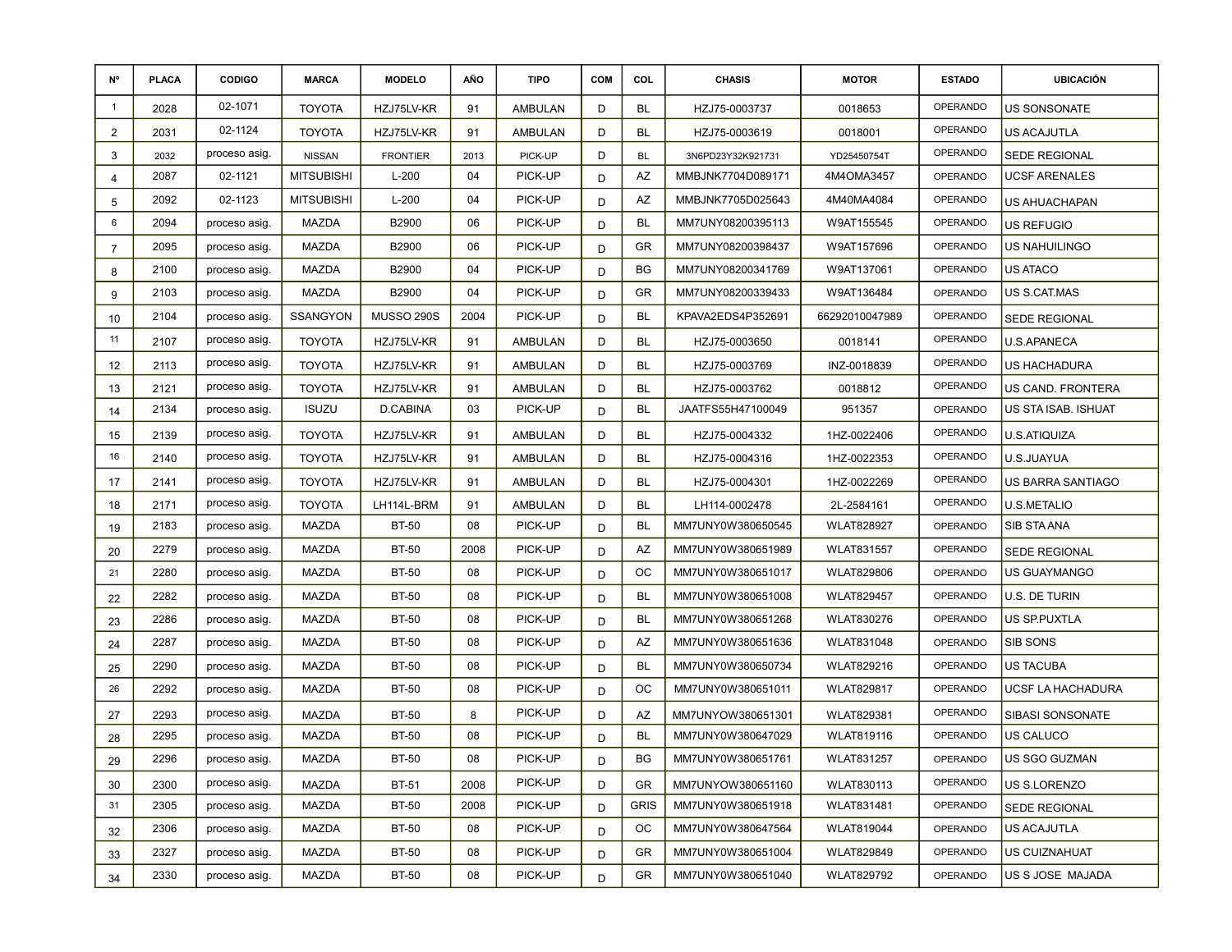| Nº | PLACA | CODIGO | MARCA | MODELO | AÑO | TIPO | COM | COL | CHASIS | MOTOR | ESTADO | UBICACIÓN |
|---|---|---|---|---|---|---|---|---|---|---|---|---|
| 1 | 2028 | 02-1071 | TOYOTA | HZJ75LV-KR | 91 | AMBULAN | D | BL | HZJ75-0003737 | 0018653 | OPERANDO | US SONSONATE |
| 2 | 2031 | 02-1124 | TOYOTA | HZJ75LV-KR | 91 | AMBULAN | D | BL | HZJ75-0003619 | 0018001 | OPERANDO | US ACAJUTLA |
| 3 | 2032 | proceso asig. | NISSAN | FRONTIER | 2013 | PICK-UP | D | BL | 3N6PD23Y32K921731 | YD25450754T | OPERANDO | SEDE REGIONAL |
| 4 | 2087 | 02-1121 | MITSUBISHI | L-200 | 04 | PICK-UP | D | AZ | MMBJNK7704D089171 | 4M4OMA3457 | OPERANDO | UCSF ARENALES |
| 5 | 2092 | 02-1123 | MITSUBISHI | L-200 | 04 | PICK-UP | D | AZ | MMBJNK7705D025643 | 4M40MA4084 | OPERANDO | US AHUACHAPAN |
| 6 | 2094 | proceso asig. | MAZDA | B2900 | 06 | PICK-UP | D | BL | MM7UNY08200395113 | W9AT155545 | OPERANDO | US REFUGIO |
| 7 | 2095 | proceso asig. | MAZDA | B2900 | 06 | PICK-UP | D | GR | MM7UNY08200398437 | W9AT157696 | OPERANDO | US NAHUILINGO |
| 8 | 2100 | proceso asig. | MAZDA | B2900 | 04 | PICK-UP | D | BG | MM7UNY08200341769 | W9AT137061 | OPERANDO | US ATACO |
| 9 | 2103 | proceso asig. | MAZDA | B2900 | 04 | PICK-UP | D | GR | MM7UNY08200339433 | W9AT136484 | OPERANDO | US S.CAT.MAS |
| 10 | 2104 | proceso asig. | SSANGYON | MUSSO 290S | 2004 | PICK-UP | D | BL | KPAVA2EDS4P352691 | 66292010047989 | OPERANDO | SEDE REGIONAL |
| 11 | 2107 | proceso asig. | TOYOTA | HZJ75LV-KR | 91 | AMBULAN | D | BL | HZJ75-0003650 | 0018141 | OPERANDO | U.S.APANECA |
| 12 | 2113 | proceso asig. | TOYOTA | HZJ75LV-KR | 91 | AMBULAN | D | BL | HZJ75-0003769 | INZ-0018839 | OPERANDO | US HACHADURA |
| 13 | 2121 | proceso asig. | TOYOTA | HZJ75LV-KR | 91 | AMBULAN | D | BL | HZJ75-0003762 | 0018812 | OPERANDO | US CAND. FRONTERA |
| 14 | 2134 | proceso asig. | ISUZU | D.CABINA | 03 | PICK-UP | D | BL | JAATFS55H47100049 | 951357 | OPERANDO | US STA ISAB. ISHUAT |
| 15 | 2139 | proceso asig. | TOYOTA | HZJ75LV-KR | 91 | AMBULAN | D | BL | HZJ75-0004332 | 1HZ-0022406 | OPERANDO | U.S.ATIQUIZA |
| 16 | 2140 | proceso asig. | TOYOTA | HZJ75LV-KR | 91 | AMBULAN | D | BL | HZJ75-0004316 | 1HZ-0022353 | OPERANDO | U.S.JUAYUA |
| 17 | 2141 | proceso asig. | TOYOTA | HZJ75LV-KR | 91 | AMBULAN | D | BL | HZJ75-0004301 | 1HZ-0022269 | OPERANDO | US BARRA SANTIAGO |
| 18 | 2171 | proceso asig. | TOYOTA | LH114L-BRM | 91 | AMBULAN | D | BL | LH114-0002478 | 2L-2584161 | OPERANDO | U.S.METALIO |
| 19 | 2183 | proceso asig. | MAZDA | BT-50 | 08 | PICK-UP | D | BL | MM7UNY0W380650545 | WLAT828927 | OPERANDO | SIB STA ANA |
| 20 | 2279 | proceso asig. | MAZDA | BT-50 | 2008 | PICK-UP | D | AZ | MM7UNY0W380651989 | WLAT831557 | OPERANDO | SEDE REGIONAL |
| 21 | 2280 | proceso asig. | MAZDA | BT-50 | 08 | PICK-UP | D | OC | MM7UNY0W380651017 | WLAT829806 | OPERANDO | US GUAYMANGO |
| 22 | 2282 | proceso asig. | MAZDA | BT-50 | 08 | PICK-UP | D | BL | MM7UNY0W380651008 | WLAT829457 | OPERANDO | U.S. DE TURIN |
| 23 | 2286 | proceso asig. | MAZDA | BT-50 | 08 | PICK-UP | D | BL | MM7UNY0W380651268 | WLAT830276 | OPERANDO | US SP.PUXTLA |
| 24 | 2287 | proceso asig. | MAZDA | BT-50 | 08 | PICK-UP | D | AZ | MM7UNY0W380651636 | WLAT831048 | OPERANDO | SIB SONS |
| 25 | 2290 | proceso asig. | MAZDA | BT-50 | 08 | PICK-UP | D | BL | MM7UNY0W380650734 | WLAT829216 | OPERANDO | US TACUBA |
| 26 | 2292 | proceso asig. | MAZDA | BT-50 | 08 | PICK-UP | D | OC | MM7UNY0W380651011 | WLAT829817 | OPERANDO | UCSF LA HACHADURA |
| 27 | 2293 | proceso asig. | MAZDA | BT-50 | 8 | PICK-UP | D | AZ | MM7UNYOW380651301 | WLAT829381 | OPERANDO | SIBASI SONSONATE |
| 28 | 2295 | proceso asig. | MAZDA | BT-50 | 08 | PICK-UP | D | BL | MM7UNY0W380647029 | WLAT819116 | OPERANDO | US CALUCO |
| 29 | 2296 | proceso asig. | MAZDA | BT-50 | 08 | PICK-UP | D | BG | MM7UNY0W380651761 | WLAT831257 | OPERANDO | US SGO GUZMAN |
| 30 | 2300 | proceso asig. | MAZDA | BT-51 | 2008 | PICK-UP | D | GR | MM7UNYOW380651160 | WLAT830113 | OPERANDO | US S.LORENZO |
| 31 | 2305 | proceso asig. | MAZDA | BT-50 | 2008 | PICK-UP | D | GRIS | MM7UNY0W380651918 | WLAT831481 | OPERANDO | SEDE REGIONAL |
| 32 | 2306 | proceso asig. | MAZDA | BT-50 | 08 | PICK-UP | D | OC | MM7UNY0W380647564 | WLAT819044 | OPERANDO | US ACAJUTLA |
| 33 | 2327 | proceso asig. | MAZDA | BT-50 | 08 | PICK-UP | D | GR | MM7UNY0W380651004 | WLAT829849 | OPERANDO | US CUIZNAHUAT |
| 34 | 2330 | proceso asig. | MAZDA | BT-50 | 08 | PICK-UP | D | GR | MM7UNY0W380651040 | WLAT829792 | OPERANDO | US S JOSE MAJADA |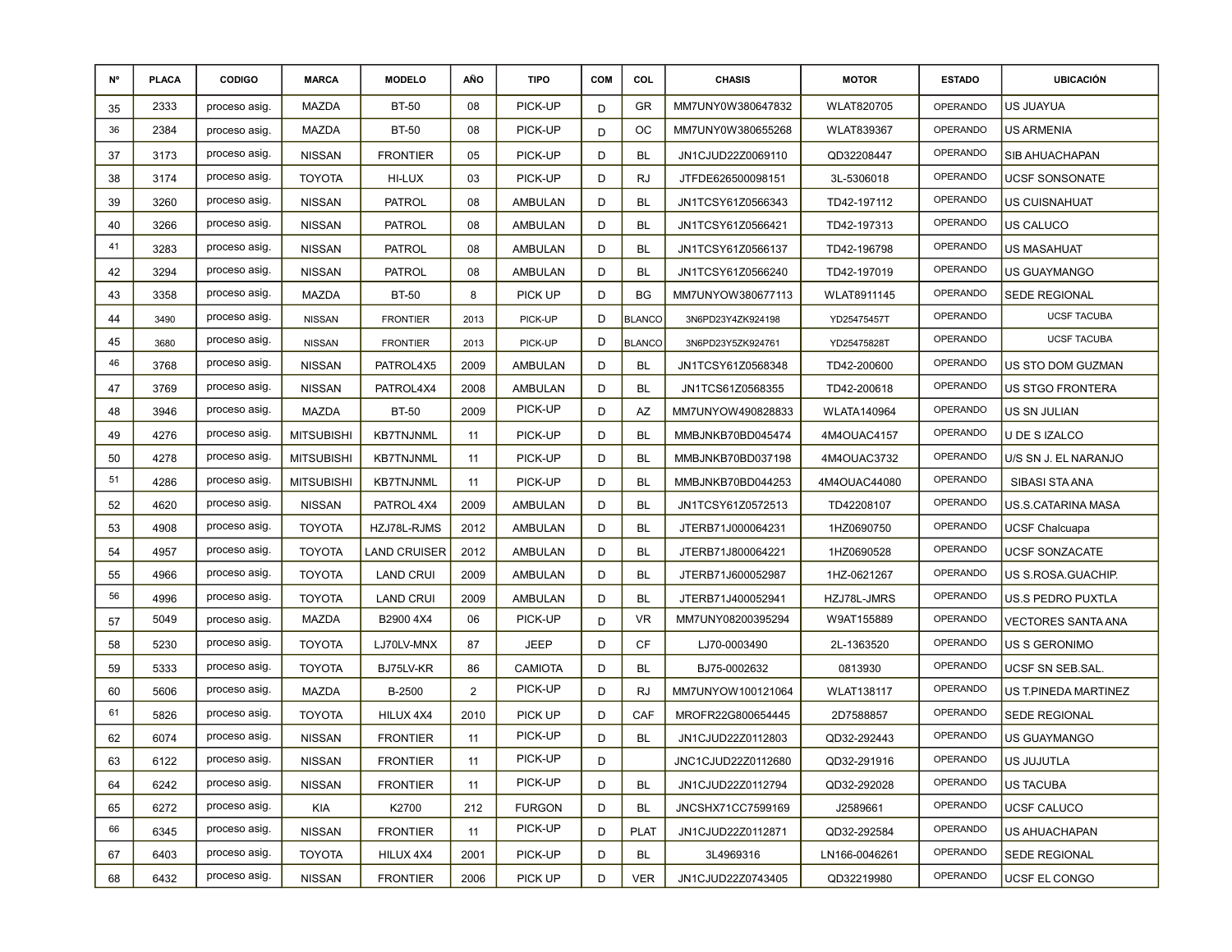| Nº | PLACA | CODIGO | MARCA | MODELO | AÑO | TIPO | COM | COL | CHASIS | MOTOR | ESTADO | UBICACIÓN |
|---|---|---|---|---|---|---|---|---|---|---|---|---|
| 35 | 2333 | proceso asig. | MAZDA | BT-50 | 08 | PICK-UP | D | GR | MM7UNY0W380647832 | WLAT820705 | OPERANDO | US JUAYUA |
| 36 | 2384 | proceso asig. | MAZDA | BT-50 | 08 | PICK-UP | D | OC | MM7UNY0W380655268 | WLAT839367 | OPERANDO | US ARMENIA |
| 37 | 3173 | proceso asig. | NISSAN | FRONTIER | 05 | PICK-UP | D | BL | JN1CJUD22Z0069110 | QD32208447 | OPERANDO | SIB AHUACHAPAN |
| 38 | 3174 | proceso asig. | TOYOTA | HI-LUX | 03 | PICK-UP | D | RJ | JTFDE626500098151 | 3L-5306018 | OPERANDO | UCSF SONSONATE |
| 39 | 3260 | proceso asig. | NISSAN | PATROL | 08 | AMBULAN | D | BL | JN1TCSY61Z0566343 | TD42-197112 | OPERANDO | US CUISNAHUAT |
| 40 | 3266 | proceso asig. | NISSAN | PATROL | 08 | AMBULAN | D | BL | JN1TCSY61Z0566421 | TD42-197313 | OPERANDO | US CALUCO |
| 41 | 3283 | proceso asig. | NISSAN | PATROL | 08 | AMBULAN | D | BL | JN1TCSY61Z0566137 | TD42-196798 | OPERANDO | US MASAHUAT |
| 42 | 3294 | proceso asig. | NISSAN | PATROL | 08 | AMBULAN | D | BL | JN1TCSY61Z0566240 | TD42-197019 | OPERANDO | US GUAYMANGO |
| 43 | 3358 | proceso asig. | MAZDA | BT-50 | 8 | PICK UP | D | BG | MM7UNYOW380677113 | WLAT8911145 | OPERANDO | SEDE REGIONAL |
| 44 | 3490 | proceso asig. | NISSAN | FRONTIER | 2013 | PICK-UP | D | BLANCO | 3N6PD23Y4ZK924198 | YD25475457T | OPERANDO | UCSF TACUBA |
| 45 | 3680 | proceso asig. | NISSAN | FRONTIER | 2013 | PICK-UP | D | BLANCO | 3N6PD23Y5ZK924761 | YD25475828T | OPERANDO | UCSF TACUBA |
| 46 | 3768 | proceso asig. | NISSAN | PATROL4X5 | 2009 | AMBULAN | D | BL | JN1TCSY61Z0568348 | TD42-200600 | OPERANDO | US STO DOM GUZMAN |
| 47 | 3769 | proceso asig. | NISSAN | PATROL4X4 | 2008 | AMBULAN | D | BL | JN1TCS61Z0568355 | TD42-200618 | OPERANDO | US STGO FRONTERA |
| 48 | 3946 | proceso asig. | MAZDA | BT-50 | 2009 | PICK-UP | D | AZ | MM7UNYOW490828833 | WLATA140964 | OPERANDO | US SN JULIAN |
| 49 | 4276 | proceso asig. | MITSUBISHI | KB7TNJNML | 11 | PICK-UP | D | BL | MMBJNKB70BD045474 | 4M4OUAC4157 | OPERANDO | U DE S IZALCO |
| 50 | 4278 | proceso asig. | MITSUBISHI | KB7TNJNML | 11 | PICK-UP | D | BL | MMBJNKB70BD037198 | 4M4OUAC3732 | OPERANDO | U/S SN J. EL NARANJO |
| 51 | 4286 | proceso asig. | MITSUBISHI | KB7TNJNML | 11 | PICK-UP | D | BL | MMBJNKB70BD044253 | 4M4OUAC44080 | OPERANDO | SIBASI STA ANA |
| 52 | 4620 | proceso asig. | NISSAN | PATROL 4X4 | 2009 | AMBULAN | D | BL | JN1TCSY61Z0572513 | TD42208107 | OPERANDO | US.S.CATARINA MASA |
| 53 | 4908 | proceso asig. | TOYOTA | HZJ78L-RJMS | 2012 | AMBULAN | D | BL | JTERB71J000064231 | 1HZ0690750 | OPERANDO | UCSF Chalcuapa |
| 54 | 4957 | proceso asig. | TOYOTA | LAND CRUISER | 2012 | AMBULAN | D | BL | JTERB71J800064221 | 1HZ0690528 | OPERANDO | UCSF SONZACATE |
| 55 | 4966 | proceso asig. | TOYOTA | LAND CRUI | 2009 | AMBULAN | D | BL | JTERB71J600052987 | 1HZ-0621267 | OPERANDO | US S.ROSA.GUACHIP. |
| 56 | 4996 | proceso asig. | TOYOTA | LAND CRUI | 2009 | AMBULAN | D | BL | JTERB71J400052941 | HZJ78L-JMRS | OPERANDO | US.S PEDRO PUXTLA |
| 57 | 5049 | proceso asig. | MAZDA | B2900 4X4 | 06 | PICK-UP | D | VR | MM7UNY08200395294 | W9AT155889 | OPERANDO | VECTORES SANTA ANA |
| 58 | 5230 | proceso asig. | TOYOTA | LJ70LV-MNX | 87 | JEEP | D | CF | LJ70-0003490 | 2L-1363520 | OPERANDO | US S GERONIMO |
| 59 | 5333 | proceso asig. | TOYOTA | BJ75LV-KR | 86 | CAMIOTA | D | BL | BJ75-0002632 | 0813930 | OPERANDO | UCSF SN SEB.SAL. |
| 60 | 5606 | proceso asig. | MAZDA | B-2500 | 2 | PICK-UP | D | RJ | MM7UNYOW100121064 | WLAT138117 | OPERANDO | US T.PINEDA MARTINEZ |
| 61 | 5826 | proceso asig. | TOYOTA | HILUX 4X4 | 2010 | PICK UP | D | CAF | MROFR22G800654445 | 2D7588857 | OPERANDO | SEDE REGIONAL |
| 62 | 6074 | proceso asig. | NISSAN | FRONTIER | 11 | PICK-UP | D | BL | JN1CJUD22Z0112803 | QD32-292443 | OPERANDO | US GUAYMANGO |
| 63 | 6122 | proceso asig. | NISSAN | FRONTIER | 11 | PICK-UP | D | | JNC1CJUD22Z0112680 | QD32-291916 | OPERANDO | US JUJUTLA |
| 64 | 6242 | proceso asig. | NISSAN | FRONTIER | 11 | PICK-UP | D | BL | JN1CJUD22Z0112794 | QD32-292028 | OPERANDO | US TACUBA |
| 65 | 6272 | proceso asig. | KIA | K2700 | 212 | FURGON | D | BL | JNCSHX71CC7599169 | J2589661 | OPERANDO | UCSF CALUCO |
| 66 | 6345 | proceso asig. | NISSAN | FRONTIER | 11 | PICK-UP | D | PLAT | JN1CJUD22Z0112871 | QD32-292584 | OPERANDO | US AHUACHAPAN |
| 67 | 6403 | proceso asig. | TOYOTA | HILUX 4X4 | 2001 | PICK-UP | D | BL | 3L4969316 | LN166-0046261 | OPERANDO | SEDE REGIONAL |
| 68 | 6432 | proceso asig. | NISSAN | FRONTIER | 2006 | PICK UP | D | VER | JN1CJUD22Z0743405 | QD32219980 | OPERANDO | UCSF EL CONGO |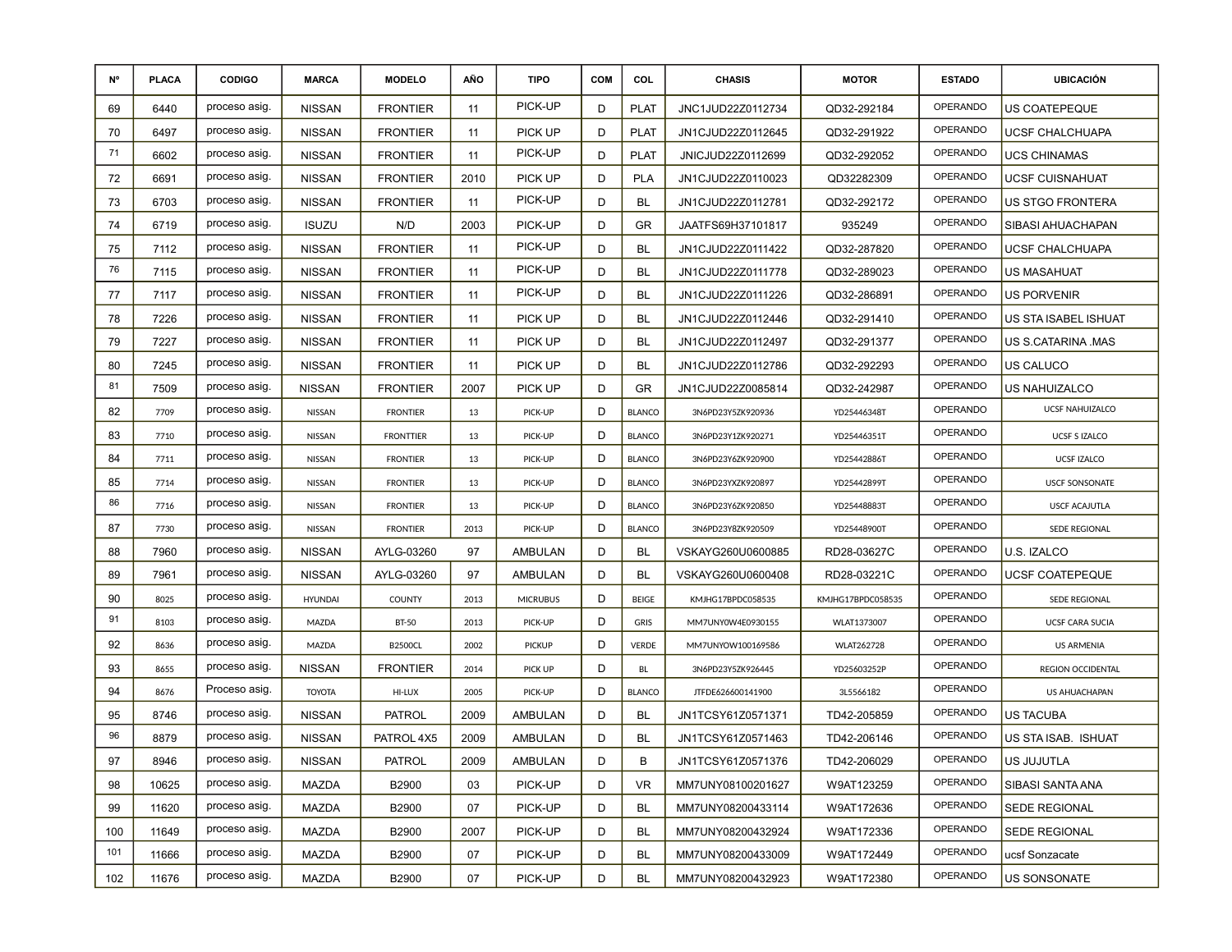| Nº | PLACA | CODIGO | MARCA | MODELO | AÑO | TIPO | COM | COL | CHASIS | MOTOR | ESTADO | UBICACIÓN |
|---|---|---|---|---|---|---|---|---|---|---|---|---|
| 69 | 6440 | proceso asig. | NISSAN | FRONTIER | 11 | PICK-UP | D | PLAT | JNC1JUD22Z0112734 | QD32-292184 | OPERANDO | US COATEPEQUE |
| 70 | 6497 | proceso asig. | NISSAN | FRONTIER | 11 | PICK UP | D | PLAT | JN1CJUD22Z0112645 | QD32-291922 | OPERANDO | UCSF CHALCHUAPA |
| 71 | 6602 | proceso asig. | NISSAN | FRONTIER | 11 | PICK-UP | D | PLAT | JNICJUD22Z0112699 | QD32-292052 | OPERANDO | UCS CHINAMAS |
| 72 | 6691 | proceso asig. | NISSAN | FRONTIER | 2010 | PICK UP | D | PLA | JN1CJUD22Z0110023 | QD32282309 | OPERANDO | UCSF CUISNAHUAT |
| 73 | 6703 | proceso asig. | NISSAN | FRONTIER | 11 | PICK-UP | D | BL | JN1CJUD22Z0112781 | QD32-292172 | OPERANDO | US STGO FRONTERA |
| 74 | 6719 | proceso asig. | ISUZU | N/D | 2003 | PICK-UP | D | GR | JAATFS69H37101817 | 935249 | OPERANDO | SIBASI AHUACHAPAN |
| 75 | 7112 | proceso asig. | NISSAN | FRONTIER | 11 | PICK-UP | D | BL | JN1CJUD22Z0111422 | QD32-287820 | OPERANDO | UCSF CHALCHUAPA |
| 76 | 7115 | proceso asig. | NISSAN | FRONTIER | 11 | PICK-UP | D | BL | JN1CJUD22Z0111778 | QD32-289023 | OPERANDO | US MASAHUAT |
| 77 | 7117 | proceso asig. | NISSAN | FRONTIER | 11 | PICK-UP | D | BL | JN1CJUD22Z0111226 | QD32-286891 | OPERANDO | US PORVENIR |
| 78 | 7226 | proceso asig. | NISSAN | FRONTIER | 11 | PICK UP | D | BL | JN1CJUD22Z0112446 | QD32-291410 | OPERANDO | US STA ISABEL ISHUAT |
| 79 | 7227 | proceso asig. | NISSAN | FRONTIER | 11 | PICK UP | D | BL | JN1CJUD22Z0112497 | QD32-291377 | OPERANDO | US S.CATARINA .MAS |
| 80 | 7245 | proceso asig. | NISSAN | FRONTIER | 11 | PICK UP | D | BL | JN1CJUD22Z0112786 | QD32-292293 | OPERANDO | US CALUCO |
| 81 | 7509 | proceso asig. | NISSAN | FRONTIER | 2007 | PICK UP | D | GR | JN1CJUD22Z0085814 | QD32-242987 | OPERANDO | US NAHUIZALCO |
| 82 | 7709 | proceso asig. | NISSAN | FRONTIER | 13 | PICK-UP | D | BLANCO | 3N6PD23Y5ZK920936 | YD25446348T | OPERANDO | UCSF NAHUIZALCO |
| 83 | 7710 | proceso asig. | NISSAN | FRONTTIER | 13 | PICK-UP | D | BLANCO | 3N6PD23Y1ZK920271 | YD25446351T | OPERANDO | UCSF S IZALCO |
| 84 | 7711 | proceso asig. | NISSAN | FRONTIER | 13 | PICK-UP | D | BLANCO | 3N6PD23Y6ZK920900 | YD25442886T | OPERANDO | UCSF IZALCO |
| 85 | 7714 | proceso asig. | NISSAN | FRONTIER | 13 | PICK-UP | D | BLANCO | 3N6PD23YXZK920897 | YD25442899T | OPERANDO | USCF SONSONATE |
| 86 | 7716 | proceso asig. | NISSAN | FRONTIER | 13 | PICK-UP | D | BLANCO | 3N6PD23Y6ZK920850 | YD25448883T | OPERANDO | USCF ACAJUTLA |
| 87 | 7730 | proceso asig. | NISSAN | FRONTIER | 2013 | PICK-UP | D | BLANCO | 3N6PD23Y8ZK920509 | YD25448900T | OPERANDO | SEDE REGIONAL |
| 88 | 7960 | proceso asig. | NISSAN | AYLG-03260 | 97 | AMBULAN | D | BL | VSKAYG260U0600885 | RD28-03627C | OPERANDO | U.S. IZALCO |
| 89 | 7961 | proceso asig. | NISSAN | AYLG-03260 | 97 | AMBULAN | D | BL | VSKAYG260U0600408 | RD28-03221C | OPERANDO | UCSF COATEPEQUE |
| 90 | 8025 | proceso asig. | HYUNDAI | COUNTY | 2013 | MICRUBUS | D | BEIGE | KMJHG17BPDC058535 | KMJHG17BPDC058535 | OPERANDO | SEDE REGIONAL |
| 91 | 8103 | proceso asig. | MAZDA | BT-50 | 2013 | PICK-UP | D | GRIS | MM7UNY0W4E0930155 | WLAT1373007 | OPERANDO | UCSF CARA SUCIA |
| 92 | 8636 | proceso asig. | MAZDA | B2500CL | 2002 | PICKUP | D | VERDE | MM7UNYOW100169586 | WLAT262728 | OPERANDO | US ARMENIA |
| 93 | 8655 | proceso asig. | NISSAN | FRONTIER | 2014 | PICK UP | D | BL | 3N6PD23Y5ZK926445 | YD25603252P | OPERANDO | REGION OCCIDENTAL |
| 94 | 8676 | Proceso asig. | TOYOTA | HI-LUX | 2005 | PICK-UP | D | BLANCO | JTFDE626600141900 | 3L5566182 | OPERANDO | US AHUACHAPAN |
| 95 | 8746 | proceso asig. | NISSAN | PATROL | 2009 | AMBULAN | D | BL | JN1TCSY61Z0571371 | TD42-205859 | OPERANDO | US TACUBA |
| 96 | 8879 | proceso asig. | NISSAN | PATROL 4X5 | 2009 | AMBULAN | D | BL | JN1TCSY61Z0571463 | TD42-206146 | OPERANDO | US STA ISAB. ISHUAT |
| 97 | 8946 | proceso asig. | NISSAN | PATROL | 2009 | AMBULAN | D | B | JN1TCSY61Z0571376 | TD42-206029 | OPERANDO | US JUJUTLA |
| 98 | 10625 | proceso asig. | MAZDA | B2900 | 03 | PICK-UP | D | VR | MM7UNY08100201627 | W9AT123259 | OPERANDO | SIBASI SANTA ANA |
| 99 | 11620 | proceso asig. | MAZDA | B2900 | 07 | PICK-UP | D | BL | MM7UNY08200433114 | W9AT172636 | OPERANDO | SEDE REGIONAL |
| 100 | 11649 | proceso asig. | MAZDA | B2900 | 2007 | PICK-UP | D | BL | MM7UNY08200432924 | W9AT172336 | OPERANDO | SEDE REGIONAL |
| 101 | 11666 | proceso asig. | MAZDA | B2900 | 07 | PICK-UP | D | BL | MM7UNY08200433009 | W9AT172449 | OPERANDO | ucsf Sonzacate |
| 102 | 11676 | proceso asig. | MAZDA | B2900 | 07 | PICK-UP | D | BL | MM7UNY08200432923 | W9AT172380 | OPERANDO | US SONSONATE |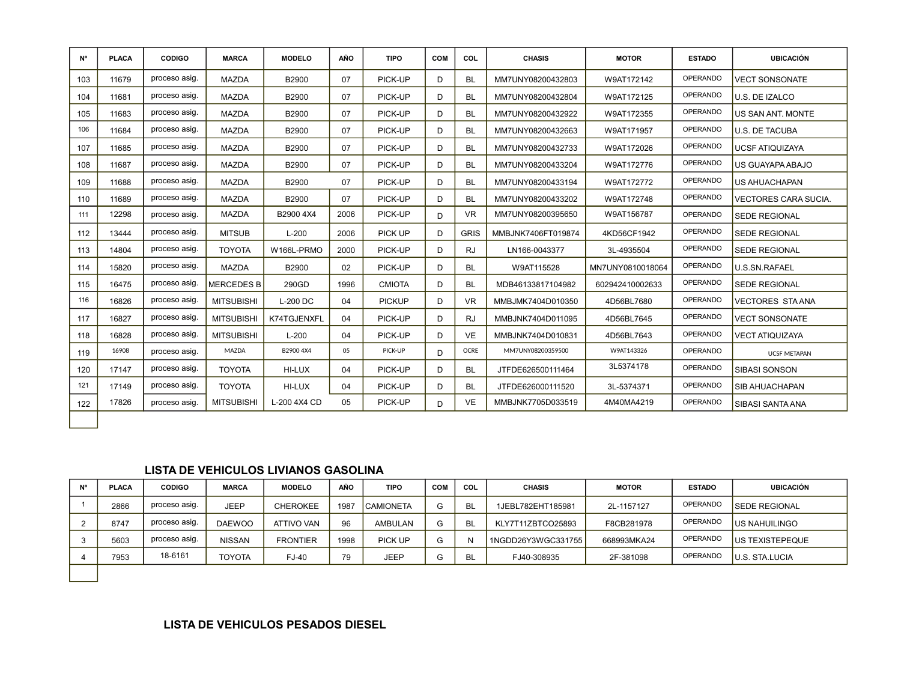| Nº | PLACA | CODIGO | MARCA | MODELO | AÑO | TIPO | COM | COL | CHASIS | MOTOR | ESTADO | UBICACIÓN |
|---|---|---|---|---|---|---|---|---|---|---|---|---|
| 103 | 11679 | proceso asig. | MAZDA | B2900 | 07 | PICK-UP | D | BL | MM7UNY08200432803 | W9AT172142 | OPERANDO | VECT SONSONATE |
| 104 | 11681 | proceso asig. | MAZDA | B2900 | 07 | PICK-UP | D | BL | MM7UNY08200432804 | W9AT172125 | OPERANDO | U.S. DE IZALCO |
| 105 | 11683 | proceso asig. | MAZDA | B2900 | 07 | PICK-UP | D | BL | MM7UNY08200432922 | W9AT172355 | OPERANDO | US SAN ANT. MONTE |
| 106 | 11684 | proceso asig. | MAZDA | B2900 | 07 | PICK-UP | D | BL | MM7UNY08200432663 | W9AT171957 | OPERANDO | U.S. DE TACUBA |
| 107 | 11685 | proceso asig. | MAZDA | B2900 | 07 | PICK-UP | D | BL | MM7UNY08200432733 | W9AT172026 | OPERANDO | UCSF ATIQUIZAYA |
| 108 | 11687 | proceso asig. | MAZDA | B2900 | 07 | PICK-UP | D | BL | MM7UNY08200433204 | W9AT172776 | OPERANDO | US GUAYAPA ABAJO |
| 109 | 11688 | proceso asig. | MAZDA | B2900 | 07 | PICK-UP | D | BL | MM7UNY08200433194 | W9AT172772 | OPERANDO | US AHUACHAPAN |
| 110 | 11689 | proceso asig. | MAZDA | B2900 | 07 | PICK-UP | D | BL | MM7UNY08200433202 | W9AT172748 | OPERANDO | VECTORES CARA SUCIA. |
| 111 | 12298 | proceso asig. | MAZDA | B2900 4X4 | 2006 | PICK-UP | D | VR | MM7UNY08200395650 | W9AT156787 | OPERANDO | SEDE REGIONAL |
| 112 | 13444 | proceso asig. | MITSUB | L-200 | 2006 | PICK UP | D | GRIS | MMBJNK7406FT019874 | 4KD56CF1942 | OPERANDO | SEDE REGIONAL |
| 113 | 14804 | proceso asig. | TOYOTA | W166L-PRMO | 2000 | PICK-UP | D | RJ | LN166-0043377 | 3L-4935504 | OPERANDO | SEDE REGIONAL |
| 114 | 15820 | proceso asig. | MAZDA | B2900 | 02 | PICK-UP | D | BL | W9AT115528 | MN7UNY0810018064 | OPERANDO | U.S.SN.RAFAEL |
| 115 | 16475 | proceso asig. | MERCEDES B | 290GD | 1996 | CMIOTA | D | BL | MDB46133817104982 | 602942410002633 | OPERANDO | SEDE REGIONAL |
| 116 | 16826 | proceso asig. | MITSUBISHI | L-200 DC | 04 | PICKUP | D | VR | MMBJMK7404D010350 | 4D56BL7680 | OPERANDO | VECTORES STA ANA |
| 117 | 16827 | proceso asig. | MITSUBISHI | K74TGJENXFL | 04 | PICK-UP | D | RJ | MMBJNK7404D011095 | 4D56BL7645 | OPERANDO | VECT SONSONATE |
| 118 | 16828 | proceso asig. | MITSUBISHI | L-200 | 04 | PICK-UP | D | VE | MMBJNK7404D010831 | 4D56BL7643 | OPERANDO | VECT ATIQUIZAYA |
| 119 | 16908 | proceso asig. | MAZDA | B2900 4X4 | 05 | PICK-UP | D | OCRE | MM7UNY08200359500 | W9AT143326 | OPERANDO | UCSF METAPAN |
| 120 | 17147 | proceso asig. | TOYOTA | HI-LUX | 04 | PICK-UP | D | BL | JTFDE626500111464 | 3L5374178 | OPERANDO | SIBASI SONSON |
| 121 | 17149 | proceso asig. | TOYOTA | HI-LUX | 04 | PICK-UP | D | BL | JTFDE626000111520 | 3L-5374371 | OPERANDO | SIB AHUACHAPAN |
| 122 | 17826 | proceso asig. | MITSUBISHI | L-200 4X4 CD | 05 | PICK-UP | D | VE | MMBJNK7705D033519 | 4M40MA4219 | OPERANDO | SIBASI SANTA ANA |

## LISTA DE VEHICULOS LIVIANOS GASOLINA

| Nº | PLACA | CODIGO | MARCA | MODELO | AÑO | TIPO | COM | COL | CHASIS | MOTOR | ESTADO | UBICACIÓN |
|---|---|---|---|---|---|---|---|---|---|---|---|---|
| 1 | 2866 | proceso asig. | JEEP | CHEROKEE | 1987 | CAMIONETA | G | BL | 1JEBL782EHT185981 | 2L-1157127 | OPERANDO | SEDE REGIONAL |
| 2 | 8747 | proceso asig. | DAEWOO | ATTIVO VAN | 96 | AMBULAN | G | BL | KLY7T11ZBTCO25893 | F8CB281978 | OPERANDO | US NAHUILINGO |
| 3 | 5603 | proceso asig. | NISSAN | FRONTIER | 1998 | PICK UP | G | N | 1NGDD26Y3WGC331755 | 668993MKA24 | OPERANDO | US TEXISTEPEQUE |
| 4 | 7953 | 18-6161 | TOYOTA | FJ-40 | 79 | JEEP | G | BL | FJ40-308935 | 2F-381098 | OPERANDO | U.S. STA.LUCIA |

## LISTA DE VEHICULOS PESADOS DIESEL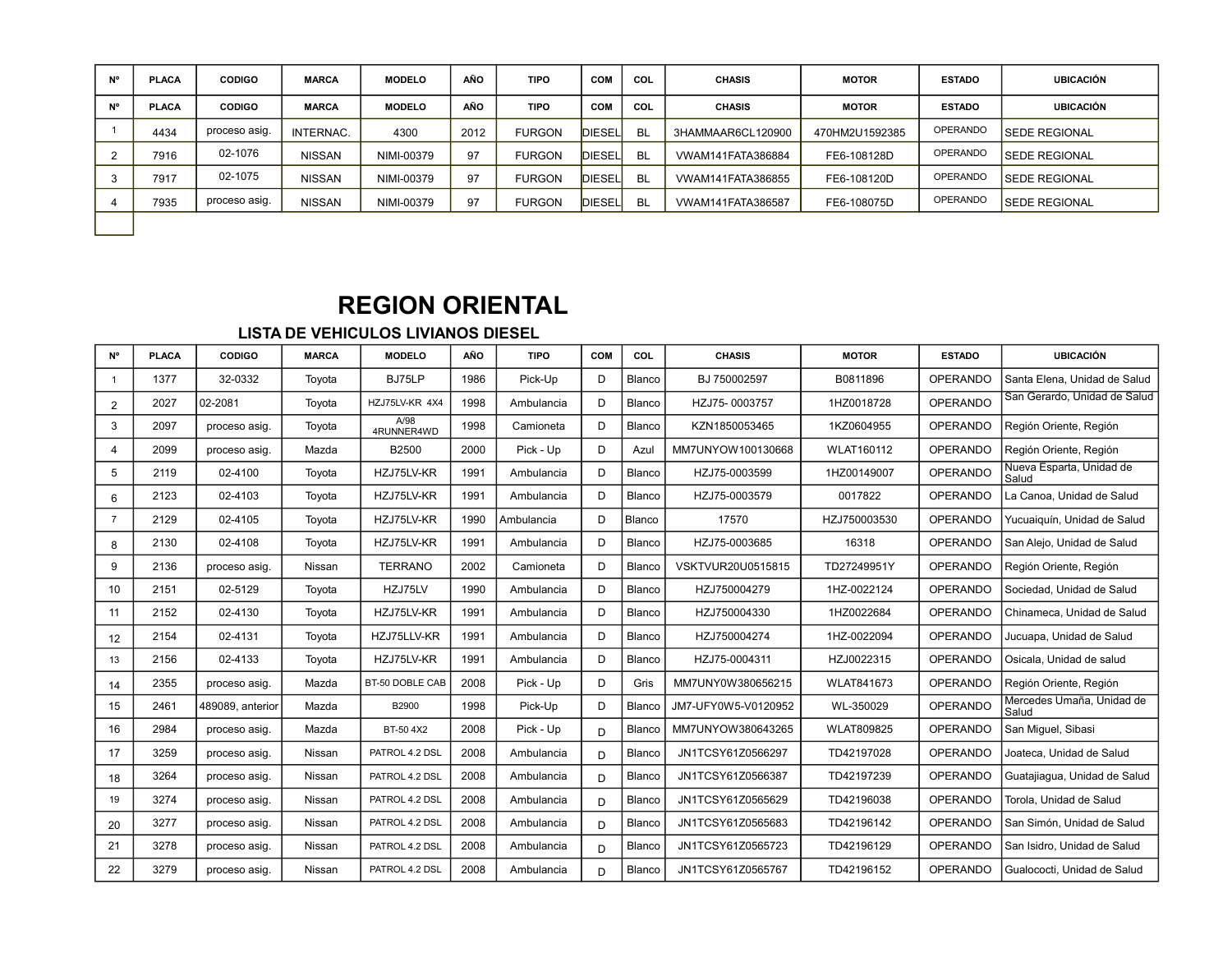| Nº | PLACA | CODIGO | MARCA | MODELO | AÑO | TIPO | COM | COL | CHASIS | MOTOR | ESTADO | UBICACIÓN |
|---|---|---|---|---|---|---|---|---|---|---|---|---|
| Nº | PLACA | CODIGO | MARCA | MODELO | AÑO | TIPO | COM | COL | CHASIS | MOTOR | ESTADO | UBICACIÓN |
| 1 | 4434 | proceso asig. | INTERNAC. | 4300 | 2012 | FURGON | DIESEL | BL | 3HAMMAAR6CL120900 | 470HM2U1592385 | OPERANDO | SEDE REGIONAL |
| 2 | 7916 | 02-1076 | NISSAN | NIMI-00379 | 97 | FURGON | DIESEL | BL | VWAM141FATA386884 | FE6-108128D | OPERANDO | SEDE REGIONAL |
| 3 | 7917 | 02-1075 | NISSAN | NIMI-00379 | 97 | FURGON | DIESEL | BL | VWAM141FATA386855 | FE6-108120D | OPERANDO | SEDE REGIONAL |
| 4 | 7935 | proceso asig. | NISSAN | NIMI-00379 | 97 | FURGON | DIESEL | BL | VWAM141FATA386587 | FE6-108075D | OPERANDO | SEDE REGIONAL |

# REGION ORIENTAL

## LISTA DE VEHICULOS LIVIANOS DIESEL

| Nº | PLACA | CODIGO | MARCA | MODELO | AÑO | TIPO | COM | COL | CHASIS | MOTOR | ESTADO | UBICACIÓN |
|---|---|---|---|---|---|---|---|---|---|---|---|---|
| 1 | 1377 | 32-0332 | Toyota | BJ75LP | 1986 | Pick-Up | D | Blanco | BJ 750002597 | B0811896 | OPERANDO | Santa Elena, Unidad de Salud |
| 2 | 2027 | 02-2081 | Toyota | HZJ75LV-KR 4X4 | 1998 | Ambulancia | D | Blanco | HZJ75- 0003757 | 1HZ0018728 | OPERANDO | San Gerardo, Unidad de Salud |
| 3 | 2097 | proceso asig. | Toyota | A/98 4RUNNER4WD | 1998 | Camioneta | D | Blanco | KZN1850053465 | 1KZ0604955 | OPERANDO | Región Oriente, Región |
| 4 | 2099 | proceso asig. | Mazda | B2500 | 2000 | Pick - Up | D | Azul | MM7UNYOW100130668 | WLAT160112 | OPERANDO | Región Oriente, Región |
| 5 | 2119 | 02-4100 | Toyota | HZJ75LV-KR | 1991 | Ambulancia | D | Blanco | HZJ75-0003599 | 1HZ00149007 | OPERANDO | Nueva Esparta, Unidad de Salud |
| 6 | 2123 | 02-4103 | Toyota | HZJ75LV-KR | 1991 | Ambulancia | D | Blanco | HZJ75-0003579 | 0017822 | OPERANDO | La Canoa, Unidad de Salud |
| 7 | 2129 | 02-4105 | Toyota | HZJ75LV-KR | 1990 | Ambulancia | D | Blanco | 17570 | HZJ750003530 | OPERANDO | Yucuaiquín, Unidad de Salud |
| 8 | 2130 | 02-4108 | Toyota | HZJ75LV-KR | 1991 | Ambulancia | D | Blanco | HZJ75-0003685 | 16318 | OPERANDO | San Alejo, Unidad de Salud |
| 9 | 2136 | proceso asig. | Nissan | TERRANO | 2002 | Camioneta | D | Blanco | VSKTVUR20U0515815 | TD27249951Y | OPERANDO | Región Oriente, Región |
| 10 | 2151 | 02-5129 | Toyota | HZJ75LV | 1990 | Ambulancia | D | Blanco | HZJ750004279 | 1HZ-0022124 | OPERANDO | Sociedad, Unidad de Salud |
| 11 | 2152 | 02-4130 | Toyota | HZJ75LV-KR | 1991 | Ambulancia | D | Blanco | HZJ750004330 | 1HZ0022684 | OPERANDO | Chinameca, Unidad de Salud |
| 12 | 2154 | 02-4131 | Toyota | HZJ75LLV-KR | 1991 | Ambulancia | D | Blanco | HZJ750004274 | 1HZ-0022094 | OPERANDO | Jucuapa, Unidad de Salud |
| 13 | 2156 | 02-4133 | Toyota | HZJ75LV-KR | 1991 | Ambulancia | D | Blanco | HZJ75-0004311 | HZJ0022315 | OPERANDO | Osicala, Unidad de salud |
| 14 | 2355 | proceso asig. | Mazda | BT-50 DOBLE CAB | 2008 | Pick - Up | D | Gris | MM7UNY0W380656215 | WLAT841673 | OPERANDO | Región Oriente, Región |
| 15 | 2461 | 489089, anterior | Mazda | B2900 | 1998 | Pick-Up | D | Blanco | JM7-UFY0W5-V0120952 | WL-350029 | OPERANDO | Mercedes Umaña, Unidad de Salud |
| 16 | 2984 | proceso asig. | Mazda | BT-50 4X2 | 2008 | Pick - Up | D | Blanco | MM7UNYOW380643265 | WLAT809825 | OPERANDO | San Miguel, Sibasi |
| 17 | 3259 | proceso asig. | Nissan | PATROL 4.2 DSL | 2008 | Ambulancia | D | Blanco | JN1TCSY61Z0566297 | TD42197028 | OPERANDO | Joateca, Unidad de Salud |
| 18 | 3264 | proceso asig. | Nissan | PATROL 4.2 DSL | 2008 | Ambulancia | D | Blanco | JN1TCSY61Z0566387 | TD42197239 | OPERANDO | Guatajiagua, Unidad de Salud |
| 19 | 3274 | proceso asig. | Nissan | PATROL 4.2 DSL | 2008 | Ambulancia | D | Blanco | JN1TCSY61Z0565629 | TD42196038 | OPERANDO | Torola, Unidad de Salud |
| 20 | 3277 | proceso asig. | Nissan | PATROL 4.2 DSL | 2008 | Ambulancia | D | Blanco | JN1TCSY61Z0565683 | TD42196142 | OPERANDO | San Simón, Unidad de Salud |
| 21 | 3278 | proceso asig. | Nissan | PATROL 4.2 DSL | 2008 | Ambulancia | D | Blanco | JN1TCSY61Z0565723 | TD42196129 | OPERANDO | San Isidro, Unidad de Salud |
| 22 | 3279 | proceso asig. | Nissan | PATROL 4.2 DSL | 2008 | Ambulancia | D | Blanco | JN1TCSY61Z0565767 | TD42196152 | OPERANDO | Gualococti, Unidad de Salud |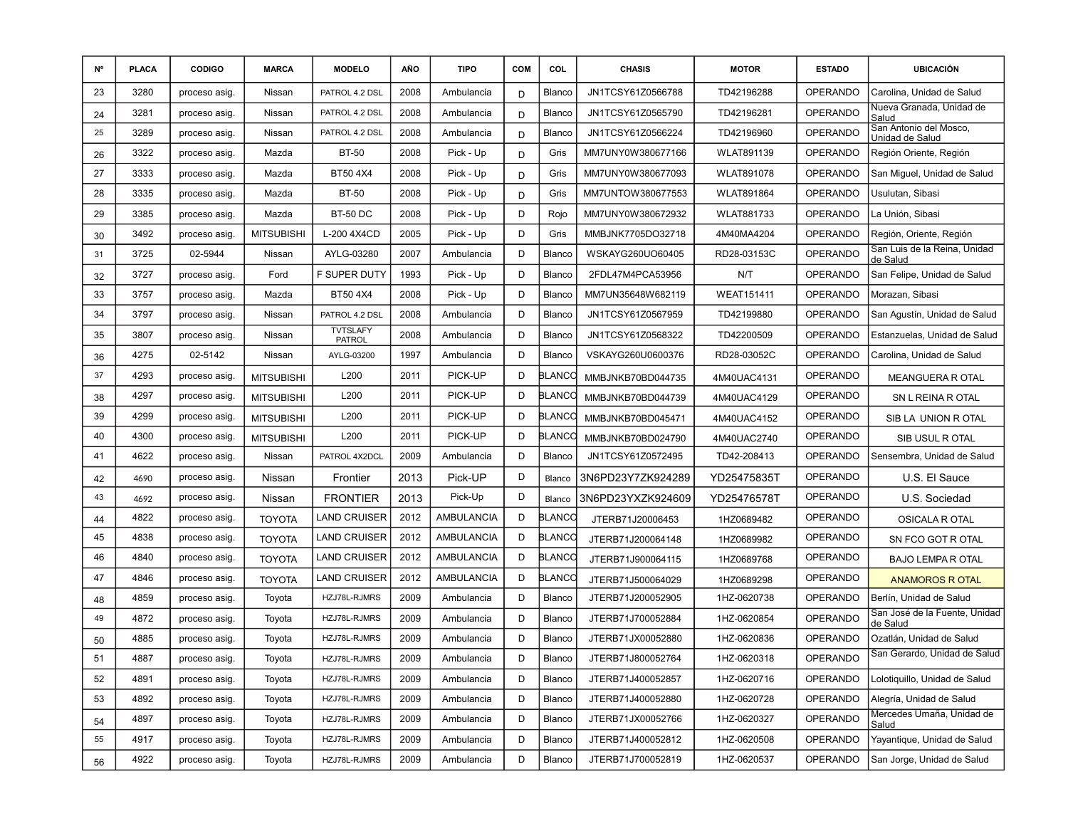| Nº | PLACA | CODIGO | MARCA | MODELO | AÑO | TIPO | COM | COL | CHASIS | MOTOR | ESTADO | UBICACIÓN |
|---|---|---|---|---|---|---|---|---|---|---|---|---|
| 23 | 3280 | proceso asig. | Nissan | PATROL 4.2 DSL | 2008 | Ambulancia | D | Blanco | JN1TCSY61Z0566788 | TD42196288 | OPERANDO | Carolina, Unidad de Salud |
| 24 | 3281 | proceso asig. | Nissan | PATROL 4.2 DSL | 2008 | Ambulancia | D | Blanco | JN1TCSY61Z0565790 | TD42196281 | OPERANDO | Nueva Granada, Unidad de Salud |
| 25 | 3289 | proceso asig. | Nissan | PATROL 4.2 DSL | 2008 | Ambulancia | D | Blanco | JN1TCSY61Z0566224 | TD42196960 | OPERANDO | San Antonio del Mosco, Unidad de Salud |
| 26 | 3322 | proceso asig. | Mazda | BT-50 | 2008 | Pick - Up | D | Gris | MM7UNY0W380677166 | WLAT891139 | OPERANDO | Región Oriente, Región |
| 27 | 3333 | proceso asig. | Mazda | BT50 4X4 | 2008 | Pick - Up | D | Gris | MM7UNY0W380677093 | WLAT891078 | OPERANDO | San Miguel, Unidad de Salud |
| 28 | 3335 | proceso asig. | Mazda | BT-50 | 2008 | Pick - Up | D | Gris | MM7UNTOW380677553 | WLAT891864 | OPERANDO | Usulutan, Sibasi |
| 29 | 3385 | proceso asig. | Mazda | BT-50 DC | 2008 | Pick - Up | D | Rojo | MM7UNY0W380672932 | WLAT881733 | OPERANDO | La Unión, Sibasi |
| 30 | 3492 | proceso asig. | MITSUBISHI | L-200 4X4CD | 2005 | Pick - Up | D | Gris | MMBJNK7705DO32718 | 4M40MA4204 | OPERANDO | Región, Oriente, Región |
| 31 | 3725 | 02-5944 | Nissan | AYLG-03280 | 2007 | Ambulancia | D | Blanco | WSKAYG260UO60405 | RD28-03153C | OPERANDO | San Luis de la Reina, Unidad de Salud |
| 32 | 3727 | proceso asig. | Ford | F SUPER DUTY | 1993 | Pick - Up | D | Blanco | 2FDL47M4PCA53956 | N/T | OPERANDO | San Felipe, Unidad de Salud |
| 33 | 3757 | proceso asig. | Mazda | BT50 4X4 | 2008 | Pick - Up | D | Blanco | MM7UN35648W682119 | WEAT151411 | OPERANDO | Morazan, Sibasi |
| 34 | 3797 | proceso asig. | Nissan | PATROL 4.2 DSL | 2008 | Ambulancia | D | Blanco | JN1TCSY61Z0567959 | TD42199880 | OPERANDO | San Agustín, Unidad de Salud |
| 35 | 3807 | proceso asig. | Nissan | TVTSLAFY PATROL | 2008 | Ambulancia | D | Blanco | JN1TCSY61Z0568322 | TD42200509 | OPERANDO | Estanzuelas, Unidad de Salud |
| 36 | 4275 | 02-5142 | Nissan | AYLG-03200 | 1997 | Ambulancia | D | Blanco | VSKAYG260U0600376 | RD28-03052C | OPERANDO | Carolina, Unidad de Salud |
| 37 | 4293 | proceso asig. | MITSUBISHI | L200 | 2011 | PICK-UP | D | BLANCO | MMBJNKB70BD044735 | 4M40UAC4131 | OPERANDO | MEANGUERA R OTAL |
| 38 | 4297 | proceso asig. | MITSUBISHI | L200 | 2011 | PICK-UP | D | BLANCO | MMBJNKB70BD044739 | 4M40UAC4129 | OPERANDO | SN L REINA R OTAL |
| 39 | 4299 | proceso asig. | MITSUBISHI | L200 | 2011 | PICK-UP | D | BLANCO | MMBJNKB70BD045471 | 4M40UAC4152 | OPERANDO | SIB LA UNION R OTAL |
| 40 | 4300 | proceso asig. | MITSUBISHI | L200 | 2011 | PICK-UP | D | BLANCO | MMBJNKB70BD024790 | 4M40UAC2740 | OPERANDO | SIB USUL R OTAL |
| 41 | 4622 | proceso asig. | Nissan | PATROL 4X2DCL | 2009 | Ambulancia | D | Blanco | JN1TCSY61Z0572495 | TD42-208413 | OPERANDO | Sensembra, Unidad de Salud |
| 42 | 4690 | proceso asig. | Nissan | Frontier | 2013 | Pick-UP | D | Blanco | 3N6PD23Y7ZK924289 | YD25475835T | OPERANDO | U.S. El Sauce |
| 43 | 4692 | proceso asig. | Nissan | FRONTIER | 2013 | Pick-Up | D | Blanco | 3N6PD23YXZK924609 | YD25476578T | OPERANDO | U.S. Sociedad |
| 44 | 4822 | proceso asig. | TOYOTA | LAND CRUISER | 2012 | AMBULANCIA | D | BLANCO | JTERB71J20006453 | 1HZ0689482 | OPERANDO | OSICALA R OTAL |
| 45 | 4838 | proceso asig. | TOYOTA | LAND CRUISER | 2012 | AMBULANCIA | D | BLANCO | JTERB71J200064148 | 1HZ0689982 | OPERANDO | SN FCO GOT R OTAL |
| 46 | 4840 | proceso asig. | TOYOTA | LAND CRUISER | 2012 | AMBULANCIA | D | BLANCO | JTERB71J900064115 | 1HZ0689768 | OPERANDO | BAJO LEMPA R OTAL |
| 47 | 4846 | proceso asig. | TOYOTA | LAND CRUISER | 2012 | AMBULANCIA | D | BLANCO | JTERB71J500064029 | 1HZ0689298 | OPERANDO | ANAMOROS R OTAL |
| 48 | 4859 | proceso asig. | Toyota | HZJ78L-RJMRS | 2009 | Ambulancia | D | Blanco | JTERB71J200052905 | 1HZ-0620738 | OPERANDO | Berlín, Unidad de Salud |
| 49 | 4872 | proceso asig. | Toyota | HZJ78L-RJMRS | 2009 | Ambulancia | D | Blanco | JTERB71J700052884 | 1HZ-0620854 | OPERANDO | San José de la Fuente, Unidad de Salud |
| 50 | 4885 | proceso asig. | Toyota | HZJ78L-RJMRS | 2009 | Ambulancia | D | Blanco | JTERB71JX00052880 | 1HZ-0620836 | OPERANDO | Ozatlán, Unidad de Salud |
| 51 | 4887 | proceso asig. | Toyota | HZJ78L-RJMRS | 2009 | Ambulancia | D | Blanco | JTERB71J800052764 | 1HZ-0620318 | OPERANDO | San Gerardo, Unidad de Salud |
| 52 | 4891 | proceso asig. | Toyota | HZJ78L-RJMRS | 2009 | Ambulancia | D | Blanco | JTERB71J400052857 | 1HZ-0620716 | OPERANDO | Lolotiquillo, Unidad de Salud |
| 53 | 4892 | proceso asig. | Toyota | HZJ78L-RJMRS | 2009 | Ambulancia | D | Blanco | JTERB71J400052880 | 1HZ-0620728 | OPERANDO | Alegría, Unidad de Salud |
| 54 | 4897 | proceso asig. | Toyota | HZJ78L-RJMRS | 2009 | Ambulancia | D | Blanco | JTERB71JX00052766 | 1HZ-0620327 | OPERANDO | Mercedes Umaña, Unidad de Salud |
| 55 | 4917 | proceso asig. | Toyota | HZJ78L-RJMRS | 2009 | Ambulancia | D | Blanco | JTERB71J400052812 | 1HZ-0620508 | OPERANDO | Yayantique, Unidad de Salud |
| 56 | 4922 | proceso asig. | Toyota | HZJ78L-RJMRS | 2009 | Ambulancia | D | Blanco | JTERB71J700052819 | 1HZ-0620537 | OPERANDO | San Jorge, Unidad de Salud |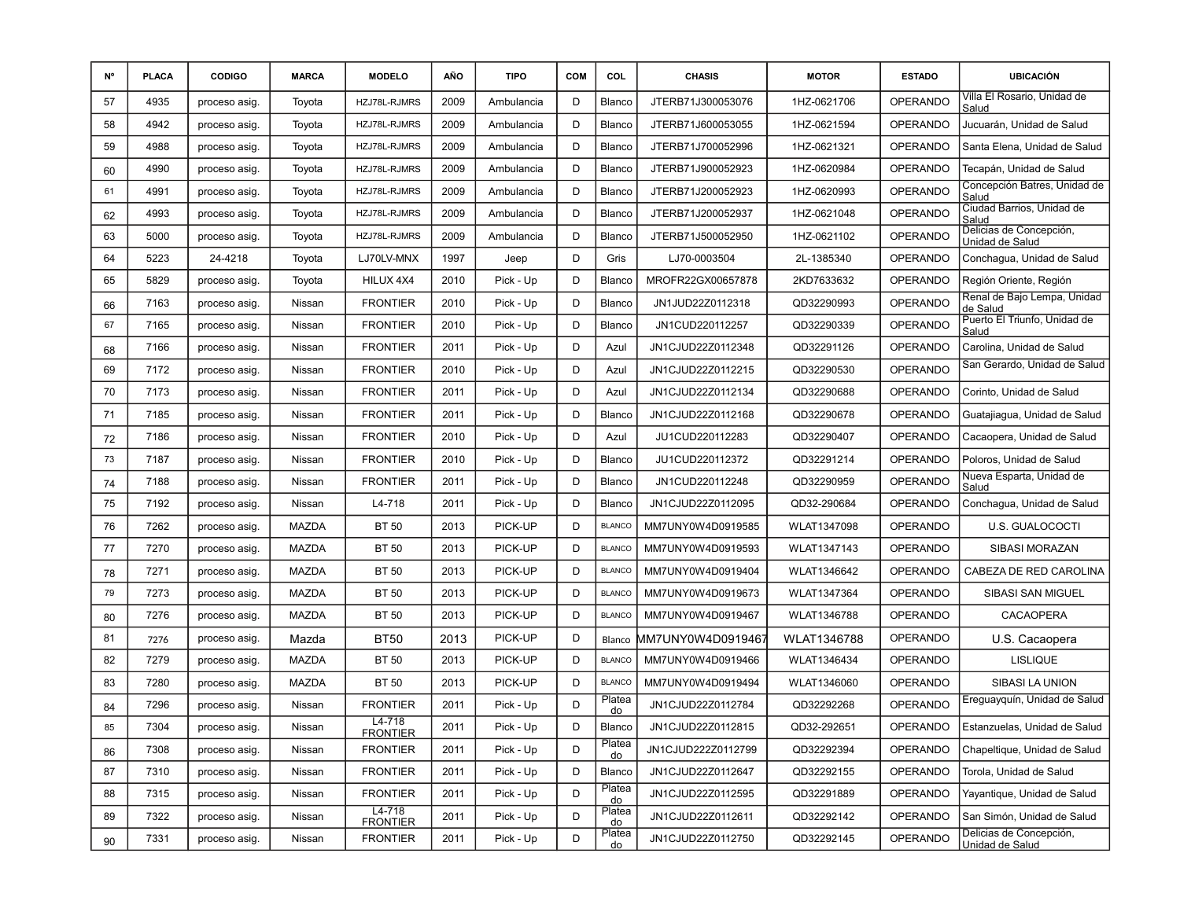| Nº | PLACA | CODIGO | MARCA | MODELO | AÑO | TIPO | COM | COL | CHASIS | MOTOR | ESTADO | UBICACIÓN |
|---|---|---|---|---|---|---|---|---|---|---|---|---|
| 57 | 4935 | proceso asig. | Toyota | HZJ78L-RJMRS | 2009 | Ambulancia | D | Blanco | JTERB71J300053076 | 1HZ-0621706 | OPERANDO | Villa El Rosario, Unidad de Salud |
| 58 | 4942 | proceso asig. | Toyota | HZJ78L-RJMRS | 2009 | Ambulancia | D | Blanco | JTERB71J600053055 | 1HZ-0621594 | OPERANDO | Jucuarán, Unidad de Salud |
| 59 | 4988 | proceso asig. | Toyota | HZJ78L-RJMRS | 2009 | Ambulancia | D | Blanco | JTERB71J700052996 | 1HZ-0621321 | OPERANDO | Santa Elena, Unidad de Salud |
| 60 | 4990 | proceso asig. | Toyota | HZJ78L-RJMRS | 2009 | Ambulancia | D | Blanco | JTERB71J900052923 | 1HZ-0620984 | OPERANDO | Tecapán, Unidad de Salud |
| 61 | 4991 | proceso asig. | Toyota | HZJ78L-RJMRS | 2009 | Ambulancia | D | Blanco | JTERB71J200052923 | 1HZ-0620993 | OPERANDO | Concepción Batres, Unidad de Salud |
| 62 | 4993 | proceso asig. | Toyota | HZJ78L-RJMRS | 2009 | Ambulancia | D | Blanco | JTERB71J200052937 | 1HZ-0621048 | OPERANDO | Ciudad Barrios, Unidad de Salud |
| 63 | 5000 | proceso asig. | Toyota | HZJ78L-RJMRS | 2009 | Ambulancia | D | Blanco | JTERB71J500052950 | 1HZ-0621102 | OPERANDO | Delicias de Concepción, Unidad de Salud |
| 64 | 5223 | 24-4218 | Toyota | LJ70LV-MNX | 1997 | Jeep | D | Gris | LJ70-0003504 | 2L-1385340 | OPERANDO | Conchagua, Unidad de Salud |
| 65 | 5829 | proceso asig. | Toyota | HILUX 4X4 | 2010 | Pick - Up | D | Blanco | MROFR22GX00657878 | 2KD7633632 | OPERANDO | Región Oriente, Región |
| 66 | 7163 | proceso asig. | Nissan | FRONTIER | 2010 | Pick - Up | D | Blanco | JN1JUD22Z0112318 | QD32290993 | OPERANDO | Renal de Bajo Lempa, Unidad de Salud |
| 67 | 7165 | proceso asig. | Nissan | FRONTIER | 2010 | Pick - Up | D | Blanco | JN1CUD220112257 | QD32290339 | OPERANDO | Puerto El Triunfo, Unidad de Salud |
| 68 | 7166 | proceso asig. | Nissan | FRONTIER | 2011 | Pick - Up | D | Azul | JN1CJUD22Z0112348 | QD32291126 | OPERANDO | Carolina, Unidad de Salud |
| 69 | 7172 | proceso asig. | Nissan | FRONTIER | 2010 | Pick - Up | D | Azul | JN1CJUD22Z0112215 | QD32290530 | OPERANDO | San Gerardo, Unidad de Salud |
| 70 | 7173 | proceso asig. | Nissan | FRONTIER | 2011 | Pick - Up | D | Azul | JN1CJUD22Z0112134 | QD32290688 | OPERANDO | Corinto, Unidad de Salud |
| 71 | 7185 | proceso asig. | Nissan | FRONTIER | 2011 | Pick - Up | D | Blanco | JN1CJUD22Z0112168 | QD32290678 | OPERANDO | Guatajiagua, Unidad de Salud |
| 72 | 7186 | proceso asig. | Nissan | FRONTIER | 2010 | Pick - Up | D | Azul | JU1CUD220112283 | QD32290407 | OPERANDO | Cacaopera, Unidad de Salud |
| 73 | 7187 | proceso asig. | Nissan | FRONTIER | 2010 | Pick - Up | D | Blanco | JU1CUD220112372 | QD32291214 | OPERANDO | Poloros, Unidad de Salud |
| 74 | 7188 | proceso asig. | Nissan | FRONTIER | 2011 | Pick - Up | D | Blanco | JN1CUD220112248 | QD32290959 | OPERANDO | Nueva Esparta, Unidad de Salud |
| 75 | 7192 | proceso asig. | Nissan | L4-718 | 2011 | Pick - Up | D | Blanco | JN1CJUD22Z0112095 | QD32-290684 | OPERANDO | Conchagua, Unidad de Salud |
| 76 | 7262 | proceso asig. | MAZDA | BT 50 | 2013 | PICK-UP | D | BLANCO | MM7UNY0W4D0919585 | WLAT1347098 | OPERANDO | U.S. GUALOCOCTI |
| 77 | 7270 | proceso asig. | MAZDA | BT 50 | 2013 | PICK-UP | D | BLANCO | MM7UNY0W4D0919593 | WLAT1347143 | OPERANDO | SIBASI MORAZAN |
| 78 | 7271 | proceso asig. | MAZDA | BT 50 | 2013 | PICK-UP | D | BLANCO | MM7UNY0W4D0919404 | WLAT1346642 | OPERANDO | CABEZA DE RED CAROLINA |
| 79 | 7273 | proceso asig. | MAZDA | BT 50 | 2013 | PICK-UP | D | BLANCO | MM7UNY0W4D0919673 | WLAT1347364 | OPERANDO | SIBASI SAN MIGUEL |
| 80 | 7276 | proceso asig. | MAZDA | BT 50 | 2013 | PICK-UP | D | BLANCO | MM7UNY0W4D0919467 | WLAT1346788 | OPERANDO | CACAOPERA |
| 81 | 7276 | proceso asig. | Mazda | BT50 | 2013 | PICK-UP | D | Blanco | MM7UNY0W4D0919467 | WLAT1346788 | OPERANDO | U.S. Cacaopera |
| 82 | 7279 | proceso asig. | MAZDA | BT 50 | 2013 | PICK-UP | D | BLANCO | MM7UNY0W4D0919466 | WLAT1346434 | OPERANDO | LISLIQUE |
| 83 | 7280 | proceso asig. | MAZDA | BT 50 | 2013 | PICK-UP | D | BLANCO | MM7UNY0W4D0919494 | WLAT1346060 | OPERANDO | SIBASI LA UNION |
| 84 | 7296 | proceso asig. | Nissan | FRONTIER | 2011 | Pick - Up | D | Plateado | JN1CJUD22Z0112784 | QD32292268 | OPERANDO | Ereguayquín, Unidad de Salud |
| 85 | 7304 | proceso asig. | Nissan | L4-718 FRONTIER | 2011 | Pick - Up | D | Blanco | JN1CJUD22Z0112815 | QD32-292651 | OPERANDO | Estanzuelas, Unidad de Salud |
| 86 | 7308 | proceso asig. | Nissan | FRONTIER | 2011 | Pick - Up | D | Plateado | JN1CJUD222Z0112799 | QD32292394 | OPERANDO | Chapeltique, Unidad de Salud |
| 87 | 7310 | proceso asig. | Nissan | FRONTIER | 2011 | Pick - Up | D | Blanco | JN1CJUD22Z0112647 | QD32292155 | OPERANDO | Torola, Unidad de Salud |
| 88 | 7315 | proceso asig. | Nissan | FRONTIER | 2011 | Pick - Up | D | Plateado | JN1CJUD22Z0112595 | QD32291889 | OPERANDO | Yayantique, Unidad de Salud |
| 89 | 7322 | proceso asig. | Nissan | L4-718 FRONTIER | 2011 | Pick - Up | D | Plateado | JN1CJUD22Z0112611 | QD32292142 | OPERANDO | San Simón, Unidad de Salud |
| 90 | 7331 | proceso asig. | Nissan | FRONTIER | 2011 | Pick - Up | D | Plateado | JN1CJUD22Z0112750 | QD32292145 | OPERANDO | Delicias de Concepción, Unidad de Salud |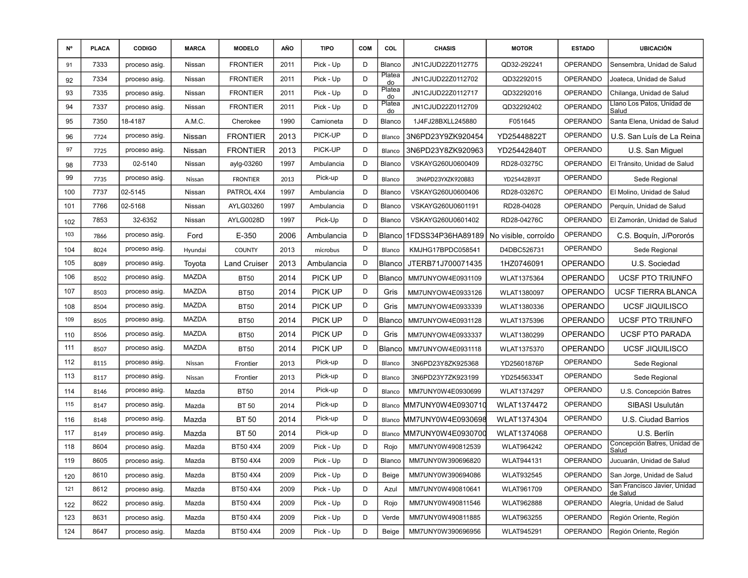| Nº | PLACA | CODIGO | MARCA | MODELO | AÑO | TIPO | COM | COL | CHASIS | MOTOR | ESTADO | UBICACIÓN |
|---|---|---|---|---|---|---|---|---|---|---|---|---|
| 91 | 7333 | proceso asig. | Nissan | FRONTIER | 2011 | Pick - Up | D | Blanco | JN1CJUD22Z0112775 | QD32-292241 | OPERANDO | Sensembra, Unidad de Salud |
| 92 | 7334 | proceso asig. | Nissan | FRONTIER | 2011 | Pick - Up | D | Plateado | JN1CJUD22Z0112702 | QD32292015 | OPERANDO | Joateca, Unidad de Salud |
| 93 | 7335 | proceso asig. | Nissan | FRONTIER | 2011 | Pick - Up | D | Plateado | JN1CJUD22Z0112717 | QD32292016 | OPERANDO | Chilanga, Unidad de Salud |
| 94 | 7337 | proceso asig. | Nissan | FRONTIER | 2011 | Pick - Up | D | Plateado | JN1CJUD22Z0112709 | QD32292402 | OPERANDO | Llano Los Patos, Unidad de Salud |
| 95 | 7350 | 18-4187 | A.M.C. | Cherokee | 1990 | Camioneta | D | Blanco | 1J4FJ28BXLL245880 | F051645 | OPERANDO | Santa Elena, Unidad de Salud |
| 96 | 7724 | proceso asig. | Nissan | FRONTIER | 2013 | PICK-UP | D | Blanco | 3N6PD23Y9ZK920454 | YD25448822T | OPERANDO | U.S. San Luís de La Reina |
| 97 | 7725 | proceso asig. | Nissan | FRONTIER | 2013 | PICK-UP | D | Blanco | 3N6PD23Y8ZK920963 | YD25442840T | OPERANDO | U.S. San Miguel |
| 98 | 7733 | 02-5140 | Nissan | aylg-03260 | 1997 | Ambulancia | D | Blanco | VSKAYG260U0600409 | RD28-03275C | OPERANDO | El Tránsito, Unidad de Salud |
| 99 | 7735 | proceso asig. | Nissan | FRONTIER | 2013 | Pick-up | D | Blanco | 3N6PD23YXZK920883 | YD25442893T | OPERANDO | Sede Regional |
| 100 | 7737 | 02-5145 | Nissan | PATROL 4X4 | 1997 | Ambulancia | D | Blanco | VSKAYG260U0600406 | RD28-03267C | OPERANDO | El Molino, Unidad de Salud |
| 101 | 7766 | 02-5168 | Nissan | AYLG03260 | 1997 | Ambulancia | D | Blanco | VSKAYG260U0601191 | RD28-04028 | OPERANDO | Perquín, Unidad de Salud |
| 102 | 7853 | 32-6352 | Nissan | AYLG0028D | 1997 | Pick-Up | D | Blanco | VSKAYG260U0601402 | RD28-04276C | OPERANDO | El Zamorán, Unidad de Salud |
| 103 | 7866 | proceso asig. | Ford | E-350 | 2006 | Ambulancia | D | Blanco | 1FDSS34P36HA89189 | No visible, corroído | OPERANDO | C.S. Boquín, J/Pororós |
| 104 | 8024 | proceso asig. | Hyundai | COUNTY | 2013 | microbus | D | Blanco | KMJHG17BPDC058541 | D4DBC526731 | OPERANDO | Sede Regional |
| 105 | 8089 | proceso asig. | Toyota | Land Cruiser | 2013 | Ambulancia | D | Blanco | JTERB71J700071435 | 1HZ0746091 | OPERANDO | U.S. Sociedad |
| 106 | 8502 | proceso asig. | MAZDA | BT50 | 2014 | PICK UP | D | Blanco | MM7UNYOW4E0931109 | WLAT1375364 | OPERANDO | UCSF PTO TRIUNFO |
| 107 | 8503 | proceso asig. | MAZDA | BT50 | 2014 | PICK UP | D | Gris | MM7UNYOW4E0933126 | WLAT1380097 | OPERANDO | UCSF TIERRA BLANCA |
| 108 | 8504 | proceso asig. | MAZDA | BT50 | 2014 | PICK UP | D | Gris | MM7UNYOW4E0933339 | WLAT1380336 | OPERANDO | UCSF JIQUILISCO |
| 109 | 8505 | proceso asig. | MAZDA | BT50 | 2014 | PICK UP | D | Blanco | MM7UNYOW4E0931128 | WLAT1375396 | OPERANDO | UCSF PTO TRIUNFO |
| 110 | 8506 | proceso asig. | MAZDA | BT50 | 2014 | PICK UP | D | Gris | MM7UNYOW4E0933337 | WLAT1380299 | OPERANDO | UCSF PTO PARADA |
| 111 | 8507 | proceso asig. | MAZDA | BT50 | 2014 | PICK UP | D | Blanco | MM7UNYOW4E0931118 | WLAT1375370 | OPERANDO | UCSF JIQUILISCO |
| 112 | 8115 | proceso asig. | Nissan | Frontier | 2013 | Pick-up | D | Blanco | 3N6PD23Y8ZK925368 | YD25601876P | OPERANDO | Sede Regional |
| 113 | 8117 | proceso asig. | Nissan | Frontier | 2013 | Pick-up | D | Blanco | 3N6PD23Y7ZK923199 | YD25456334T | OPERANDO | Sede Regional |
| 114 | 8146 | proceso asig. | Mazda | BT50 | 2014 | Pick-up | D | Blanco | MM7UNY0W4E0930699 | WLAT1374297 | OPERANDO | U.S. Concepción Batres |
| 115 | 8147 | proceso asig. | Mazda | BT 50 | 2014 | Pick-up | D | Blanco | MM7UNY0W4E0930710 | WLAT1374472 | OPERANDO | SIBASI Usulután |
| 116 | 8148 | proceso asig. | Mazda | BT 50 | 2014 | Pick-up | D | Blanco | MM7UNY0W4E0930698 | WLAT1374304 | OPERANDO | U.S. Ciudad Barrios |
| 117 | 8149 | proceso asig. | Mazda | BT 50 | 2014 | Pick-up | D | Blanco | MM7UNY0W4E0930700 | WLAT1374068 | OPERANDO | U.S. Berlín |
| 118 | 8604 | proceso asig. | Mazda | BT50 4X4 | 2009 | Pick - Up | D | Rojo | MM7UNY0W490812539 | WLAT964242 | OPERANDO | Concepción Batres, Unidad de Salud |
| 119 | 8605 | proceso asig. | Mazda | BT50 4X4 | 2009 | Pick - Up | D | Blanco | MM7UNY0W390696820 | WLAT944131 | OPERANDO | Jucuarán, Unidad de Salud |
| 120 | 8610 | proceso asig. | Mazda | BT50 4X4 | 2009 | Pick - Up | D | Beige | MM7UNY0W390694086 | WLAT932545 | OPERANDO | San Jorge, Unidad de Salud |
| 121 | 8612 | proceso asig. | Mazda | BT50 4X4 | 2009 | Pick - Up | D | Azul | MM7UNY0W490810641 | WLAT961709 | OPERANDO | San Francisco Javier, Unidad de Salud |
| 122 | 8622 | proceso asig. | Mazda | BT50 4X4 | 2009 | Pick - Up | D | Rojo | MM7UNY0W490811546 | WLAT962888 | OPERANDO | Alegría, Unidad de Salud |
| 123 | 8631 | proceso asig. | Mazda | BT50 4X4 | 2009 | Pick - Up | D | Verde | MM7UNY0W490811885 | WLAT963255 | OPERANDO | Región Oriente, Región |
| 124 | 8647 | proceso asig. | Mazda | BT50 4X4 | 2009 | Pick - Up | D | Beige | MM7UNY0W390696956 | WLAT945291 | OPERANDO | Región Oriente, Región |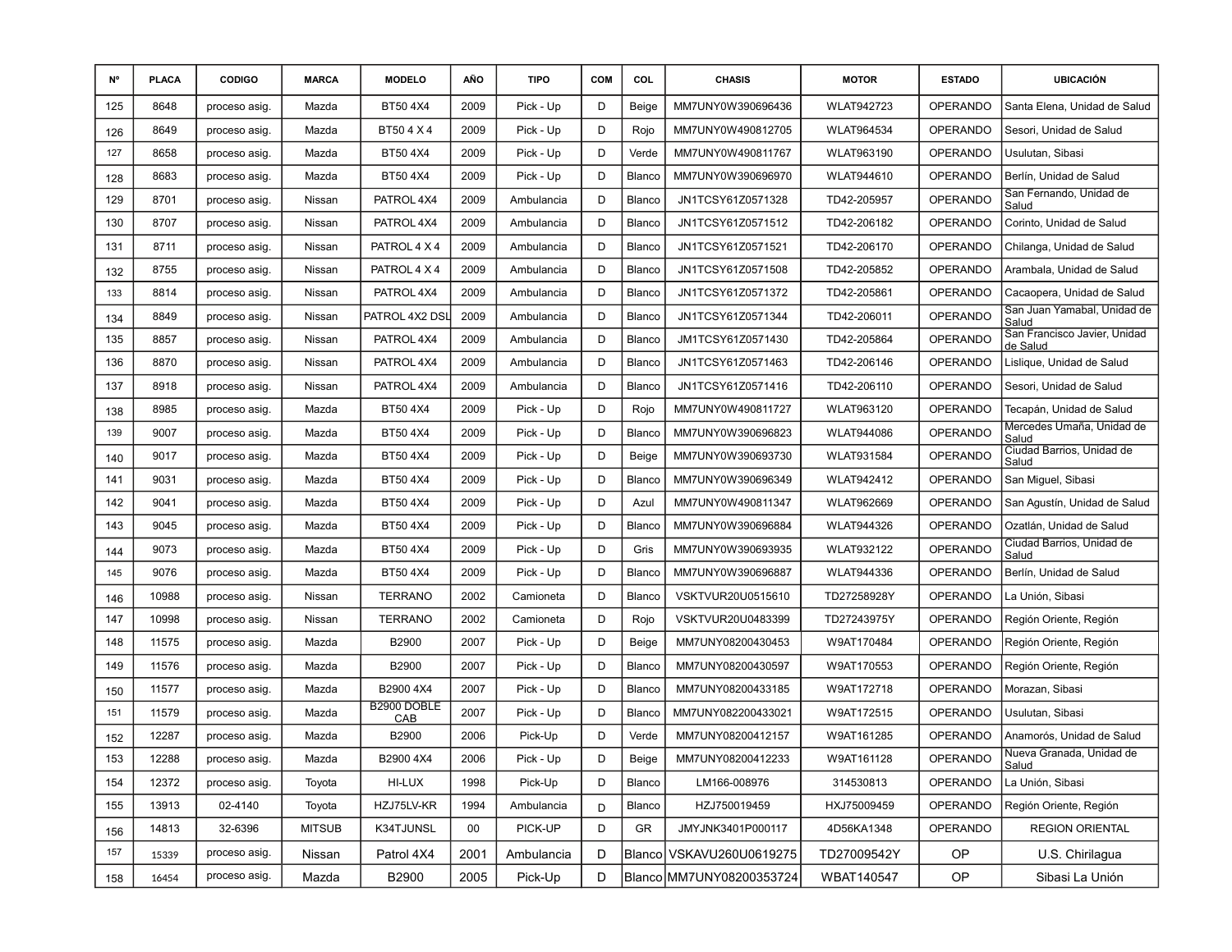| Nº | PLACA | CODIGO | MARCA | MODELO | AÑO | TIPO | COM | COL | CHASIS | MOTOR | ESTADO | UBICACIÓN |
|---|---|---|---|---|---|---|---|---|---|---|---|---|
| 125 | 8648 | proceso asig. | Mazda | BT50 4X4 | 2009 | Pick - Up | D | Beige | MM7UNY0W390696436 | WLAT942723 | OPERANDO | Santa Elena, Unidad de Salud |
| 126 | 8649 | proceso asig. | Mazda | BT50 4 X 4 | 2009 | Pick - Up | D | Rojo | MM7UNY0W490812705 | WLAT964534 | OPERANDO | Sesori, Unidad de Salud |
| 127 | 8658 | proceso asig. | Mazda | BT50 4X4 | 2009 | Pick - Up | D | Verde | MM7UNY0W490811767 | WLAT963190 | OPERANDO | Usulutan, Sibasi |
| 128 | 8683 | proceso asig. | Mazda | BT50 4X4 | 2009 | Pick - Up | D | Blanco | MM7UNY0W390696970 | WLAT944610 | OPERANDO | Berlín, Unidad de Salud |
| 129 | 8701 | proceso asig. | Nissan | PATROL 4X4 | 2009 | Ambulancia | D | Blanco | JN1TCSY61Z0571328 | TD42-205957 | OPERANDO | San Fernando, Unidad de Salud |
| 130 | 8707 | proceso asig. | Nissan | PATROL 4X4 | 2009 | Ambulancia | D | Blanco | JN1TCSY61Z0571512 | TD42-206182 | OPERANDO | Corinto, Unidad de Salud |
| 131 | 8711 | proceso asig. | Nissan | PATROL 4 X 4 | 2009 | Ambulancia | D | Blanco | JN1TCSY61Z0571521 | TD42-206170 | OPERANDO | Chilanga, Unidad de Salud |
| 132 | 8755 | proceso asig. | Nissan | PATROL 4 X 4 | 2009 | Ambulancia | D | Blanco | JN1TCSY61Z0571508 | TD42-205852 | OPERANDO | Arambala, Unidad de Salud |
| 133 | 8814 | proceso asig. | Nissan | PATROL 4X4 | 2009 | Ambulancia | D | Blanco | JN1TCSY61Z0571372 | TD42-205861 | OPERANDO | Cacaopera, Unidad de Salud |
| 134 | 8849 | proceso asig. | Nissan | PATROL 4X2 DSL | 2009 | Ambulancia | D | Blanco | JN1TCSY61Z0571344 | TD42-206011 | OPERANDO | San Juan Yamabal, Unidad de Salud |
| 135 | 8857 | proceso asig. | Nissan | PATROL 4X4 | 2009 | Ambulancia | D | Blanco | JM1TCSY61Z0571430 | TD42-205864 | OPERANDO | San Francisco Javier, Unidad de Salud |
| 136 | 8870 | proceso asig. | Nissan | PATROL 4X4 | 2009 | Ambulancia | D | Blanco | JN1TCSY61Z0571463 | TD42-206146 | OPERANDO | Lislique, Unidad de Salud |
| 137 | 8918 | proceso asig. | Nissan | PATROL 4X4 | 2009 | Ambulancia | D | Blanco | JN1TCSY61Z0571416 | TD42-206110 | OPERANDO | Sesori, Unidad de Salud |
| 138 | 8985 | proceso asig. | Mazda | BT50 4X4 | 2009 | Pick - Up | D | Rojo | MM7UNY0W490811727 | WLAT963120 | OPERANDO | Tecapán, Unidad de Salud |
| 139 | 9007 | proceso asig. | Mazda | BT50 4X4 | 2009 | Pick - Up | D | Blanco | MM7UNY0W390696823 | WLAT944086 | OPERANDO | Mercedes Umaña, Unidad de Salud |
| 140 | 9017 | proceso asig. | Mazda | BT50 4X4 | 2009 | Pick - Up | D | Beige | MM7UNY0W390693730 | WLAT931584 | OPERANDO | Ciudad Barrios, Unidad de Salud |
| 141 | 9031 | proceso asig. | Mazda | BT50 4X4 | 2009 | Pick - Up | D | Blanco | MM7UNY0W390696349 | WLAT942412 | OPERANDO | San Miguel, Sibasi |
| 142 | 9041 | proceso asig. | Mazda | BT50 4X4 | 2009 | Pick - Up | D | Azul | MM7UNY0W490811347 | WLAT962669 | OPERANDO | San Agustín, Unidad de Salud |
| 143 | 9045 | proceso asig. | Mazda | BT50 4X4 | 2009 | Pick - Up | D | Blanco | MM7UNY0W390696884 | WLAT944326 | OPERANDO | Ozatlán, Unidad de Salud |
| 144 | 9073 | proceso asig. | Mazda | BT50 4X4 | 2009 | Pick - Up | D | Gris | MM7UNY0W390693935 | WLAT932122 | OPERANDO | Ciudad Barrios, Unidad de Salud |
| 145 | 9076 | proceso asig. | Mazda | BT50 4X4 | 2009 | Pick - Up | D | Blanco | MM7UNY0W390696887 | WLAT944336 | OPERANDO | Berlín, Unidad de Salud |
| 146 | 10988 | proceso asig. | Nissan | TERRANO | 2002 | Camioneta | D | Blanco | VSKTVUR20U0515610 | TD27258928Y | OPERANDO | La Unión, Sibasi |
| 147 | 10998 | proceso asig. | Nissan | TERRANO | 2002 | Camioneta | D | Rojo | VSKTVUR20U0483399 | TD27243975Y | OPERANDO | Región Oriente, Región |
| 148 | 11575 | proceso asig. | Mazda | B2900 | 2007 | Pick - Up | D | Beige | MM7UNY08200430453 | W9AT170484 | OPERANDO | Región Oriente, Región |
| 149 | 11576 | proceso asig. | Mazda | B2900 | 2007 | Pick - Up | D | Blanco | MM7UNY08200430597 | W9AT170553 | OPERANDO | Región Oriente, Región |
| 150 | 11577 | proceso asig. | Mazda | B2900 4X4 | 2007 | Pick - Up | D | Blanco | MM7UNY08200433185 | W9AT172718 | OPERANDO | Morazan, Sibasi |
| 151 | 11579 | proceso asig. | Mazda | B2900 DOBLE CAB | 2007 | Pick - Up | D | Blanco | MM7UNY082200433021 | W9AT172515 | OPERANDO | Usulutan, Sibasi |
| 152 | 12287 | proceso asig. | Mazda | B2900 | 2006 | Pick-Up | D | Verde | MM7UNY08200412157 | W9AT161285 | OPERANDO | Anamorós, Unidad de Salud |
| 153 | 12288 | proceso asig. | Mazda | B2900 4X4 | 2006 | Pick - Up | D | Beige | MM7UNY08200412233 | W9AT161128 | OPERANDO | Nueva Granada, Unidad de Salud |
| 154 | 12372 | proceso asig. | Toyota | HI-LUX | 1998 | Pick-Up | D | Blanco | LM166-008976 | 314530813 | OPERANDO | La Unión, Sibasi |
| 155 | 13913 | 02-4140 | Toyota | HZJ75LV-KR | 1994 | Ambulancia | D | Blanco | HZJ750019459 | HXJ75009459 | OPERANDO | Región Oriente, Región |
| 156 | 14813 | 32-6396 | MITSUB | K34TJUNSL | 00 | PICK-UP | D | GR | JMYJNK3401P000117 | 4D56KA1348 | OPERANDO | REGION ORIENTAL |
| 157 | 15339 | proceso asig. | Nissan | Patrol 4X4 | 2001 | Ambulancia | D | Blanco | VSKAVU260U0619275 | TD27009542Y | OP | U.S. Chirilagua |
| 158 | 16454 | proceso asig. | Mazda | B2900 | 2005 | Pick-Up | D | Blanco | MM7UNY08200353724 | WBAT140547 | OP | Sibasi La Unión |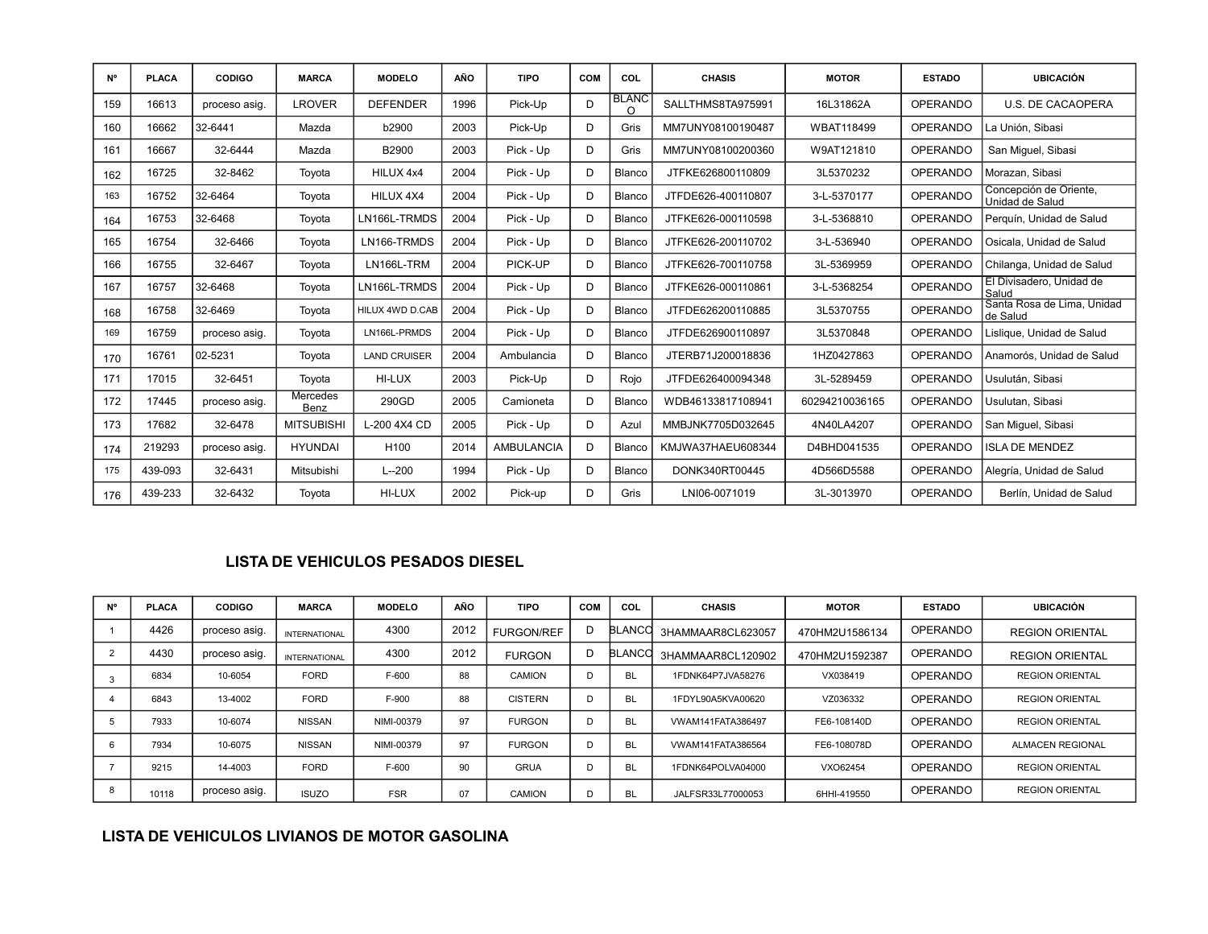| Nº | PLACA | CODIGO | MARCA | MODELO | AÑO | TIPO | COM | COL | CHASIS | MOTOR | ESTADO | UBICACIÓN |
|---|---|---|---|---|---|---|---|---|---|---|---|---|
| 159 | 16613 | proceso asig. | LROVER | DEFENDER | 1996 | Pick-Up | D | BLANCO | SALLTHMS8TA975991 | 16L31862A | OPERANDO | U.S. DE CACAOPERA |
| 160 | 16662 | 32-6441 | Mazda | b2900 | 2003 | Pick-Up | D | Gris | MM7UNY08100190487 | WBAT118499 | OPERANDO | La Unión, Sibasi |
| 161 | 16667 | 32-6444 | Mazda | B2900 | 2003 | Pick - Up | D | Gris | MM7UNY08100200360 | W9AT121810 | OPERANDO | San Miguel, Sibasi |
| 162 | 16725 | 32-8462 | Toyota | HILUX 4x4 | 2004 | Pick - Up | D | Blanco | JTFKE626800110809 | 3L5370232 | OPERANDO | Morazan, Sibasi |
| 163 | 16752 | 32-6464 | Toyota | HILUX 4X4 | 2004 | Pick - Up | D | Blanco | JTFDE626-400110807 | 3-L-5370177 | OPERANDO | Concepción de Oriente, Unidad de Salud |
| 164 | 16753 | 32-6468 | Toyota | LN166L-TRMDS | 2004 | Pick - Up | D | Blanco | JTFKE626-000110598 | 3-L-5368810 | OPERANDO | Perquín, Unidad de Salud |
| 165 | 16754 | 32-6466 | Toyota | LN166-TRMDS | 2004 | Pick - Up | D | Blanco | JTFKE626-200110702 | 3-L-536940 | OPERANDO | Osicala, Unidad de Salud |
| 166 | 16755 | 32-6467 | Toyota | LN166L-TRM | 2004 | PICK-UP | D | Blanco | JTFKE626-700110758 | 3L-5369959 | OPERANDO | Chilanga, Unidad de Salud |
| 167 | 16757 | 32-6468 | Toyota | LN166L-TRMDS | 2004 | Pick - Up | D | Blanco | JTFKE626-000110861 | 3-L-5368254 | OPERANDO | El Divisadero, Unidad de Salud |
| 168 | 16758 | 32-6469 | Toyota | HILUX 4WD D.CAB | 2004 | Pick - Up | D | Blanco | JTFDE626200110885 | 3L5370755 | OPERANDO | Santa Rosa de Lima, Unidad de Salud |
| 169 | 16759 | proceso asig. | Toyota | LN166L-PRMDS | 2004 | Pick - Up | D | Blanco | JTFDE626900110897 | 3L5370848 | OPERANDO | Lislique, Unidad de Salud |
| 170 | 16761 | 02-5231 | Toyota | LAND CRUISER | 2004 | Ambulancia | D | Blanco | JTERB71J200018836 | 1HZ0427863 | OPERANDO | Anamorós, Unidad de Salud |
| 171 | 17015 | 32-6451 | Toyota | HI-LUX | 2003 | Pick-Up | D | Rojo | JTFDE626400094348 | 3L-5289459 | OPERANDO | Usulután, Sibasi |
| 172 | 17445 | proceso asig. | Mercedes Benz | 290GD | 2005 | Camioneta | D | Blanco | WDB46133817108941 | 60294210036165 | OPERANDO | Usulutan, Sibasi |
| 173 | 17682 | 32-6478 | MITSUBISHI | L-200 4X4 CD | 2005 | Pick - Up | D | Azul | MMBJNK7705D032645 | 4N40LA4207 | OPERANDO | San Miguel, Sibasi |
| 174 | 219293 | proceso asig. | HYUNDAI | H100 | 2014 | AMBULANCIA | D | Blanco | KMJWA37HAEU608344 | D4BHD041535 | OPERANDO | ISLA DE MENDEZ |
| 175 | 439-093 | 32-6431 | Mitsubishi | L--200 | 1994 | Pick - Up | D | Blanco | DONK340RT00445 | 4D566D5588 | OPERANDO | Alegría, Unidad de Salud |
| 176 | 439-233 | 32-6432 | Toyota | HI-LUX | 2002 | Pick-up | D | Gris | LNI06-0071019 | 3L-3013970 | OPERANDO | Berlín, Unidad de Salud |

## LISTA DE VEHICULOS PESADOS DIESEL

| Nº | PLACA | CODIGO | MARCA | MODELO | AÑO | TIPO | COM | COL | CHASIS | MOTOR | ESTADO | UBICACIÓN |
|---|---|---|---|---|---|---|---|---|---|---|---|---|
| 1 | 4426 | proceso asig. | INTERNATIONAL | 4300 | 2012 | FURGON/REF | D | BLANCO | 3HAMMAAR8CL623057 | 470HM2U1586134 | OPERANDO | REGION ORIENTAL |
| 2 | 4430 | proceso asig. | INTERNATIONAL | 4300 | 2012 | FURGON | D | BLANCO | 3HAMMAAR8CL120902 | 470HM2U1592387 | OPERANDO | REGION ORIENTAL |
| 3 | 6834 | 10-6054 | FORD | F-600 | 88 | CAMION | D | BL | 1FDNK64P7JVA58276 | VX038419 | OPERANDO | REGION ORIENTAL |
| 4 | 6843 | 13-4002 | FORD | F-900 | 88 | CISTERN | D | BL | 1FDYL90A5KVA00620 | VZ036332 | OPERANDO | REGION ORIENTAL |
| 5 | 7933 | 10-6074 | NISSAN | NIMI-00379 | 97 | FURGON | D | BL | VWAM141FATA386497 | FE6-108140D | OPERANDO | REGION ORIENTAL |
| 6 | 7934 | 10-6075 | NISSAN | NIMI-00379 | 97 | FURGON | D | BL | VWAM141FATA386564 | FE6-108078D | OPERANDO | ALMACEN REGIONAL |
| 7 | 9215 | 14-4003 | FORD | F-600 | 90 | GRUA | D | BL | 1FDNK64POLVA04000 | VXO62454 | OPERANDO | REGION ORIENTAL |
| 8 | 10118 | proceso asig. | ISUZO | FSR | 07 | CAMION | D | BL | JALFSR33L77000053 | 6HHI-419550 | OPERANDO | REGION ORIENTAL |

## LISTA DE VEHICULOS LIVIANOS DE MOTOR GASOLINA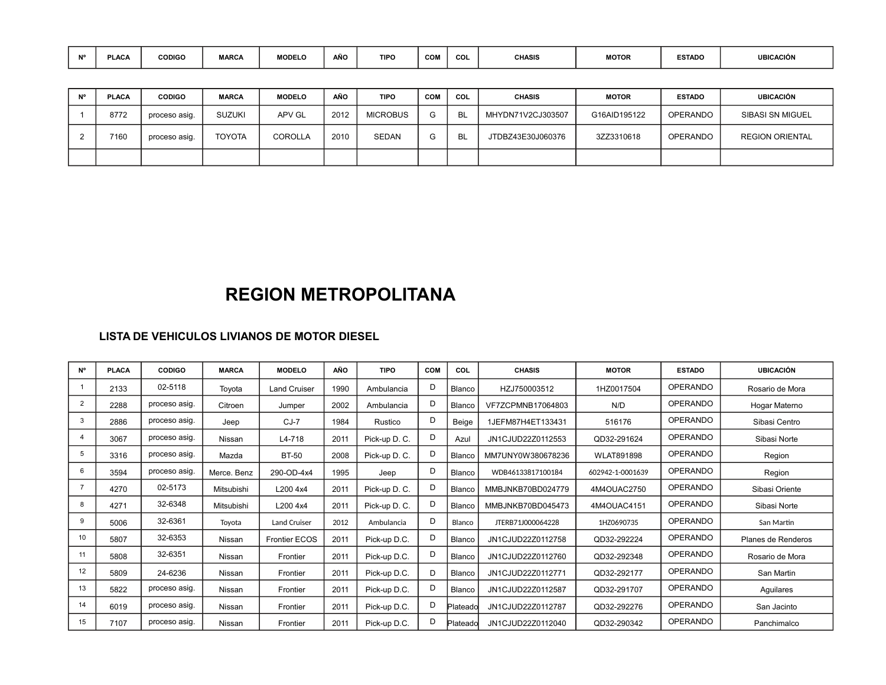| Nº | PLACA | CODIGO | MARCA | MODELO | AÑO | TIPO | COM | COL | CHASIS | MOTOR | ESTADO | UBICACIÓN |
|---|---|---|---|---|---|---|---|---|---|---|---|---|

| Nº | PLACA | CODIGO | MARCA | MODELO | AÑO | TIPO | COM | COL | CHASIS | MOTOR | ESTADO | UBICACIÓN |
|---|---|---|---|---|---|---|---|---|---|---|---|---|
| 1 | 8772 | proceso asig. | SUZUKI | APV GL | 2012 | MICROBUS | G | BL | MHYDN71V2CJ303507 | G16AID195122 | OPERANDO | SIBASI SN MIGUEL |
| 2 | 7160 | proceso asig. | TOYOTA | COROLLA | 2010 | SEDAN | G | BL | JTDBZ43E30J060376 | 3ZZ3310618 | OPERANDO | REGION ORIENTAL |
| | | | | | | | | | | | | |

# REGION METROPOLITANA

### LISTA DE VEHICULOS LIVIANOS DE MOTOR DIESEL

| Nº | PLACA | CODIGO | MARCA | MODELO | AÑO | TIPO | COM | COL | CHASIS | MOTOR | ESTADO | UBICACIÓN |
|---|---|---|---|---|---|---|---|---|---|---|---|---|
| 1 | 2133 | 02-5118 | Toyota | Land Cruiser | 1990 | Ambulancia | D | Blanco | HZJ750003512 | 1HZ0017504 | OPERANDO | Rosario de Mora |
| 2 | 2288 | proceso asig. | Citroen | Jumper | 2002 | Ambulancia | D | Blanco | VF7ZCPMNB17064803 | N/D | OPERANDO | Hogar Materno |
| 3 | 2886 | proceso asig. | Jeep | CJ-7 | 1984 | Rustico | D | Beige | 1JEFM87H4ET133431 | 516176 | OPERANDO | Sibasi Centro |
| 4 | 3067 | proceso asig. | Nissan | L4-718 | 2011 | Pick-up D. C. | D | Azul | JN1CJUD22Z0112553 | QD32-291624 | OPERANDO | Sibasi Norte |
| 5 | 3316 | proceso asig. | Mazda | BT-50 | 2008 | Pick-up D. C. | D | Blanco | MM7UNY0W380678236 | WLAT891898 | OPERANDO | Region |
| 6 | 3594 | proceso asig. | Merce. Benz | 290-OD-4x4 | 1995 | Jeep | D | Blanco | WDB46133817100184 | 602942-1-0001639 | OPERANDO | Region |
| 7 | 4270 | 02-5173 | Mitsubishi | L200 4x4 | 2011 | Pick-up D. C. | D | Blanco | MMBJNKB70BD024779 | 4M4OUAC2750 | OPERANDO | Sibasi Oriente |
| 8 | 4271 | 32-6348 | Mitsubishi | L200 4x4 | 2011 | Pick-up D. C. | D | Blanco | MMBJNKB70BD045473 | 4M4OUAC4151 | OPERANDO | Sibasi Norte |
| 9 | 5006 | 32-6361 | Toyota | Land Cruiser | 2012 | Ambulancia | D | Blanco | JTERB71J000064228 | 1HZ0690735 | OPERANDO | San Martin |
| 10 | 5807 | 32-6353 | Nissan | Frontier ECOS | 2011 | Pick-up D.C. | D | Blanco | JN1CJUD22Z0112758 | QD32-292224 | OPERANDO | Planes de Renderos |
| 11 | 5808 | 32-6351 | Nissan | Frontier | 2011 | Pick-up D.C. | D | Blanco | JN1CJUD22Z0112760 | QD32-292348 | OPERANDO | Rosario de Mora |
| 12 | 5809 | 24-6236 | Nissan | Frontier | 2011 | Pick-up D.C. | D | Blanco | JN1CJUD22Z0112771 | QD32-292177 | OPERANDO | San Martin |
| 13 | 5822 | proceso asig. | Nissan | Frontier | 2011 | Pick-up D.C. | D | Blanco | JN1CJUD22Z0112587 | QD32-291707 | OPERANDO | Aguilares |
| 14 | 6019 | proceso asig. | Nissan | Frontier | 2011 | Pick-up D.C. | D | Plateado | JN1CJUD22Z0112787 | QD32-292276 | OPERANDO | San Jacinto |
| 15 | 7107 | proceso asig. | Nissan | Frontier | 2011 | Pick-up D.C. | D | Plateado | JN1CJUD22Z0112040 | QD32-290342 | OPERANDO | Panchimalco |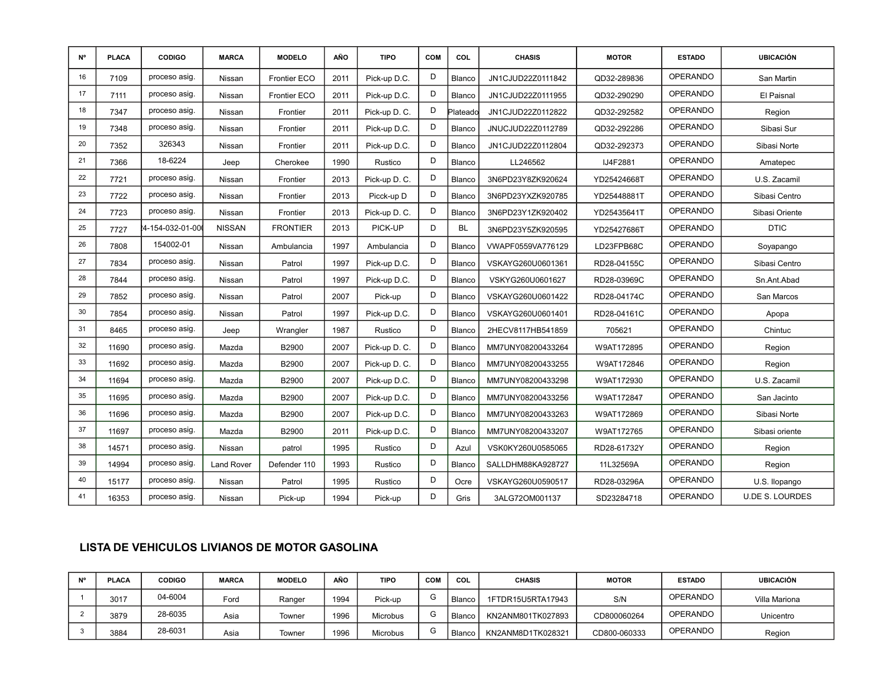| Nº | PLACA | CODIGO | MARCA | MODELO | AÑO | TIPO | COM | COL | CHASIS | MOTOR | ESTADO | UBICACIÓN |
|---|---|---|---|---|---|---|---|---|---|---|---|---|
| 16 | 7109 | proceso asig. | Nissan | Frontier ECO | 2011 | Pick-up D.C. | D | Blanco | JN1CJUD22Z0111842 | QD32-289836 | OPERANDO | San Martin |
| 17 | 7111 | proceso asig. | Nissan | Frontier ECO | 2011 | Pick-up D.C. | D | Blanco | JN1CJUD22Z0111955 | QD32-290290 | OPERANDO | El Paisnal |
| 18 | 7347 | proceso asig. | Nissan | Frontier | 2011 | Pick-up D. C. | D | Plateado | JN1CJUD22Z0112822 | QD32-292582 | OPERANDO | Region |
| 19 | 7348 | proceso asig. | Nissan | Frontier | 2011 | Pick-up D.C. | D | Blanco | JNUCJUD22Z0112789 | QD32-292286 | OPERANDO | Sibasi Sur |
| 20 | 7352 | 326343 | Nissan | Frontier | 2011 | Pick-up D.C. | D | Blanco | JN1CJUD22Z0112804 | QD32-292373 | OPERANDO | Sibasi Norte |
| 21 | 7366 | 18-6224 | Jeep | Cherokee | 1990 | Rustico | D | Blanco | LL246562 | IJ4F2881 | OPERANDO | Amatepec |
| 22 | 7721 | proceso asig. | Nissan | Frontier | 2013 | Pick-up D. C. | D | Blanco | 3N6PD23Y8ZK920624 | YD25424668T | OPERANDO | U.S. Zacamil |
| 23 | 7722 | proceso asig. | Nissan | Frontier | 2013 | Picck-up D | D | Blanco | 3N6PD23YXZK920785 | YD25448881T | OPERANDO | Sibasi Centro |
| 24 | 7723 | proceso asig. | Nissan | Frontier | 2013 | Pick-up D. C. | D | Blanco | 3N6PD23Y1ZK920402 | YD25435641T | OPERANDO | Sibasi Oriente |
| 25 | 7727 | 24-154-032-01-00 | NISSAN | FRONTIER | 2013 | PICK-UP | D | BL | 3N6PD23Y5ZK920595 | YD25427686T | OPERANDO | DTIC |
| 26 | 7808 | 154002-01 | Nissan | Ambulancia | 1997 | Ambulancia | D | Blanco | VWAPF0559VA776129 | LD23FPB68C | OPERANDO | Soyapango |
| 27 | 7834 | proceso asig. | Nissan | Patrol | 1997 | Pick-up D.C. | D | Blanco | VSKAYG260U0601361 | RD28-04155C | OPERANDO | Sibasi Centro |
| 28 | 7844 | proceso asig. | Nissan | Patrol | 1997 | Pick-up D.C. | D | Blanco | VSKYG260U0601627 | RD28-03969C | OPERANDO | Sn.Ant.Abad |
| 29 | 7852 | proceso asig. | Nissan | Patrol | 2007 | Pick-up | D | Blanco | VSKAYG260U0601422 | RD28-04174C | OPERANDO | San Marcos |
| 30 | 7854 | proceso asig. | Nissan | Patrol | 1997 | Pick-up D.C. | D | Blanco | VSKAYG260U0601401 | RD28-04161C | OPERANDO | Apopa |
| 31 | 8465 | proceso asig. | Jeep | Wrangler | 1987 | Rustico | D | Blanco | 2HECV8117HB541859 | 705621 | OPERANDO | Chintuc |
| 32 | 11690 | proceso asig. | Mazda | B2900 | 2007 | Pick-up D. C. | D | Blanco | MM7UNY08200433264 | W9AT172895 | OPERANDO | Region |
| 33 | 11692 | proceso asig. | Mazda | B2900 | 2007 | Pick-up D. C. | D | Blanco | MM7UNY08200433255 | W9AT172846 | OPERANDO | Region |
| 34 | 11694 | proceso asig. | Mazda | B2900 | 2007 | Pick-up D.C. | D | Blanco | MM7UNY08200433298 | W9AT172930 | OPERANDO | U.S. Zacamil |
| 35 | 11695 | proceso asig. | Mazda | B2900 | 2007 | Pick-up D.C. | D | Blanco | MM7UNY08200433256 | W9AT172847 | OPERANDO | San Jacinto |
| 36 | 11696 | proceso asig. | Mazda | B2900 | 2007 | Pick-up D.C. | D | Blanco | MM7UNY08200433263 | W9AT172869 | OPERANDO | Sibasi Norte |
| 37 | 11697 | proceso asig. | Mazda | B2900 | 2011 | Pick-up D.C. | D | Blanco | MM7UNY08200433207 | W9AT172765 | OPERANDO | Sibasi oriente |
| 38 | 14571 | proceso asig. | Nissan | patrol | 1995 | Rustico | D | Azul | VSK0KY260U0585065 | RD28-61732Y | OPERANDO | Region |
| 39 | 14994 | proceso asig. | Land Rover | Defender 110 | 1993 | Rustico | D | Blanco | SALLDHM88KA928727 | 11L32569A | OPERANDO | Region |
| 40 | 15177 | proceso asig. | Nissan | Patrol | 1995 | Rustico | D | Ocre | VSKAYG260U0590517 | RD28-03296A | OPERANDO | U.S. Ilopango |
| 41 | 16353 | proceso asig. | Nissan | Pick-up | 1994 | Pick-up | D | Gris | 3ALG72OM001137 | SD23284718 | OPERANDO | U.DE S. LOURDES |

## LISTA DE VEHICULOS LIVIANOS DE MOTOR GASOLINA

| Nº | PLACA | CODIGO | MARCA | MODELO | AÑO | TIPO | COM | COL | CHASIS | MOTOR | ESTADO | UBICACIÓN |
|---|---|---|---|---|---|---|---|---|---|---|---|---|
| 1 | 3017 | 04-6004 | Ford | Ranger | 1994 | Pick-up | G | Blanco | 1FTDR15U5RTA17943 | S/N | OPERANDO | Villa Mariona |
| 2 | 3879 | 28-6035 | Asia | Towner | 1996 | Microbus | G | Blanco | KN2ANM801TK027893 | CD800060264 | OPERANDO | Unicentro |
| 3 | 3884 | 28-6031 | Asia | Towner | 1996 | Microbus | G | Blanco | KN2ANM8D1TK028321 | CD800-060333 | OPERANDO | Region |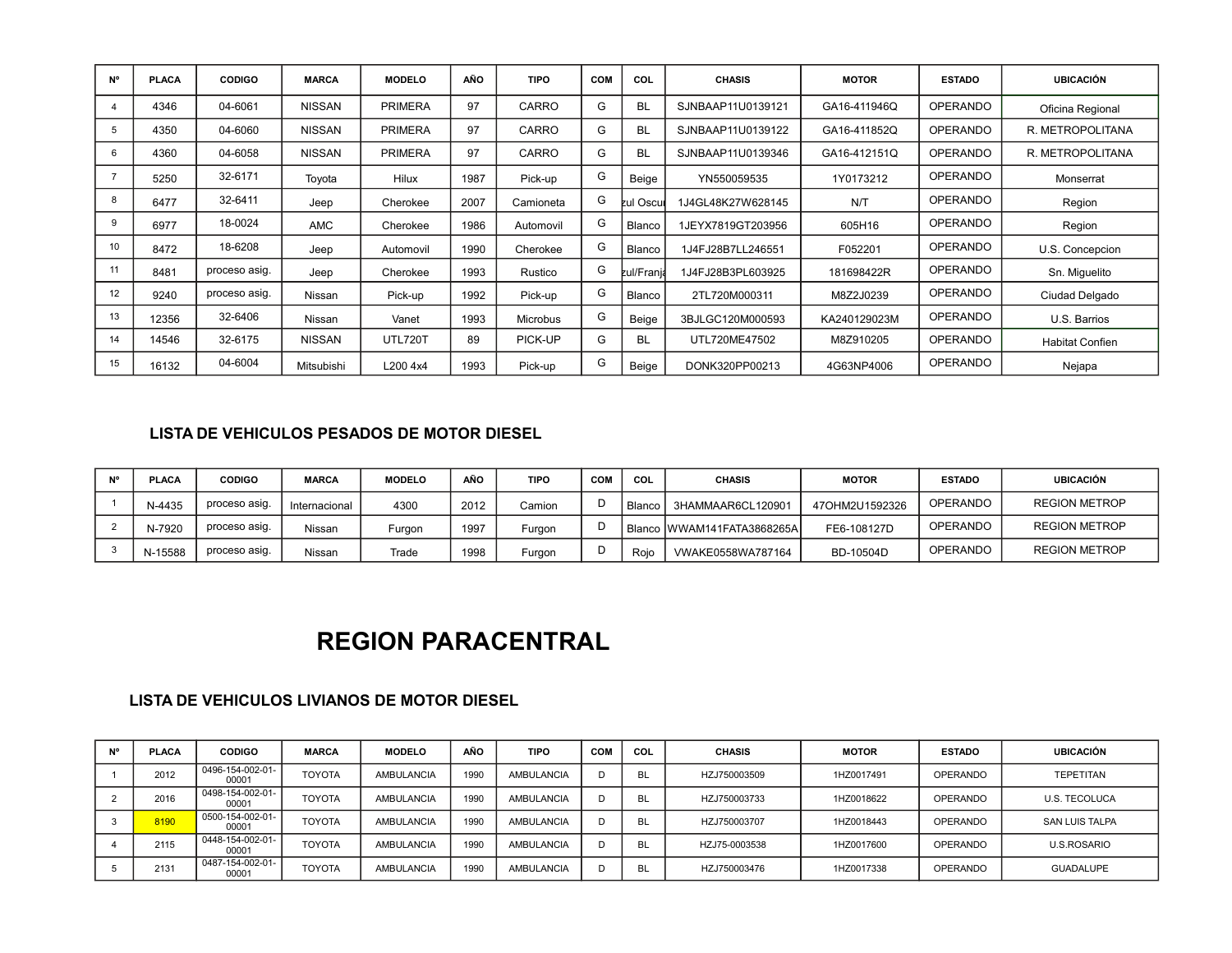| Nº | PLACA | CODIGO | MARCA | MODELO | AÑO | TIPO | COM | COL | CHASIS | MOTOR | ESTADO | UBICACIÓN |
|---|---|---|---|---|---|---|---|---|---|---|---|---|
| 4 | 4346 | 04-6061 | NISSAN | PRIMERA | 97 | CARRO | G | BL | SJNBAAP11U0139121 | GA16-411946Q | OPERANDO | Oficina Regional |
| 5 | 4350 | 04-6060 | NISSAN | PRIMERA | 97 | CARRO | G | BL | SJNBAAP11U0139122 | GA16-411852Q | OPERANDO | R. METROPOLITANA |
| 6 | 4360 | 04-6058 | NISSAN | PRIMERA | 97 | CARRO | G | BL | SJNBAAP11U0139346 | GA16-412151Q | OPERANDO | R. METROPOLITANA |
| 7 | 5250 | 32-6171 | Toyota | Hilux | 1987 | Pick-up | G | Beige | YN550059535 | 1Y0173212 | OPERANDO | Monserrat |
| 8 | 6477 | 32-6411 | Jeep | Cherokee | 2007 | Camioneta | G | zul Oscur | 1J4GL48K27W628145 | N/T | OPERANDO | Region |
| 9 | 6977 | 18-0024 | AMC | Cherokee | 1986 | Automovil | G | Blanco | 1JEYX7819GT203956 | 605H16 | OPERANDO | Region |
| 10 | 8472 | 18-6208 | Jeep | Automovil | 1990 | Cherokee | G | Blanco | 1J4FJ28B7LL246551 | F052201 | OPERANDO | U.S. Concepcion |
| 11 | 8481 | proceso asig. | Jeep | Cherokee | 1993 | Rustico | G | zul/Franja | 1J4FJ28B3PL603925 | 181698422R | OPERANDO | Sn. Miguelito |
| 12 | 9240 | proceso asig. | Nissan | Pick-up | 1992 | Pick-up | G | Blanco | 2TL720M000311 | M8Z2J0239 | OPERANDO | Ciudad Delgado |
| 13 | 12356 | 32-6406 | Nissan | Vanet | 1993 | Microbus | G | Beige | 3BJLGC120M000593 | KA240129023M | OPERANDO | U.S. Barrios |
| 14 | 14546 | 32-6175 | NISSAN | UTL720T | 89 | PICK-UP | G | BL | UTL720ME47502 | M8Z910205 | OPERANDO | Habitat Confien |
| 15 | 16132 | 04-6004 | Mitsubishi | L200 4x4 | 1993 | Pick-up | G | Beige | DONK320PP00213 | 4G63NP4006 | OPERANDO | Nejapa |

### LISTA DE VEHICULOS PESADOS DE MOTOR DIESEL

| Nº | PLACA | CODIGO | MARCA | MODELO | AÑO | TIPO | COM | COL | CHASIS | MOTOR | ESTADO | UBICACIÓN |
|---|---|---|---|---|---|---|---|---|---|---|---|---|
| 1 | N-4435 | proceso asig. | Internacional | 4300 | 2012 | Camion | D | Blanco | 3HAMMAAR6CL120901 | 47OHM2U1592326 | OPERANDO | REGION METROP |
| 2 | N-7920 | proceso asig. | Nissan | Furgon | 1997 | Furgon | D | Blanco | WWAM141FATA3868265A | FE6-108127D | OPERANDO | REGION METROP |
| 3 | N-15588 | proceso asig. | Nissan | Trade | 1998 | Furgon | D | Rojo | VWAKE0558WA787164 | BD-10504D | OPERANDO | REGION METROP |

# REGION PARACENTRAL

### LISTA DE VEHICULOS LIVIANOS DE MOTOR DIESEL

| Nº | PLACA | CODIGO | MARCA | MODELO | AÑO | TIPO | COM | COL | CHASIS | MOTOR | ESTADO | UBICACIÓN |
|---|---|---|---|---|---|---|---|---|---|---|---|---|
| 1 | 2012 | 0496-154-002-01-00001 | TOYOTA | AMBULANCIA | 1990 | AMBULANCIA | D | BL | HZJ750003509 | 1HZ0017491 | OPERANDO | TEPETITAN |
| 2 | 2016 | 0498-154-002-01-00001 | TOYOTA | AMBULANCIA | 1990 | AMBULANCIA | D | BL | HZJ750003733 | 1HZ0018622 | OPERANDO | U.S. TECOLUCA |
| 3 | 8190 | 0500-154-002-01-00001 | TOYOTA | AMBULANCIA | 1990 | AMBULANCIA | D | BL | HZJ750003707 | 1HZ0018443 | OPERANDO | SAN LUIS TALPA |
| 4 | 2115 | 0448-154-002-01-00001 | TOYOTA | AMBULANCIA | 1990 | AMBULANCIA | D | BL | HZJ75-0003538 | 1HZ0017600 | OPERANDO | U.S.ROSARIO |
| 5 | 2131 | 0487-154-002-01-00001 | TOYOTA | AMBULANCIA | 1990 | AMBULANCIA | D | BL | HZJ750003476 | 1HZ0017338 | OPERANDO | GUADALUPE |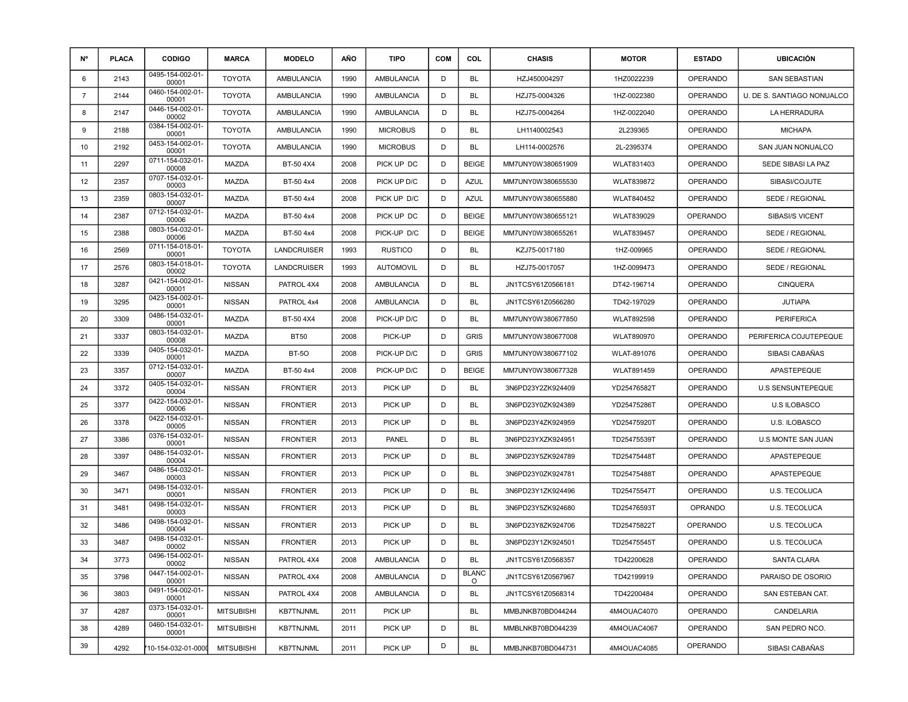| Nº | PLACA | CODIGO | MARCA | MODELO | AÑO | TIPO | COM | COL | CHASIS | MOTOR | ESTADO | UBICACIÓN |
|---|---|---|---|---|---|---|---|---|---|---|---|---|
| 6 | 2143 | 0495-154-002-01-00001 | TOYOTA | AMBULANCIA | 1990 | AMBULANCIA | D | BL | HZJ450004297 | 1HZ0022239 | OPERANDO | SAN SEBASTIAN |
| 7 | 2144 | 0460-154-002-01-00001 | TOYOTA | AMBULANCIA | 1990 | AMBULANCIA | D | BL | HZJ75-0004326 | 1HZ-0022380 | OPERANDO | U. DE S. SANTIAGO NONUALCO |
| 8 | 2147 | 0446-154-002-01-00002 | TOYOTA | AMBULANCIA | 1990 | AMBULANCIA | D | BL | HZJ75-0004264 | 1HZ-0022040 | OPERANDO | LA HERRADURA |
| 9 | 2188 | 0384-154-002-01-00001 | TOYOTA | AMBULANCIA | 1990 | MICROBUS | D | BL | LH1140002543 | 2L239365 | OPERANDO | MICHAPA |
| 10 | 2192 | 0453-154-002-01-00001 | TOYOTA | AMBULANCIA | 1990 | MICROBUS | D | BL | LH114-0002576 | 2L-2395374 | OPERANDO | SAN JUAN NONUALCO |
| 11 | 2297 | 0711-154-032-01-00008 | MAZDA | BT-50 4X4 | 2008 | PICK UP DC | D | BEIGE | MM7UNY0W380651909 | WLAT831403 | OPERANDO | SEDE SIBASI LA PAZ |
| 12 | 2357 | 0707-154-032-01-00003 | MAZDA | BT-50 4x4 | 2008 | PICK UP D/C | D | AZUL | MM7UNY0W380655530 | WLAT839872 | OPERANDO | SIBASI/COJUTE |
| 13 | 2359 | 0803-154-032-01-00007 | MAZDA | BT-50 4x4 | 2008 | PICK UP D/C | D | AZUL | MM7UNY0W380655880 | WLAT840452 | OPERANDO | SEDE / REGIONAL |
| 14 | 2387 | 0712-154-032-01-00006 | MAZDA | BT-50 4x4 | 2008 | PICK UP DC | D | BEIGE | MM7UNY0W380655121 | WLAT839029 | OPERANDO | SIBASI/S VICENT |
| 15 | 2388 | 0803-154-032-01-00006 | MAZDA | BT-50 4x4 | 2008 | PICK-UP D/C | D | BEIGE | MM7UNY0W380655261 | WLAT839457 | OPERANDO | SEDE / REGIONAL |
| 16 | 2569 | 0711-154-018-01-00001 | TOYOTA | LANDCRUISER | 1993 | RUSTICO | D | BL | KZJ75-0017180 | 1HZ-009965 | OPERANDO | SEDE / REGIONAL |
| 17 | 2576 | 0803-154-018-01-00002 | TOYOTA | LANDCRUISER | 1993 | AUTOMOVIL | D | BL | HZJ75-0017057 | 1HZ-0099473 | OPERANDO | SEDE / REGIONAL |
| 18 | 3287 | 0421-154-002-01-00001 | NISSAN | PATROL 4X4 | 2008 | AMBULANCIA | D | BL | JN1TCSY61Z0566181 | DT42-196714 | OPERANDO | CINQUERA |
| 19 | 3295 | 0423-154-002-01-00001 | NISSAN | PATROL 4X4 | 2008 | AMBULANCIA | D | BL | JN1TCSY61Z0566280 | TD42-197029 | OPERANDO | JUTIAPA |
| 20 | 3309 | 0486-154-032-01-00001 | MAZDA | BT-50 4X4 | 2008 | PICK-UP D/C | D | BL | MM7UNY0W380677850 | WLAT892598 | OPERANDO | PERIFERICA |
| 21 | 3337 | 0803-154-032-01-00008 | MAZDA | BT50 | 2008 | PICK-UP | D | GRIS | MM7UNY0W380677008 | WLAT890970 | OPERANDO | PERIFERICA COJUTEPEQUE |
| 22 | 3339 | 0405-154-032-01-00001 | MAZDA | BT-5O | 2008 | PICK-UP D/C | D | GRIS | MM7UNY0W380677102 | WLAT-891076 | OPERANDO | SIBASI CABAÑAS |
| 23 | 3357 | 0712-154-032-01-00007 | MAZDA | BT-50 4x4 | 2008 | PICK-UP D/C | D | BEIGE | MM7UNY0W380677328 | WLAT891459 | OPERANDO | APASTEPEQUE |
| 24 | 3372 | 0405-154-032-01-00004 | NISSAN | FRONTIER | 2013 | PICK UP | D | BL | 3N6PD23Y2ZK924409 | YD25476582T | OPERANDO | U.S SENSUNTEPEQUE |
| 25 | 3377 | 0422-154-032-01-00006 | NISSAN | FRONTIER | 2013 | PICK UP | D | BL | 3N6PD23Y0ZK924389 | YD25475286T | OPERANDO | U.S ILOBASCO |
| 26 | 3378 | 0422-154-032-01-00005 | NISSAN | FRONTIER | 2013 | PICK UP | D | BL | 3N6PD23Y4ZK924959 | YD25475920T | OPERANDO | U.S. ILOBASCO |
| 27 | 3386 | 0376-154-032-01-00001 | NISSAN | FRONTIER | 2013 | PANEL | D | BL | 3N6PD23YXZK924951 | TD25475539T | OPERANDO | U.S MONTE SAN JUAN |
| 28 | 3397 | 0486-154-032-01-00004 | NISSAN | FRONTIER | 2013 | PICK UP | D | BL | 3N6PD23Y5ZK924789 | TD25475448T | OPERANDO | APASTEPEQUE |
| 29 | 3467 | 0486-154-032-01-00003 | NISSAN | FRONTIER | 2013 | PICK UP | D | BL | 3N6PD23Y0ZK924781 | TD25475488T | OPERANDO | APASTEPEQUE |
| 30 | 3471 | 0498-154-032-01-00001 | NISSAN | FRONTIER | 2013 | PICK UP | D | BL | 3N6PD23Y1ZK924496 | TD25475547T | OPERANDO | U.S. TECOLUCA |
| 31 | 3481 | 0498-154-032-01-00003 | NISSAN | FRONTIER | 2013 | PICK UP | D | BL | 3N6PD23Y5ZK924680 | TD25476593T | OPRANDO | U.S. TECOLUCA |
| 32 | 3486 | 0498-154-032-01-00004 | NISSAN | FRONTIER | 2013 | PICK UP | D | BL | 3N6PD23Y8ZK924706 | TD25475822T | OPERANDO | U.S. TECOLUCA |
| 33 | 3487 | 0498-154-032-01-00002 | NISSAN | FRONTIER | 2013 | PICK UP | D | BL | 3N6PD23Y1ZK924501 | TD25475545T | OPERANDO | U.S. TECOLUCA |
| 34 | 3773 | 0496-154-002-01-00002 | NISSAN | PATROL 4X4 | 2008 | AMBULANCIA | D | BL | JN1TCSY61Z0568357 | TD42200628 | OPERANDO | SANTA CLARA |
| 35 | 3798 | 0447-154-002-01-00001 | NISSAN | PATROL 4X4 | 2008 | AMBULANCIA | D | BLANCO | JN1TCSY61Z0567967 | TD42199919 | OPERANDO | PARAISO DE OSORIO |
| 36 | 3803 | 0491-154-002-01-00001 | NISSAN | PATROL 4X4 | 2008 | AMBULANCIA | D | BL | JN1TCSY61Z0568314 | TD42200484 | OPERANDO | SAN ESTEBAN CAT. |
| 37 | 4287 | 0373-154-032-01-00001 | MITSUBISHI | KB7TNJNML | 2011 | PICK UP | | BL | MMBJNKB70BD044244 | 4M4OUAC4070 | OPERANDO | CANDELARIA |
| 38 | 4289 | 0460-154-032-01-00001 | MITSUBISHI | KB7TNJNML | 2011 | PICK UP | D | BL | MMBLNKB70BD044239 | 4M4OUAC4067 | OPERANDO | SAN PEDRO NCO. |
| 39 | 4292 | 710-154-032-01-0000 | MITSUBISHI | KB7TNJNML | 2011 | PICK UP | D | BL | MMBJNKB70BD044731 | 4M4OUAC4085 | OPERANDO | SIBASI CABAÑAS |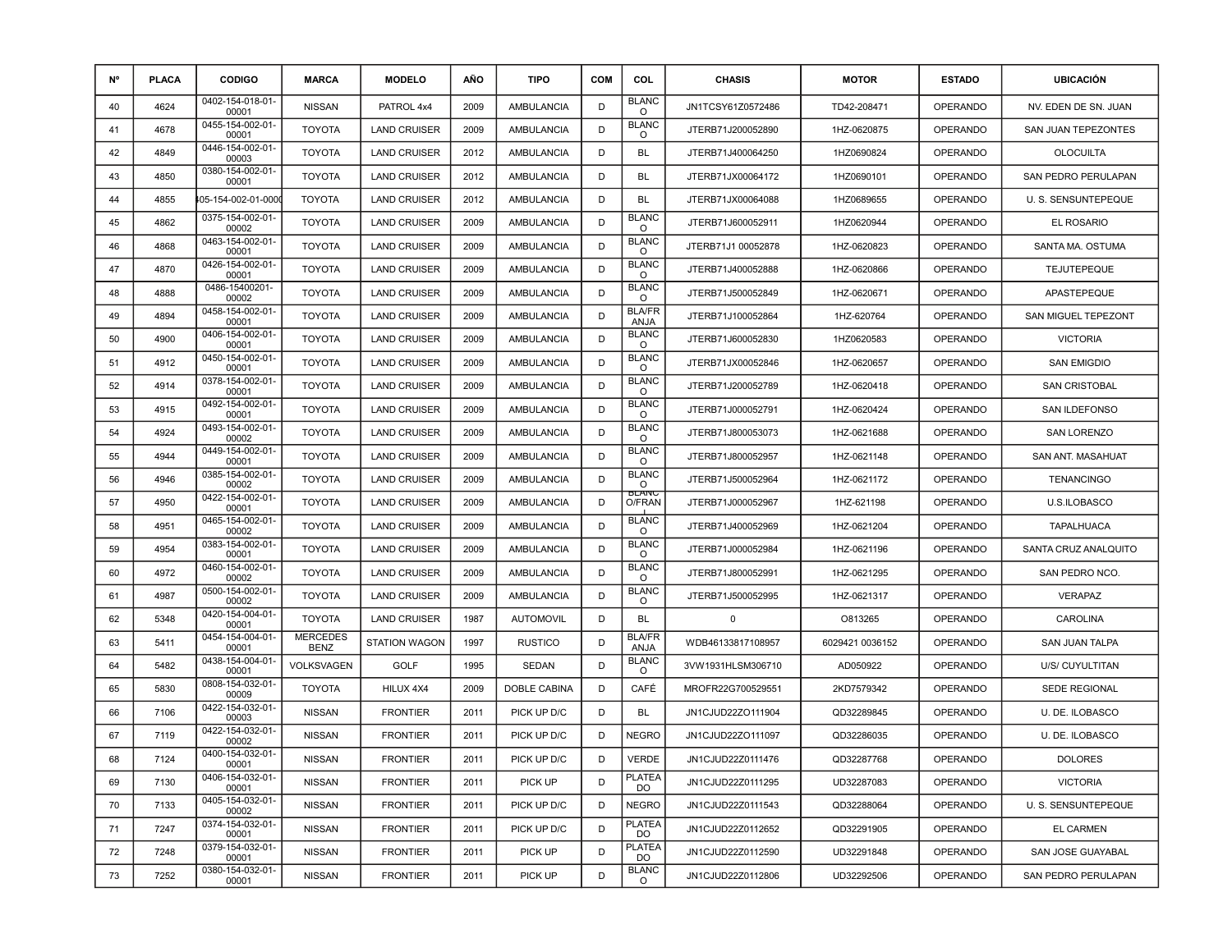| Nº | PLACA | CODIGO | MARCA | MODELO | AÑO | TIPO | COM | COL | CHASIS | MOTOR | ESTADO | UBICACIÓN |
|---|---|---|---|---|---|---|---|---|---|---|---|---|
| 40 | 4624 | 0402-154-018-01-00001 | NISSAN | PATROL 4x4 | 2009 | AMBULANCIA | D | BLANCO | JN1TCSY61Z0572486 | TD42-208471 | OPERANDO | NV. EDEN DE SN. JUAN |
| 41 | 4678 | 0455-154-002-01-00001 | TOYOTA | LAND CRUISER | 2009 | AMBULANCIA | D | BLANCO | JTERB71J200052890 | 1HZ-0620875 | OPERANDO | SAN JUAN TEPEZONTES |
| 42 | 4849 | 0446-154-002-01-00003 | TOYOTA | LAND CRUISER | 2012 | AMBULANCIA | D | BL | JTERB71J400064250 | 1HZ0690824 | OPERANDO | OLOCUILTA |
| 43 | 4850 | 0380-154-002-01-00001 | TOYOTA | LAND CRUISER | 2012 | AMBULANCIA | D | BL | JTERB71JX00064172 | 1HZ0690101 | OPERANDO | SAN PEDRO PERULAPAN |
| 44 | 4855 | 405-154-002-01-0000 | TOYOTA | LAND CRUISER | 2012 | AMBULANCIA | D | BL | JTERB71JX00064088 | 1HZ0689655 | OPERANDO | U. S. SENSUNTEPEQUE |
| 45 | 4862 | 0375-154-002-01-00002 | TOYOTA | LAND CRUISER | 2009 | AMBULANCIA | D | BLANCO | JTERB71J600052911 | 1HZ0620944 | OPERANDO | EL ROSARIO |
| 46 | 4868 | 0463-154-002-01-00001 | TOYOTA | LAND CRUISER | 2009 | AMBULANCIA | D | BLANCO | JTERB71J1 00052878 | 1HZ-0620823 | OPERANDO | SANTA MA. OSTUMA |
| 47 | 4870 | 0426-154-002-01-00001 | TOYOTA | LAND CRUISER | 2009 | AMBULANCIA | D | BLANCO | JTERB71J400052888 | 1HZ-0620866 | OPERANDO | TEJUTEPEQUE |
| 48 | 4888 | 0486-15400201-00002 | TOYOTA | LAND CRUISER | 2009 | AMBULANCIA | D | BLANCO | JTERB71J500052849 | 1HZ-0620671 | OPERANDO | APASTEPEQUE |
| 49 | 4894 | 0458-154-002-01-00001 | TOYOTA | LAND CRUISER | 2009 | AMBULANCIA | D | BLA/FRANJA | JTERB71J100052864 | 1HZ-620764 | OPERANDO | SAN MIGUEL TEPEZONT |
| 50 | 4900 | 0406-154-002-01-00001 | TOYOTA | LAND CRUISER | 2009 | AMBULANCIA | D | BLANCO | JTERB71J600052830 | 1HZ0620583 | OPERANDO | VICTORIA |
| 51 | 4912 | 0450-154-002-01-00001 | TOYOTA | LAND CRUISER | 2009 | AMBULANCIA | D | BLANCO | JTERB71JX00052846 | 1HZ-0620657 | OPERANDO | SAN EMIGDIO |
| 52 | 4914 | 0378-154-002-01-00001 | TOYOTA | LAND CRUISER | 2009 | AMBULANCIA | D | BLANCO | JTERB71J200052789 | 1HZ-0620418 | OPERANDO | SAN CRISTOBAL |
| 53 | 4915 | 0492-154-002-01-00001 | TOYOTA | LAND CRUISER | 2009 | AMBULANCIA | D | BLANCO | JTERB71J000052791 | 1HZ-0620424 | OPERANDO | SAN ILDEFONSO |
| 54 | 4924 | 0493-154-002-01-00002 | TOYOTA | LAND CRUISER | 2009 | AMBULANCIA | D | BLANCO | JTERB71J800053073 | 1HZ-0621688 | OPERANDO | SAN LORENZO |
| 55 | 4944 | 0449-154-002-01-00001 | TOYOTA | LAND CRUISER | 2009 | AMBULANCIA | D | BLANCO | JTERB71J800052957 | 1HZ-0621148 | OPERANDO | SAN ANT. MASAHUAT |
| 56 | 4946 | 0385-154-002-01-00002 | TOYOTA | LAND CRUISER | 2009 | AMBULANCIA | D | BLANCO | JTERB71J500052964 | 1HZ-0621172 | OPERANDO | TENANCINGO |
| 57 | 4950 | 0422-154-002-01-00001 | TOYOTA | LAND CRUISER | 2009 | AMBULANCIA | D | BLANCO/FRANJ | JTERB71J000052967 | 1HZ-621198 | OPERANDO | U.S.ILOBASCO |
| 58 | 4951 | 0465-154-002-01-00002 | TOYOTA | LAND CRUISER | 2009 | AMBULANCIA | D | BLANCO | JTERB71J400052969 | 1HZ-0621204 | OPERANDO | TAPALHUACA |
| 59 | 4954 | 0383-154-002-01-00001 | TOYOTA | LAND CRUISER | 2009 | AMBULANCIA | D | BLANCO | JTERB71J000052984 | 1HZ-0621196 | OPERANDO | SANTA CRUZ ANALQUITO |
| 60 | 4972 | 0460-154-002-01-00002 | TOYOTA | LAND CRUISER | 2009 | AMBULANCIA | D | BLANCO | JTERB71J800052991 | 1HZ-0621295 | OPERANDO | SAN PEDRO NCO. |
| 61 | 4987 | 0500-154-002-01-00002 | TOYOTA | LAND CRUISER | 2009 | AMBULANCIA | D | BLANCO | JTERB71J500052995 | 1HZ-0621317 | OPERANDO | VERAPAZ |
| 62 | 5348 | 0420-154-004-01-00001 | TOYOTA | LAND CRUISER | 1987 | AUTOMOVIL | D | BL | 0 | O813265 | OPERANDO | CAROLINA |
| 63 | 5411 | 0454-154-004-01-00001 | MERCEDES BENZ | STATION WAGON | 1997 | RUSTICO | D | BLA/FRANJA | WDB46133817108957 | 6029421 0036152 | OPERANDO | SAN JUAN TALPA |
| 64 | 5482 | 0438-154-004-01-00001 | VOLKSVAGEN | GOLF | 1995 | SEDAN | D | BLANCO | 3VW1931HLSM306710 | AD050922 | OPERANDO | U/S/ CUYULTITAN |
| 65 | 5830 | 0808-154-032-01-00009 | TOYOTA | HILUX 4X4 | 2009 | DOBLE CABINA | D | CAFÉ | MROFR22G700529551 | 2KD7579342 | OPERANDO | SEDE REGIONAL |
| 66 | 7106 | 0422-154-032-01-00003 | NISSAN | FRONTIER | 2011 | PICK UP D/C | D | BL | JN1CJUD22ZO111904 | QD32289845 | OPERANDO | U. DE. ILOBASCO |
| 67 | 7119 | 0422-154-032-01-00002 | NISSAN | FRONTIER | 2011 | PICK UP D/C | D | NEGRO | JN1CJUD22ZO111097 | QD32286035 | OPERANDO | U. DE. ILOBASCO |
| 68 | 7124 | 0400-154-032-01-00001 | NISSAN | FRONTIER | 2011 | PICK UP D/C | D | VERDE | JN1CJUD22Z0111476 | QD32287768 | OPERANDO | DOLORES |
| 69 | 7130 | 0406-154-032-01-00001 | NISSAN | FRONTIER | 2011 | PICK UP | D | PLATEADO | JN1CJUD22Z0111295 | UD32287083 | OPERANDO | VICTORIA |
| 70 | 7133 | 0405-154-032-01-00002 | NISSAN | FRONTIER | 2011 | PICK UP D/C | D | NEGRO | JN1CJUD22Z0111543 | QD32288064 | OPERANDO | U. S. SENSUNTEPEQUE |
| 71 | 7247 | 0374-154-032-01-00001 | NISSAN | FRONTIER | 2011 | PICK UP D/C | D | PLATEADO | JN1CJUD22Z0112652 | QD32291905 | OPERANDO | EL CARMEN |
| 72 | 7248 | 0379-154-032-01-00001 | NISSAN | FRONTIER | 2011 | PICK UP | D | PLATEADO | JN1CJUD22Z0112590 | UD32291848 | OPERANDO | SAN JOSE GUAYABAL |
| 73 | 7252 | 0380-154-032-01-00001 | NISSAN | FRONTIER | 2011 | PICK UP | D | BLANCO | JN1CJUD22Z0112806 | UD32292506 | OPERANDO | SAN PEDRO PERULAPAN |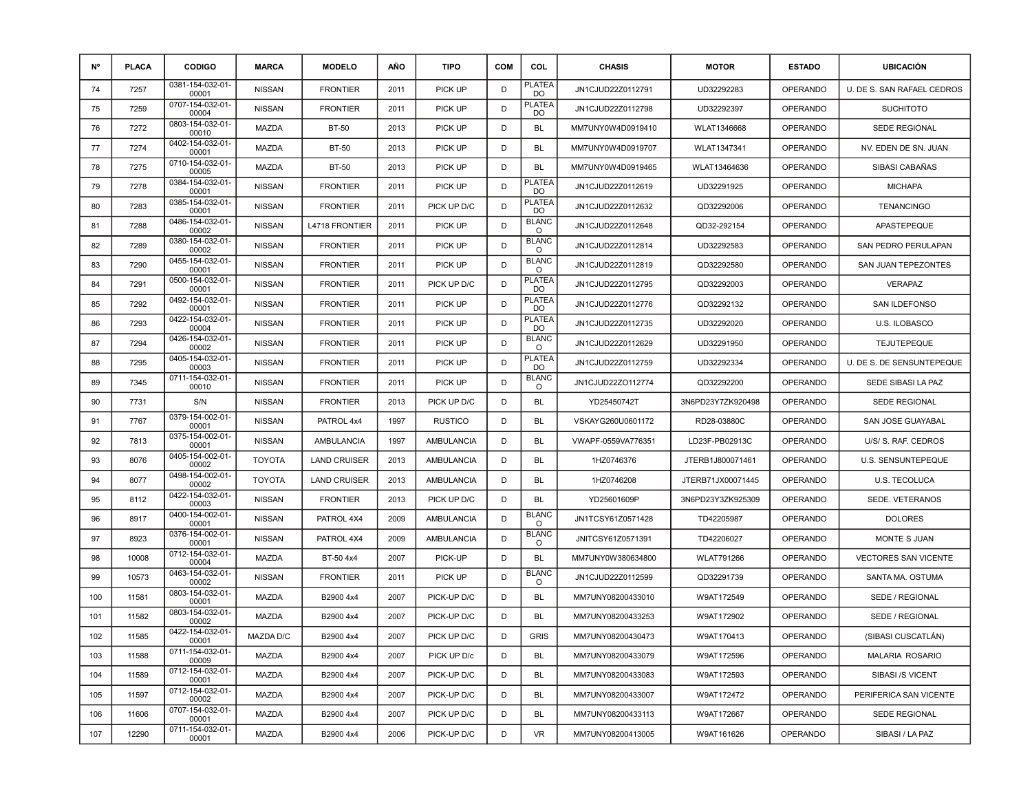| Nº | PLACA | CODIGO | MARCA | MODELO | AÑO | TIPO | COM | COL | CHASIS | MOTOR | ESTADO | UBICACIÓN |
|---|---|---|---|---|---|---|---|---|---|---|---|---|
| 74 | 7257 | 0381-154-032-01-00001 | NISSAN | FRONTIER | 2011 | PICK UP | D | PLATEADO | JN1CJUD22Z0112791 | UD32292283 | OPERANDO | U. DE S. SAN RAFAEL CEDROS |
| 75 | 7259 | 0707-154-032-01-00004 | NISSAN | FRONTIER | 2011 | PICK UP | D | PLATEADO | JN1CJUD22Z0112798 | UD32292397 | OPERANDO | SUCHITOTO |
| 76 | 7272 | 0803-154-032-01-00010 | MAZDA | BT-50 | 2013 | PICK UP | D | BL | MM7UNY0W4D0919410 | WLAT1346668 | OPERANDO | SEDE REGIONAL |
| 77 | 7274 | 0402-154-032-01-00001 | MAZDA | BT-50 | 2013 | PICK UP | D | BL | MM7UNY0W4D0919707 | WLAT1347341 | OPERANDO | NV. EDEN DE SN. JUAN |
| 78 | 7275 | 0710-154-032-01-00005 | MAZDA | BT-50 | 2013 | PICK UP | D | BL | MM7UNY0W4D0919465 | WLAT13464636 | OPERANDO | SIBASI CABAÑAS |
| 79 | 7278 | 0384-154-032-01-00001 | NISSAN | FRONTIER | 2011 | PICK UP | D | PLATEADO | JN1CJUD22Z0112619 | UD32291925 | OPERANDO | MICHAPA |
| 80 | 7283 | 0385-154-032-01-00001 | NISSAN | FRONTIER | 2011 | PICK UP D/C | D | PLATEADO | JN1CJUD22Z0112632 | QD32292006 | OPERANDO | TENANCINGO |
| 81 | 7288 | 0486-154-032-01-00002 | NISSAN | L4718 FRONTIER | 2011 | PICK UP | D | BLANCO | JN1CJUD22Z0112648 | QD32-292154 | OPERANDO | APASTEPEQUE |
| 82 | 7289 | 0380-154-032-01-00002 | NISSAN | FRONTIER | 2011 | PICK UP | D | BLANCO | JN1CJUD22Z0112814 | UD32292583 | OPERANDO | SAN PEDRO PERULAPAN |
| 83 | 7290 | 0455-154-032-01-00001 | NISSAN | FRONTIER | 2011 | PICK UP | D | BLANCO | JN1CJUD22Z0112819 | QD32292580 | OPERANDO | SAN JUAN TEPEZONTES |
| 84 | 7291 | 0500-154-032-01-00001 | NISSAN | FRONTIER | 2011 | PICK UP D/C | D | PLATEADO | JN1CJUD22Z0112795 | QD32292003 | OPERANDO | VERAPAZ |
| 85 | 7292 | 0492-154-032-01-00001 | NISSAN | FRONTIER | 2011 | PICK UP | D | PLATEADO | JN1CJUD22Z0112776 | QD32292132 | OPERANDO | SAN ILDEFONSO |
| 86 | 7293 | 0422-154-032-01-00004 | NISSAN | FRONTIER | 2011 | PICK UP | D | PLATEADO | JN1CJUD22Z0112735 | UD32292020 | OPERANDO | U.S. ILOBASCO |
| 87 | 7294 | 0426-154-032-01-00002 | NISSAN | FRONTIER | 2011 | PICK UP | D | BLANCO | JN1CJUD22Z0112629 | UD32291950 | OPERANDO | TEJUTEPEQUE |
| 88 | 7295 | 0405-154-032-01-00003 | NISSAN | FRONTIER | 2011 | PICK UP | D | PLATEADO | JN1CJUD22Z0112759 | UD32292334 | OPERANDO | U. DE S. DE SENSUNTEPEQUE |
| 89 | 7345 | 0711-154-032-01-00010 | NISSAN | FRONTIER | 2011 | PICK UP | D | BLANCO | JN1CJUD22ZO112774 | QD32292200 | OPERANDO | SEDE SIBASI LA PAZ |
| 90 | 7731 | S/N | NISSAN | FRONTIER | 2013 | PICK UP D/C | D | BL | YD25450742T | 3N6PD23Y7ZK920498 | OPERANDO | SEDE REGIONAL |
| 91 | 7767 | 0379-154-002-01-00001 | NISSAN | PATROL 4x4 | 1997 | RUSTICO | D | BL | VSKAYG260U0601172 | RD28-03880C | OPERANDO | SAN JOSE GUAYABAL |
| 92 | 7813 | 0375-154-002-01-00001 | NISSAN | AMBULANCIA | 1997 | AMBULANCIA | D | BL | VWAPF-0559VA776351 | LD23F-PB02913C | OPERANDO | U/S/ S. RAF. CEDROS |
| 93 | 8076 | 0405-154-002-01-00002 | TOYOTA | LAND CRUISER | 2013 | AMBULANCIA | D | BL | 1HZ0746376 | JTERB1J800071461 | OPERANDO | U.S. SENSUNTEPEQUE |
| 94 | 8077 | 0498-154-002-01-00002 | TOYOTA | LAND CRUISER | 2013 | AMBULANCIA | D | BL | 1HZ0746208 | JTERB71JX00071445 | OPERANDO | U.S. TECOLUCA |
| 95 | 8112 | 0422-154-032-01-00003 | NISSAN | FRONTIER | 2013 | PICK UP D/C | D | BL | YD25601609P | 3N6PD23Y3ZK925309 | OPERANDO | SEDE. VETERANOS |
| 96 | 8917 | 0400-154-002-01-00001 | NISSAN | PATROL 4X4 | 2009 | AMBULANCIA | D | BLANCO | JN1TCSY61Z0571428 | TD42205987 | OPERANDO | DOLORES |
| 97 | 8923 | 0376-154-002-01-00001 | NISSAN | PATROL 4X4 | 2009 | AMBULANCIA | D | BLANCO | JNITCSY61Z0571391 | TD42206027 | OPERANDO | MONTE S JUAN |
| 98 | 10008 | 0712-154-032-01-00004 | MAZDA | BT-50 4x4 | 2007 | PICK-UP | D | BL | MM7UNY0W380634800 | WLAT791266 | OPERANDO | VECTORES SAN VICENTE |
| 99 | 10573 | 0463-154-032-01-00002 | NISSAN | FRONTIER | 2011 | PICK UP | D | BLANCO | JN1CJUD22Z0112599 | QD32291739 | OPERANDO | SANTA MA. OSTUMA |
| 100 | 11581 | 0803-154-032-01-00001 | MAZDA | B2900 4x4 | 2007 | PICK-UP D/C | D | BL | MM7UNY08200433010 | W9AT172549 | OPERANDO | SEDE / REGIONAL |
| 101 | 11582 | 0803-154-032-01-00002 | MAZDA | B2900 4x4 | 2007 | PICK-UP D/C | D | BL | MM7UNY08200433253 | W9AT172902 | OPERANDO | SEDE / REGIONAL |
| 102 | 11585 | 0422-154-032-01-00001 | MAZDA D/C | B2900 4x4 | 2007 | PICK UP D/C | D | GRIS | MM7UNY08200430473 | W9AT170413 | OPERANDO | (SIBASI CUSCATLÁN) |
| 103 | 11588 | 0711-154-032-01-00009 | MAZDA | B2900 4x4 | 2007 | PICK UP D/c | D | BL | MM7UNY08200433079 | W9AT172596 | OPERANDO | MALARIA ROSARIO |
| 104 | 11589 | 0712-154-032-01-00001 | MAZDA | B2900 4x4 | 2007 | PICK-UP D/C | D | BL | MM7UNY08200433083 | W9AT172593 | OPERANDO | SIBASI /S VICENT |
| 105 | 11597 | 0712-154-032-01-00002 | MAZDA | B2900 4x4 | 2007 | PICK-UP D/C | D | BL | MM7UNY08200433007 | W9AT172472 | OPERANDO | PERIFERICA SAN VICENTE |
| 106 | 11606 | 0707-154-032-01-00001 | MAZDA | B2900 4x4 | 2007 | PICK UP D/C | D | BL | MM7UNY08200433113 | W9AT172667 | OPERANDO | SEDE REGIONAL |
| 107 | 12290 | 0711-154-032-01-00001 | MAZDA | B2900 4x4 | 2006 | PICK-UP D/C | D | VR | MM7UNY08200413005 | W9AT161626 | OPERANDO | SIBASI / LA PAZ |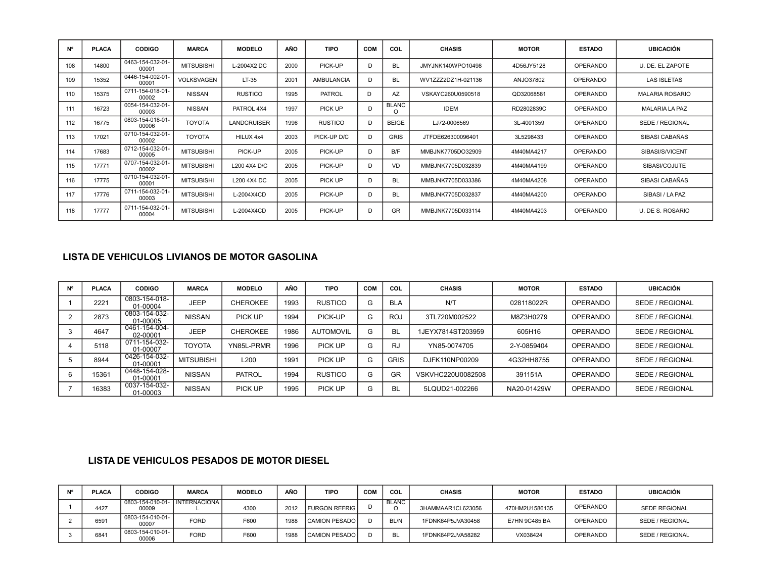| Nº | PLACA | CODIGO | MARCA | MODELO | AÑO | TIPO | COM | COL | CHASIS | MOTOR | ESTADO | UBICACIÓN |
|---|---|---|---|---|---|---|---|---|---|---|---|---|
| 108 | 14800 | 0463-154-032-01-00001 | MITSUBISHI | L-2004X2 DC | 2000 | PICK-UP | D | BL | JMYJNK140WPO10498 | 4D56JY5128 | OPERANDO | U. DE. EL ZAPOTE |
| 109 | 15352 | 0446-154-002-01-00001 | VOLKSVAGEN | LT-35 | 2001 | AMBULANCIA | D | BL | WV1ZZZ2DZ1H-021136 | ANJO37802 | OPERANDO | LAS ISLETAS |
| 110 | 15375 | 0711-154-018-01-00002 | NISSAN | RUSTICO | 1995 | PATROL | D | AZ | VSKAYC260U0590518 | QD32068581 | OPERANDO | MALARIA ROSARIO |
| 111 | 16723 | 0054-154-032-01-00003 | NISSAN | PATROL 4X4 | 1997 | PICK UP | D | BLANCO | IDEM | RD2802839C | OPERANDO | MALARIA LA PAZ |
| 112 | 16775 | 0803-154-018-01-00006 | TOYOTA | LANDCRUISER | 1996 | RUSTICO | D | BEIGE | LJ72-0006569 | 3L-4001359 | OPERANDO | SEDE / REGIONAL |
| 113 | 17021 | 0710-154-032-01-00002 | TOYOTA | HILUX 4x4 | 2003 | PICK-UP D/C | D | GRIS | JTFDE626300096401 | 3L5298433 | OPERANDO | SIBASI CABAÑAS |
| 114 | 17683 | 0712-154-032-01-00005 | MITSUBISHI | PICK-UP | 2005 | PICK-UP | D | B/F | MMBJNK7705DO32909 | 4M40MA4217 | OPERANDO | SIBASI/S/VICENT |
| 115 | 17771 | 0707-154-032-01-00002 | MITSUBISHI | L200 4X4 D/C | 2005 | PICK-UP | D | VD | MMBJNK7705D032839 | 4M40MA4199 | OPERANDO | SIBASI/COJUTE |
| 116 | 17775 | 0710-154-032-01-00001 | MITSUBISHI | L200 4X4 DC | 2005 | PICK UP | D | BL | MMBJNK7705D033386 | 4M40MA4208 | OPERANDO | SIBASI CABAÑAS |
| 117 | 17776 | 0711-154-032-01-00003 | MITSUBISHI | L-2004X4CD | 2005 | PICK-UP | D | BL | MMBJNK7705D032837 | 4M40MA4200 | OPERANDO | SIBASI / LA PAZ |
| 118 | 17777 | 0711-154-032-01-00004 | MITSUBISHI | L-2004X4CD | 2005 | PICK-UP | D | GR | MMBJNK7705D033114 | 4M40MA4203 | OPERANDO | U. DE S. ROSARIO |

## LISTA DE VEHICULOS LIVIANOS DE MOTOR GASOLINA

| Nº | PLACA | CODIGO | MARCA | MODELO | AÑO | TIPO | COM | COL | CHASIS | MOTOR | ESTADO | UBICACIÓN |
|---|---|---|---|---|---|---|---|---|---|---|---|---|
| 1 | 2221 | 0803-154-018-01-00004 | JEEP | CHEROKEE | 1993 | RUSTICO | G | BLA | N/T | 028118022R | OPERANDO | SEDE / REGIONAL |
| 2 | 2873 | 0803-154-032-01-00005 | NISSAN | PICK UP | 1994 | PICK-UP | G | ROJ | 3TL720M002522 | M8Z3H0279 | OPERANDO | SEDE / REGIONAL |
| 3 | 4647 | 0461-154-004-02-00001 | JEEP | CHEROKEE | 1986 | AUTOMOVIL | G | BL | 1JEYX7814ST203959 | 605H16 | OPERANDO | SEDE / REGIONAL |
| 4 | 5118 | 0711-154-032-01-00007 | TOYOTA | YN85L-PRMR | 1996 | PICK UP | G | RJ | YN85-0074705 | 2-Y-0859404 | OPERANDO | SEDE / REGIONAL |
| 5 | 8944 | 0426-154-032-01-00001 | MITSUBISHI | L200 | 1991 | PICK UP | G | GRIS | DJFK110NP00209 | 4G32HH8755 | OPERANDO | SEDE / REGIONAL |
| 6 | 15361 | 0448-154-028-01-00001 | NISSAN | PATROL | 1994 | RUSTICO | G | GR | VSKVHC220U0082508 | 391151A | OPERANDO | SEDE / REGIONAL |
| 7 | 16383 | 0037-154-032-01-00003 | NISSAN | PICK UP | 1995 | PICK UP | G | BL | 5LQUD21-002266 | NA20-01429W | OPERANDO | SEDE / REGIONAL |

## LISTA DE VEHICULOS PESADOS DE MOTOR DIESEL

| Nº | PLACA | CODIGO | MARCA | MODELO | AÑO | TIPO | COM | COL | CHASIS | MOTOR | ESTADO | UBICACIÓN |
|---|---|---|---|---|---|---|---|---|---|---|---|---|
| 1 | 4427 | 0803-154-010-01-00009 | INTERNACIONAL | 4300 | 2012 | FURGON REFRIG | D | BLANCO | 3HAMMAAR1CL623056 | 470HM2U1586135 | OPERANDO | SEDE REGIONAL |
| 2 | 6591 | 0803-154-010-01-00007 | FORD | F600 | 1988 | CAMION PESADO | D | BL/N | 1FDNK64P5JVA30458 | E7HN 9C485 BA | OPERANDO | SEDE / REGIONAL |
| 3 | 6841 | 0803-154-010-01-00006 | FORD | F600 | 1988 | CAMION PESADO | D | BL | 1FDNK64P2JVA58282 | VX038424 | OPERANDO | SEDE / REGIONAL |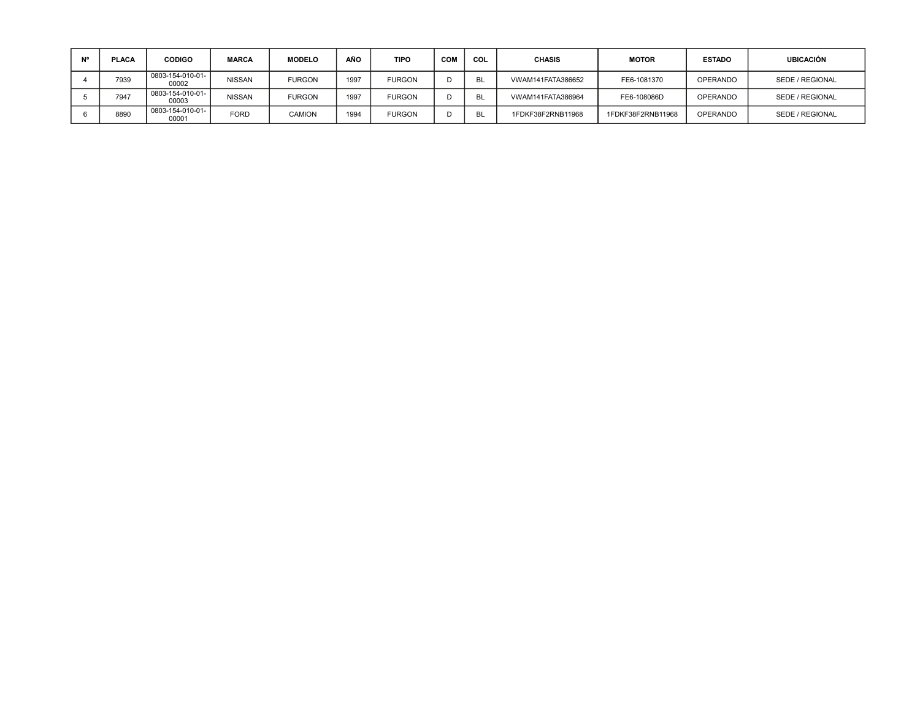| Nº | PLACA | CODIGO | MARCA | MODELO | AÑO | TIPO | COM | COL | CHASIS | MOTOR | ESTADO | UBICACIÓN |
|---|---|---|---|---|---|---|---|---|---|---|---|---|
| 4 | 7939 | 0803-154-010-01-00002 | NISSAN | FURGON | 1997 | FURGON | D | BL | VWAM141FATA386652 | FE6-1081370 | OPERANDO | SEDE / REGIONAL |
| 5 | 7947 | 0803-154-010-01-00003 | NISSAN | FURGON | 1997 | FURGON | D | BL | VWAM141FATA386964 | FE6-108086D | OPERANDO | SEDE / REGIONAL |
| 6 | 8890 | 0803-154-010-01-00001 | FORD | CAMION | 1994 | FURGON | D | BL | 1FDKF38F2RNB11968 | 1FDKF38F2RNB11968 | OPERANDO | SEDE / REGIONAL |